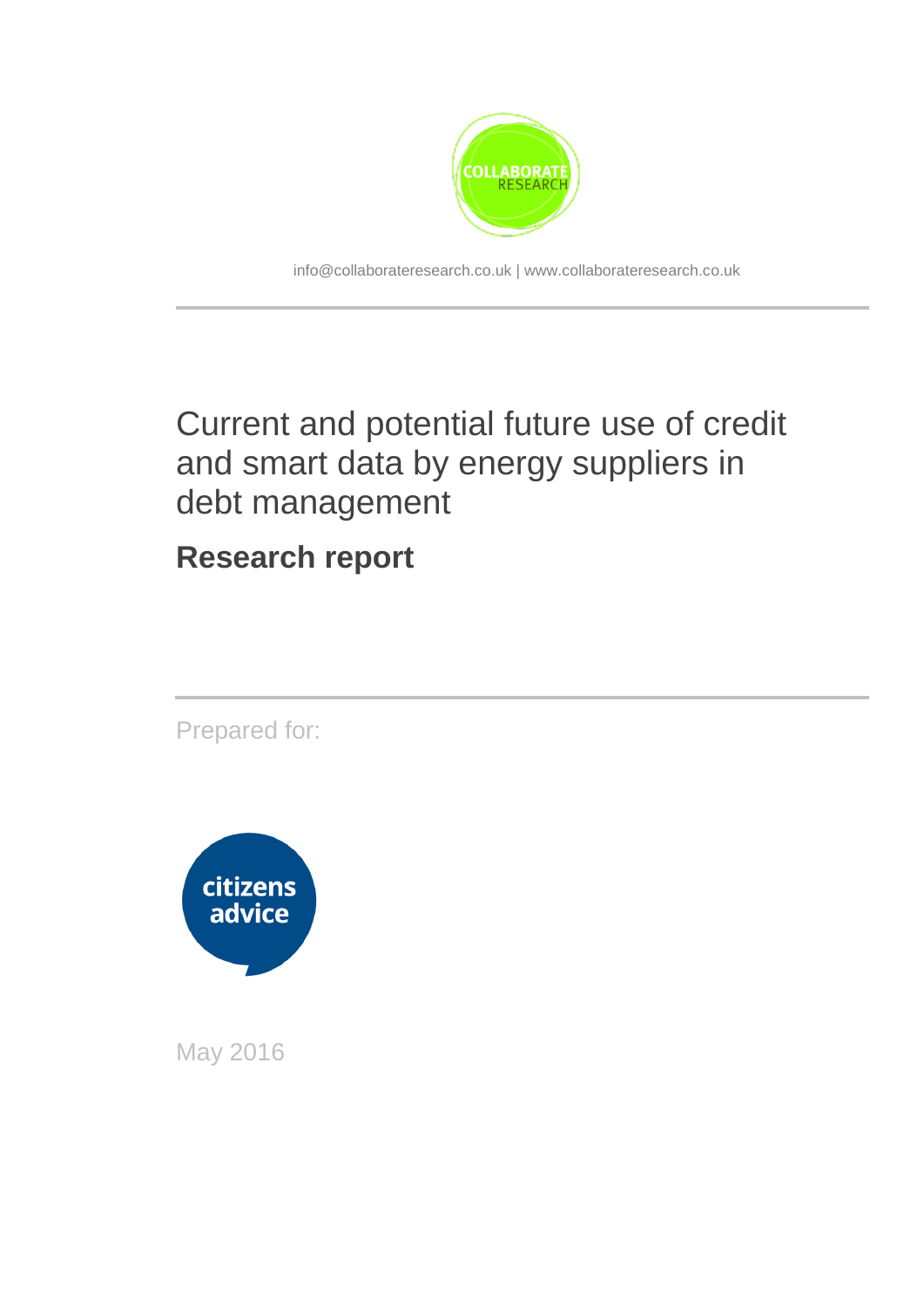COLLABORATE RESEARCH

info@collaborateresearch.co.uk | www.collaborateresearch.co.uk

# Current and potential future use of credit and smart data by energy suppliers in debt management

## Research report

Prepared for:

citizens advice

May 2016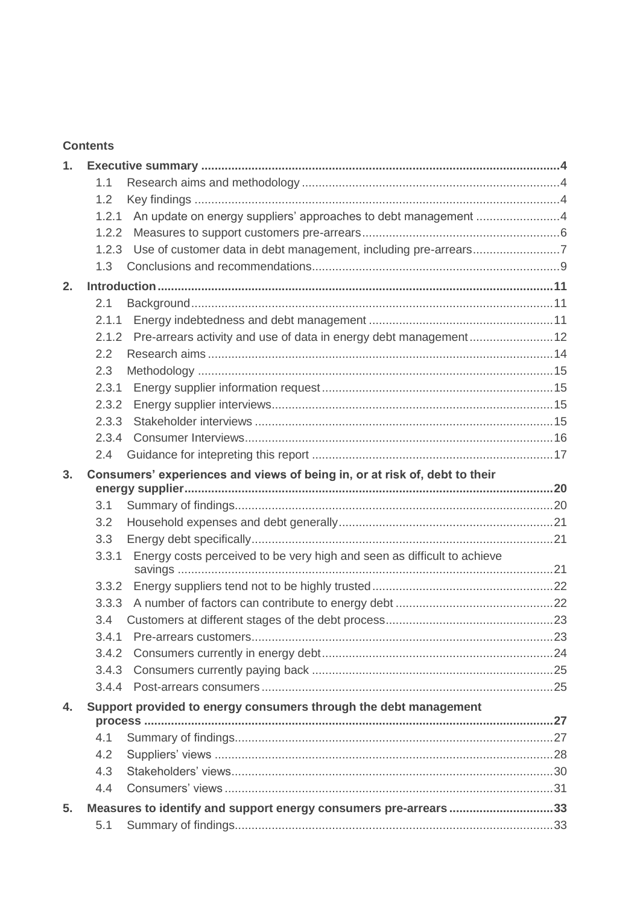**Contents**

1. **Executive summary** .......... 4
   - 1.1 Research aims and methodology .......... 4
   - 1.2 Key findings .......... 4
   - 1.2.1 An update on energy suppliers' approaches to debt management .......... 4
   - 1.2.2 Measures to support customers pre-arrears .......... 6
   - 1.2.3 Use of customer data in debt management, including pre-arrears .......... 7
   - 1.3 Conclusions and recommendations .......... 9
2. **Introduction** .......... 11
   - 2.1 Background .......... 11
   - 2.1.1 Energy indebtedness and debt management .......... 11
   - 2.1.2 Pre-arrears activity and use of data in energy debt management .......... 12
   - 2.2 Research aims .......... 14
   - 2.3 Methodology .......... 15
   - 2.3.1 Energy supplier information request .......... 15
   - 2.3.2 Energy supplier interviews .......... 15
   - 2.3.3 Stakeholder interviews .......... 15
   - 2.3.4 Consumer Interviews .......... 16
   - 2.4 Guidance for intepreting this report .......... 17
3. **Consumers' experiences and views of being in, or at risk of, debt to their energy supplier** .......... 20
   - 3.1 Summary of findings .......... 20
   - 3.2 Household expenses and debt generally .......... 21
   - 3.3 Energy debt specifically .......... 21
   - 3.3.1 Energy costs perceived to be very high and seen as difficult to achieve savings .......... 21
   - 3.3.2 Energy suppliers tend not to be highly trusted .......... 22
   - 3.3.3 A number of factors can contribute to energy debt .......... 22
   - 3.4 Customers at different stages of the debt process .......... 23
   - 3.4.1 Pre-arrears customers .......... 23
   - 3.4.2 Consumers currently in energy debt .......... 24
   - 3.4.3 Consumers currently paying back .......... 25
   - 3.4.4 Post-arrears consumers .......... 25
4. **Support provided to energy consumers through the debt management process** .......... 27
   - 4.1 Summary of findings .......... 27
   - 4.2 Suppliers' views .......... 28
   - 4.3 Stakeholders' views .......... 30
   - 4.4 Consumers' views .......... 31
5. **Measures to identify and support energy consumers pre-arrears** .......... 33
   - 5.1 Summary of findings .......... 33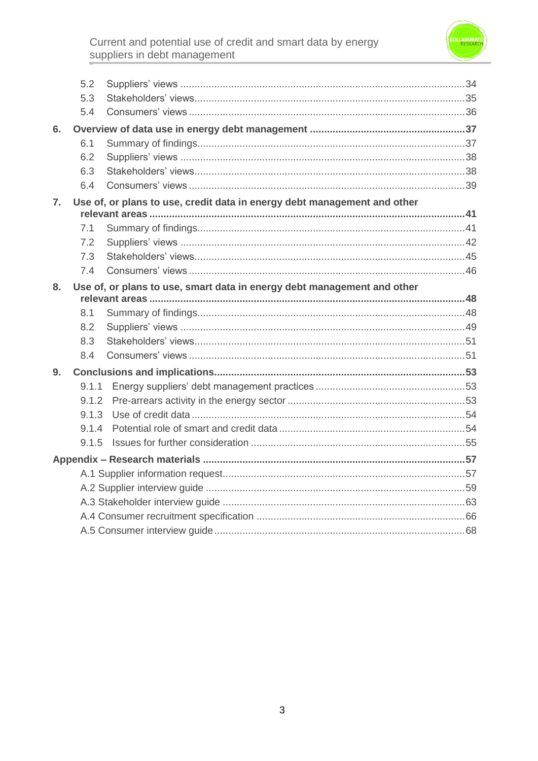5.2 Suppliers' views ....................................................................................................34
5.3 Stakeholders' views...............................................................................................35
5.4 Consumers' views .................................................................................................36

**6. Overview of data use in energy debt management .......................................................37**

6.1 Summary of findings..............................................................................................37
6.2 Suppliers' views ....................................................................................................38
6.3 Stakeholders' views...............................................................................................38
6.4 Consumers' views .................................................................................................39

**7. Use of, or plans to use, credit data in energy debt management and other relevant areas ...............................................................................................................................41**

7.1 Summary of findings..............................................................................................41
7.2 Suppliers' views ....................................................................................................42
7.3 Stakeholders' views...............................................................................................45
7.4 Consumers' views .................................................................................................46

**8. Use of, or plans to use, smart data in energy debt management and other relevant areas ...............................................................................................................................48**

8.1 Summary of findings..............................................................................................48
8.2 Suppliers' views ....................................................................................................49
8.3 Stakeholders' views...............................................................................................51
8.4 Consumers' views .................................................................................................51

**9. Conclusions and implications.........................................................................................53**

9.1.1 Energy suppliers' debt management practices .....................................................53
9.1.2 Pre-arrears activity in the energy sector ...............................................................53
9.1.3 Use of credit data .................................................................................................54
9.1.4 Potential role of smart and credit data ..................................................................54
9.1.5 Issues for further consideration ............................................................................55

**Appendix – Research materials ............................................................................................57**

A.1 Supplier information request.....................................................................................57
A.2 Supplier interview guide ...........................................................................................59
A.3 Stakeholder interview guide .....................................................................................63
A.4 Consumer recruitment specification .........................................................................66
A.5 Consumer interview guide........................................................................................68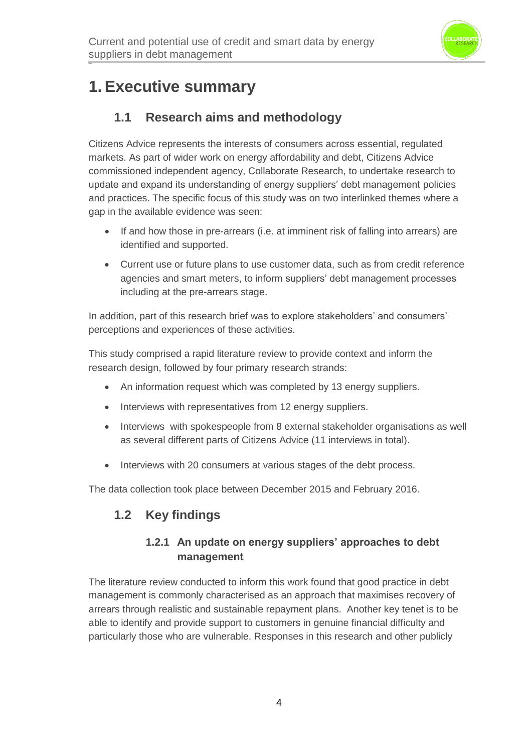# 1. Executive summary

## 1.1 Research aims and methodology

Citizens Advice represents the interests of consumers across essential, regulated markets. As part of wider work on energy affordability and debt, Citizens Advice commissioned independent agency, Collaborate Research, to undertake research to update and expand its understanding of energy suppliers' debt management policies and practices. The specific focus of this study was on two interlinked themes where a gap in the available evidence was seen:

- If and how those in pre-arrears (i.e. at imminent risk of falling into arrears) are identified and supported.
- Current use or future plans to use customer data, such as from credit reference agencies and smart meters, to inform suppliers' debt management processes including at the pre-arrears stage.

In addition, part of this research brief was to explore stakeholders' and consumers' perceptions and experiences of these activities.

This study comprised a rapid literature review to provide context and inform the research design, followed by four primary research strands:

- An information request which was completed by 13 energy suppliers.
- Interviews with representatives from 12 energy suppliers.
- Interviews with spokespeople from 8 external stakeholder organisations as well as several different parts of Citizens Advice (11 interviews in total).
- Interviews with 20 consumers at various stages of the debt process.

The data collection took place between December 2015 and February 2016.

## 1.2 Key findings

### 1.2.1 An update on energy suppliers' approaches to debt management

The literature review conducted to inform this work found that good practice in debt management is commonly characterised as an approach that maximises recovery of arrears through realistic and sustainable repayment plans. Another key tenet is to be able to identify and provide support to customers in genuine financial difficulty and particularly those who are vulnerable. Responses in this research and other publicly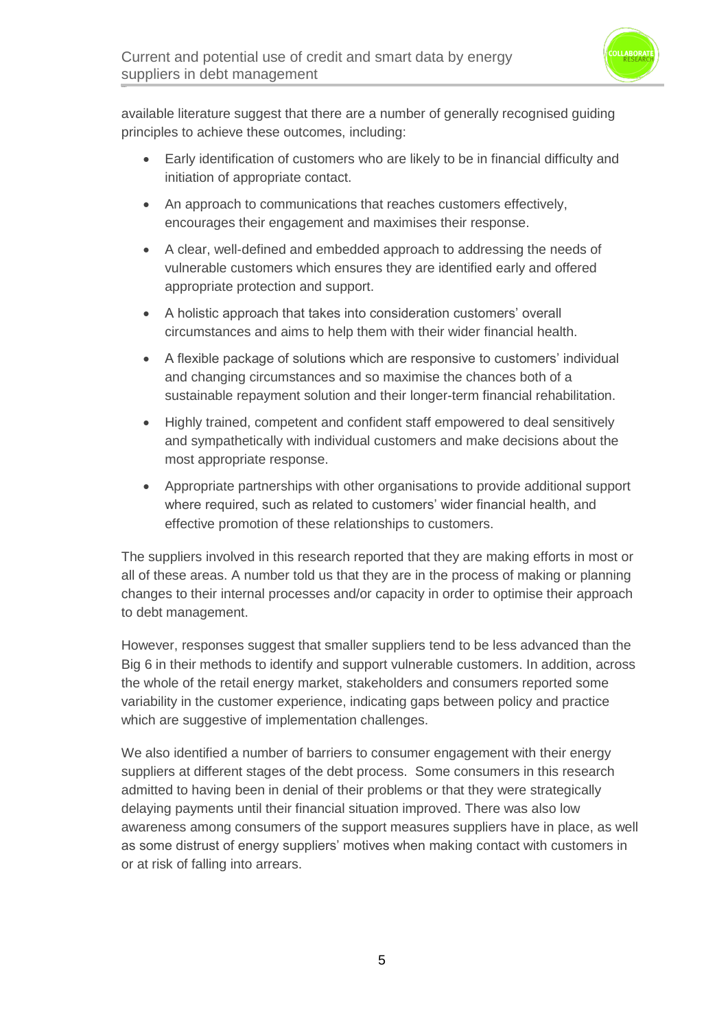available literature suggest that there are a number of generally recognised guiding principles to achieve these outcomes, including:

- Early identification of customers who are likely to be in financial difficulty and initiation of appropriate contact.
- An approach to communications that reaches customers effectively, encourages their engagement and maximises their response.
- A clear, well-defined and embedded approach to addressing the needs of vulnerable customers which ensures they are identified early and offered appropriate protection and support.
- A holistic approach that takes into consideration customers' overall circumstances and aims to help them with their wider financial health.
- A flexible package of solutions which are responsive to customers' individual and changing circumstances and so maximise the chances both of a sustainable repayment solution and their longer-term financial rehabilitation.
- Highly trained, competent and confident staff empowered to deal sensitively and sympathetically with individual customers and make decisions about the most appropriate response.
- Appropriate partnerships with other organisations to provide additional support where required, such as related to customers' wider financial health, and effective promotion of these relationships to customers.

The suppliers involved in this research reported that they are making efforts in most or all of these areas. A number told us that they are in the process of making or planning changes to their internal processes and/or capacity in order to optimise their approach to debt management.

However, responses suggest that smaller suppliers tend to be less advanced than the Big 6 in their methods to identify and support vulnerable customers. In addition, across the whole of the retail energy market, stakeholders and consumers reported some variability in the customer experience, indicating gaps between policy and practice which are suggestive of implementation challenges.

We also identified a number of barriers to consumer engagement with their energy suppliers at different stages of the debt process. Some consumers in this research admitted to having been in denial of their problems or that they were strategically delaying payments until their financial situation improved. There was also low awareness among consumers of the support measures suppliers have in place, as well as some distrust of energy suppliers' motives when making contact with customers in or at risk of falling into arrears.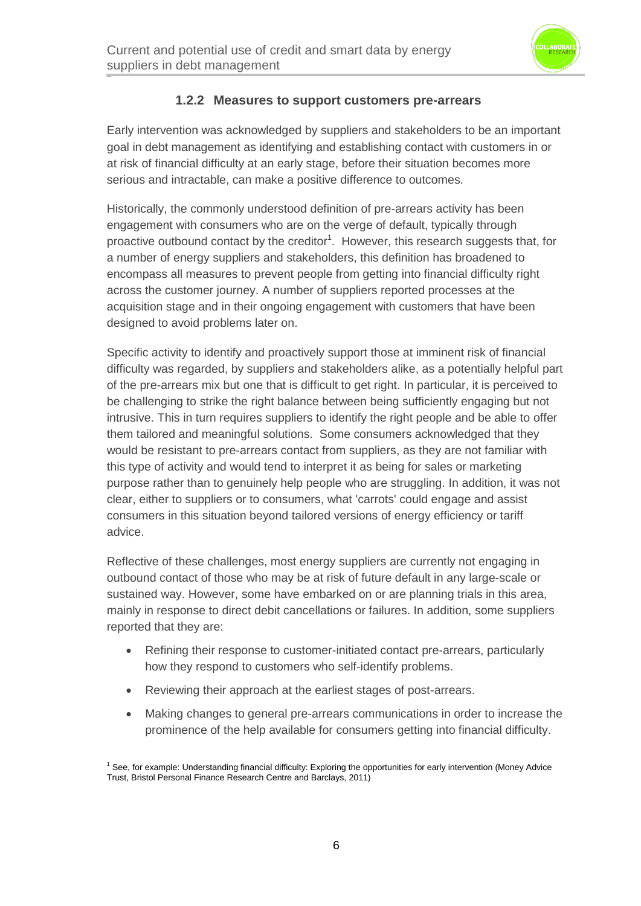### 1.2.2 Measures to support customers pre-arrears

Early intervention was acknowledged by suppliers and stakeholders to be an important goal in debt management as identifying and establishing contact with customers in or at risk of financial difficulty at an early stage, before their situation becomes more serious and intractable, can make a positive difference to outcomes.

Historically, the commonly understood definition of pre-arrears activity has been engagement with consumers who are on the verge of default, typically through proactive outbound contact by the creditor[1]. However, this research suggests that, for a number of energy suppliers and stakeholders, this definition has broadened to encompass all measures to prevent people from getting into financial difficulty right across the customer journey. A number of suppliers reported processes at the acquisition stage and in their ongoing engagement with customers that have been designed to avoid problems later on.

Specific activity to identify and proactively support those at imminent risk of financial difficulty was regarded, by suppliers and stakeholders alike, as a potentially helpful part of the pre-arrears mix but one that is difficult to get right. In particular, it is perceived to be challenging to strike the right balance between being sufficiently engaging but not intrusive. This in turn requires suppliers to identify the right people and be able to offer them tailored and meaningful solutions. Some consumers acknowledged that they would be resistant to pre-arrears contact from suppliers, as they are not familiar with this type of activity and would tend to interpret it as being for sales or marketing purpose rather than to genuinely help people who are struggling. In addition, it was not clear, either to suppliers or to consumers, what 'carrots' could engage and assist consumers in this situation beyond tailored versions of energy efficiency or tariff advice.

Reflective of these challenges, most energy suppliers are currently not engaging in outbound contact of those who may be at risk of future default in any large-scale or sustained way. However, some have embarked on or are planning trials in this area, mainly in response to direct debit cancellations or failures. In addition, some suppliers reported that they are:

- Refining their response to customer-initiated contact pre-arrears, particularly how they respond to customers who self-identify problems.
- Reviewing their approach at the earliest stages of post-arrears.
- Making changes to general pre-arrears communications in order to increase the prominence of the help available for consumers getting into financial difficulty.

[1] See, for example: Understanding financial difficulty: Exploring the opportunities for early intervention (Money Advice Trust, Bristol Personal Finance Research Centre and Barclays, 2011)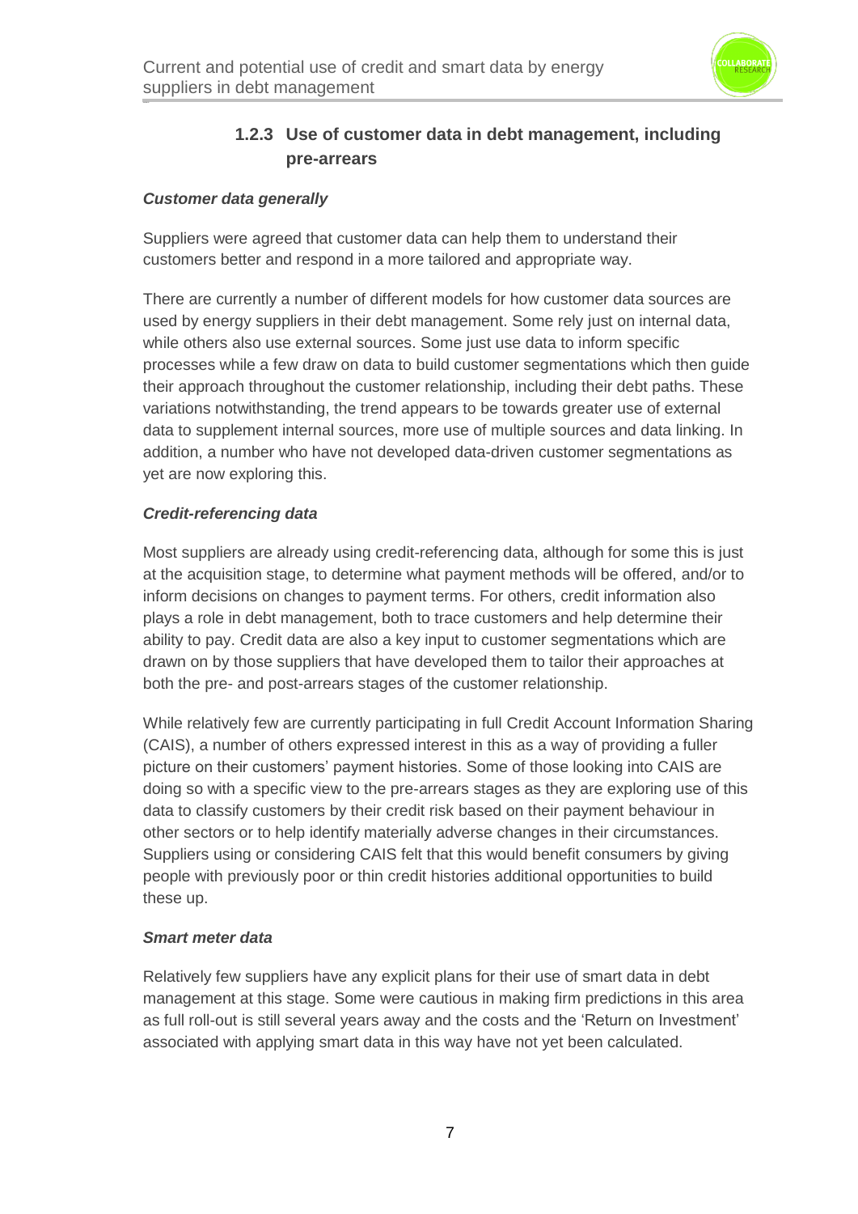### 1.2.3 Use of customer data in debt management, including pre-arrears

***Customer data generally***

Suppliers were agreed that customer data can help them to understand their customers better and respond in a more tailored and appropriate way.

There are currently a number of different models for how customer data sources are used by energy suppliers in their debt management. Some rely just on internal data, while others also use external sources. Some just use data to inform specific processes while a few draw on data to build customer segmentations which then guide their approach throughout the customer relationship, including their debt paths. These variations notwithstanding, the trend appears to be towards greater use of external data to supplement internal sources, more use of multiple sources and data linking. In addition, a number who have not developed data-driven customer segmentations as yet are now exploring this.

***Credit-referencing data***

Most suppliers are already using credit-referencing data, although for some this is just at the acquisition stage, to determine what payment methods will be offered, and/or to inform decisions on changes to payment terms. For others, credit information also plays a role in debt management, both to trace customers and help determine their ability to pay. Credit data are also a key input to customer segmentations which are drawn on by those suppliers that have developed them to tailor their approaches at both the pre- and post-arrears stages of the customer relationship.

While relatively few are currently participating in full Credit Account Information Sharing (CAIS), a number of others expressed interest in this as a way of providing a fuller picture on their customers' payment histories. Some of those looking into CAIS are doing so with a specific view to the pre-arrears stages as they are exploring use of this data to classify customers by their credit risk based on their payment behaviour in other sectors or to help identify materially adverse changes in their circumstances. Suppliers using or considering CAIS felt that this would benefit consumers by giving people with previously poor or thin credit histories additional opportunities to build these up.

***Smart meter data***

Relatively few suppliers have any explicit plans for their use of smart data in debt management at this stage. Some were cautious in making firm predictions in this area as full roll-out is still several years away and the costs and the 'Return on Investment' associated with applying smart data in this way have not yet been calculated.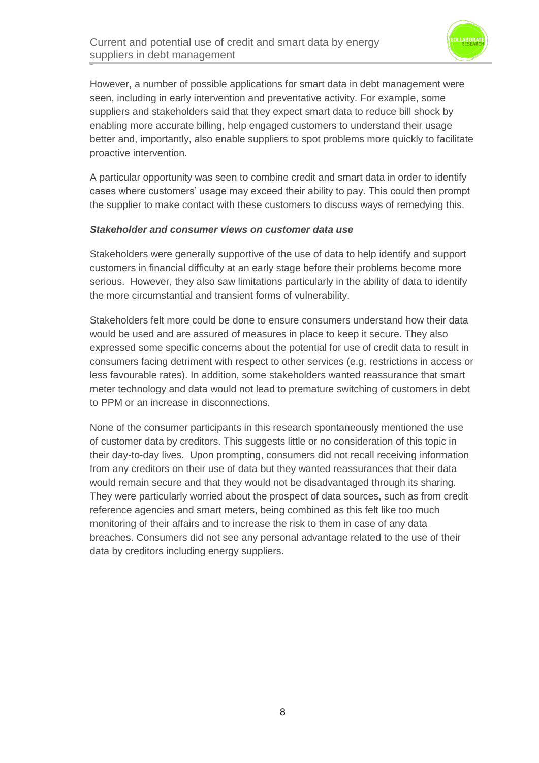However, a number of possible applications for smart data in debt management were seen, including in early intervention and preventative activity. For example, some suppliers and stakeholders said that they expect smart data to reduce bill shock by enabling more accurate billing, help engaged customers to understand their usage better and, importantly, also enable suppliers to spot problems more quickly to facilitate proactive intervention.

A particular opportunity was seen to combine credit and smart data in order to identify cases where customers' usage may exceed their ability to pay. This could then prompt the supplier to make contact with these customers to discuss ways of remedying this.

***Stakeholder and consumer views on customer data use***

Stakeholders were generally supportive of the use of data to help identify and support customers in financial difficulty at an early stage before their problems become more serious. However, they also saw limitations particularly in the ability of data to identify the more circumstantial and transient forms of vulnerability.

Stakeholders felt more could be done to ensure consumers understand how their data would be used and are assured of measures in place to keep it secure. They also expressed some specific concerns about the potential for use of credit data to result in consumers facing detriment with respect to other services (e.g. restrictions in access or less favourable rates). In addition, some stakeholders wanted reassurance that smart meter technology and data would not lead to premature switching of customers in debt to PPM or an increase in disconnections.

None of the consumer participants in this research spontaneously mentioned the use of customer data by creditors. This suggests little or no consideration of this topic in their day-to-day lives. Upon prompting, consumers did not recall receiving information from any creditors on their use of data but they wanted reassurances that their data would remain secure and that they would not be disadvantaged through its sharing. They were particularly worried about the prospect of data sources, such as from credit reference agencies and smart meters, being combined as this felt like too much monitoring of their affairs and to increase the risk to them in case of any data breaches. Consumers did not see any personal advantage related to the use of their data by creditors including energy suppliers.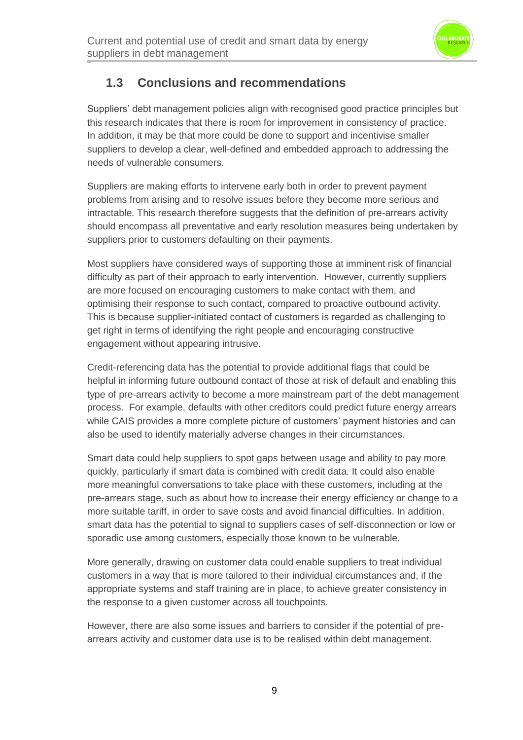## 1.3 Conclusions and recommendations

Suppliers' debt management policies align with recognised good practice principles but this research indicates that there is room for improvement in consistency of practice. In addition, it may be that more could be done to support and incentivise smaller suppliers to develop a clear, well-defined and embedded approach to addressing the needs of vulnerable consumers.

Suppliers are making efforts to intervene early both in order to prevent payment problems from arising and to resolve issues before they become more serious and intractable. This research therefore suggests that the definition of pre-arrears activity should encompass all preventative and early resolution measures being undertaken by suppliers prior to customers defaulting on their payments.

Most suppliers have considered ways of supporting those at imminent risk of financial difficulty as part of their approach to early intervention. However, currently suppliers are more focused on encouraging customers to make contact with them, and optimising their response to such contact, compared to proactive outbound activity. This is because supplier-initiated contact of customers is regarded as challenging to get right in terms of identifying the right people and encouraging constructive engagement without appearing intrusive.

Credit-referencing data has the potential to provide additional flags that could be helpful in informing future outbound contact of those at risk of default and enabling this type of pre-arrears activity to become a more mainstream part of the debt management process. For example, defaults with other creditors could predict future energy arrears while CAIS provides a more complete picture of customers' payment histories and can also be used to identify materially adverse changes in their circumstances.

Smart data could help suppliers to spot gaps between usage and ability to pay more quickly, particularly if smart data is combined with credit data. It could also enable more meaningful conversations to take place with these customers, including at the pre-arrears stage, such as about how to increase their energy efficiency or change to a more suitable tariff, in order to save costs and avoid financial difficulties. In addition, smart data has the potential to signal to suppliers cases of self-disconnection or low or sporadic use among customers, especially those known to be vulnerable.

More generally, drawing on customer data could enable suppliers to treat individual customers in a way that is more tailored to their individual circumstances and, if the appropriate systems and staff training are in place, to achieve greater consistency in the response to a given customer across all touchpoints.

However, there are also some issues and barriers to consider if the potential of pre-arrears activity and customer data use is to be realised within debt management.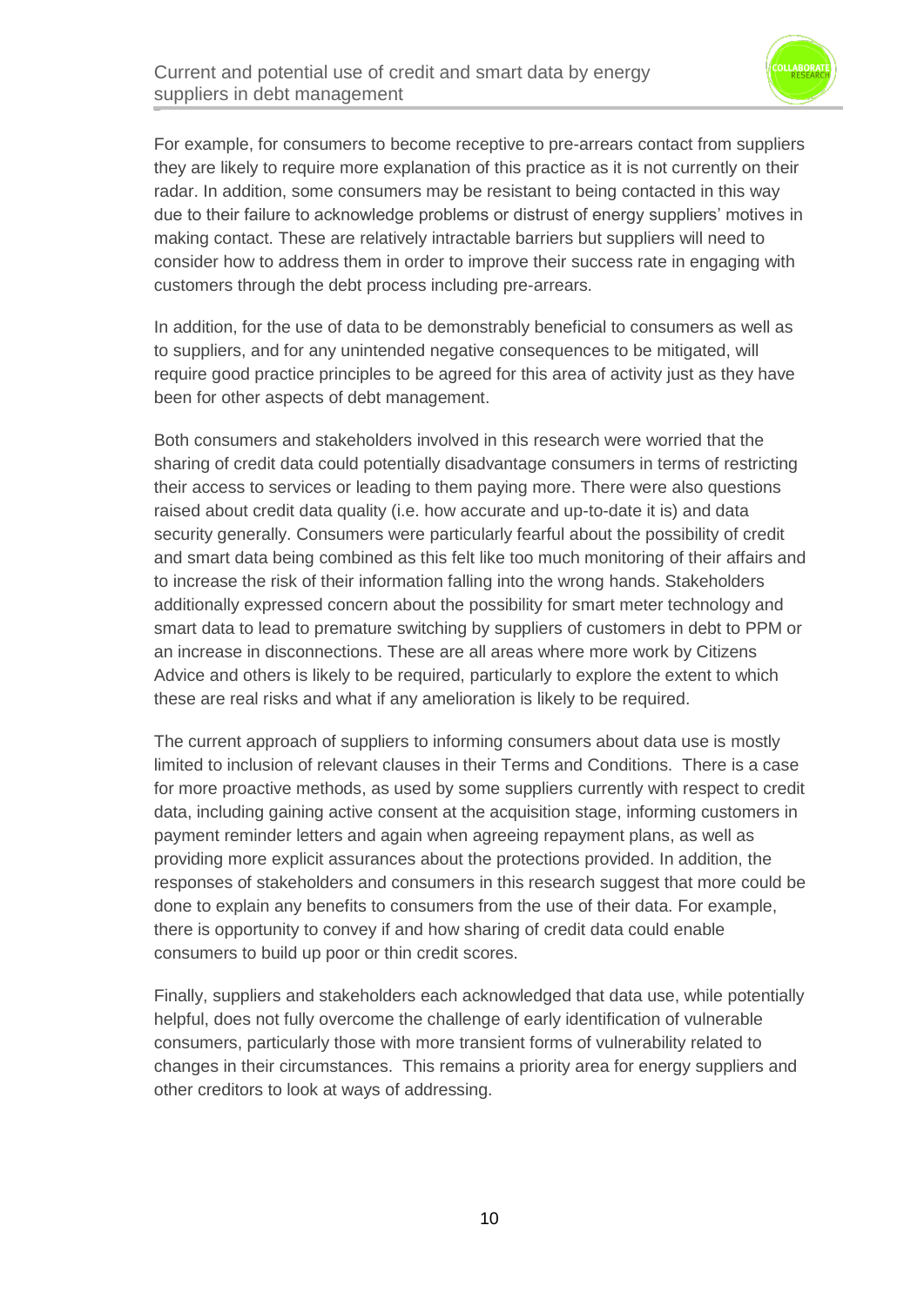For example, for consumers to become receptive to pre-arrears contact from suppliers they are likely to require more explanation of this practice as it is not currently on their radar. In addition, some consumers may be resistant to being contacted in this way due to their failure to acknowledge problems or distrust of energy suppliers' motives in making contact. These are relatively intractable barriers but suppliers will need to consider how to address them in order to improve their success rate in engaging with customers through the debt process including pre-arrears.

In addition, for the use of data to be demonstrably beneficial to consumers as well as to suppliers, and for any unintended negative consequences to be mitigated, will require good practice principles to be agreed for this area of activity just as they have been for other aspects of debt management.

Both consumers and stakeholders involved in this research were worried that the sharing of credit data could potentially disadvantage consumers in terms of restricting their access to services or leading to them paying more. There were also questions raised about credit data quality (i.e. how accurate and up-to-date it is) and data security generally. Consumers were particularly fearful about the possibility of credit and smart data being combined as this felt like too much monitoring of their affairs and to increase the risk of their information falling into the wrong hands. Stakeholders additionally expressed concern about the possibility for smart meter technology and smart data to lead to premature switching by suppliers of customers in debt to PPM or an increase in disconnections. These are all areas where more work by Citizens Advice and others is likely to be required, particularly to explore the extent to which these are real risks and what if any amelioration is likely to be required.

The current approach of suppliers to informing consumers about data use is mostly limited to inclusion of relevant clauses in their Terms and Conditions. There is a case for more proactive methods, as used by some suppliers currently with respect to credit data, including gaining active consent at the acquisition stage, informing customers in payment reminder letters and again when agreeing repayment plans, as well as providing more explicit assurances about the protections provided. In addition, the responses of stakeholders and consumers in this research suggest that more could be done to explain any benefits to consumers from the use of their data. For example, there is opportunity to convey if and how sharing of credit data could enable consumers to build up poor or thin credit scores.

Finally, suppliers and stakeholders each acknowledged that data use, while potentially helpful, does not fully overcome the challenge of early identification of vulnerable consumers, particularly those with more transient forms of vulnerability related to changes in their circumstances. This remains a priority area for energy suppliers and other creditors to look at ways of addressing.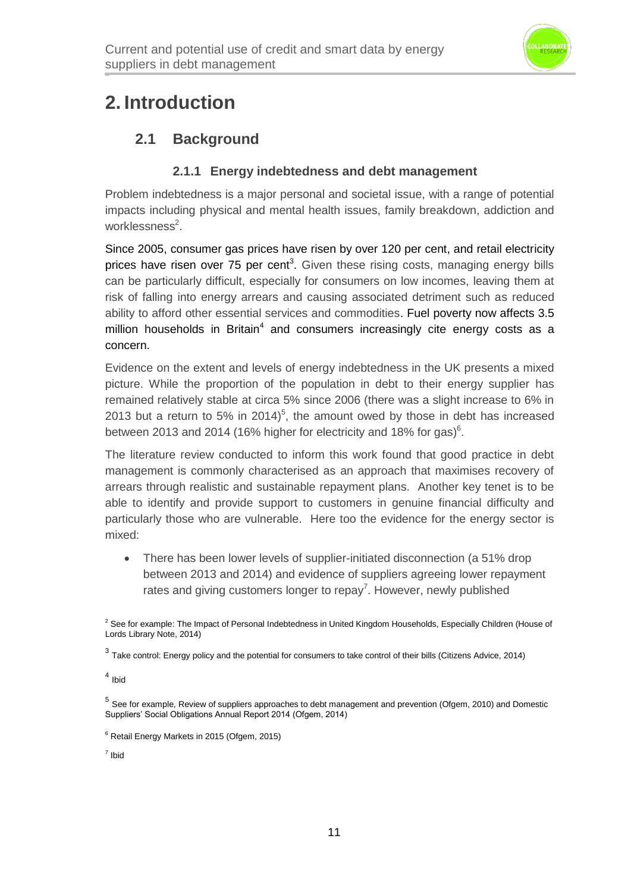# 2. Introduction

## 2.1 Background

### 2.1.1 Energy indebtedness and debt management

Problem indebtedness is a major personal and societal issue, with a range of potential impacts including physical and mental health issues, family breakdown, addiction and worklessness[2].

Since 2005, consumer gas prices have risen by over 120 per cent, and retail electricity prices have risen over 75 per cent[3]. Given these rising costs, managing energy bills can be particularly difficult, especially for consumers on low incomes, leaving them at risk of falling into energy arrears and causing associated detriment such as reduced ability to afford other essential services and commodities. Fuel poverty now affects 3.5 million households in Britain[4] and consumers increasingly cite energy costs as a concern.

Evidence on the extent and levels of energy indebtedness in the UK presents a mixed picture. While the proportion of the population in debt to their energy supplier has remained relatively stable at circa 5% since 2006 (there was a slight increase to 6% in 2013 but a return to 5% in 2014)[5], the amount owed by those in debt has increased between 2013 and 2014 (16% higher for electricity and 18% for gas)[6].

The literature review conducted to inform this work found that good practice in debt management is commonly characterised as an approach that maximises recovery of arrears through realistic and sustainable repayment plans. Another key tenet is to be able to identify and provide support to customers in genuine financial difficulty and particularly those who are vulnerable. Here too the evidence for the energy sector is mixed:

- There has been lower levels of supplier-initiated disconnection (a 51% drop between 2013 and 2014) and evidence of suppliers agreeing lower repayment rates and giving customers longer to repay[7]. However, newly published

---

[2] See for example: The Impact of Personal Indebtedness in United Kingdom Households, Especially Children (House of Lords Library Note, 2014)

[3] Take control: Energy policy and the potential for consumers to take control of their bills (Citizens Advice, 2014)

[4] Ibid

[5] See for example, Review of suppliers approaches to debt management and prevention (Ofgem, 2010) and Domestic Suppliers' Social Obligations Annual Report 2014 (Ofgem, 2014)

[6] Retail Energy Markets in 2015 (Ofgem, 2015)

[7] Ibid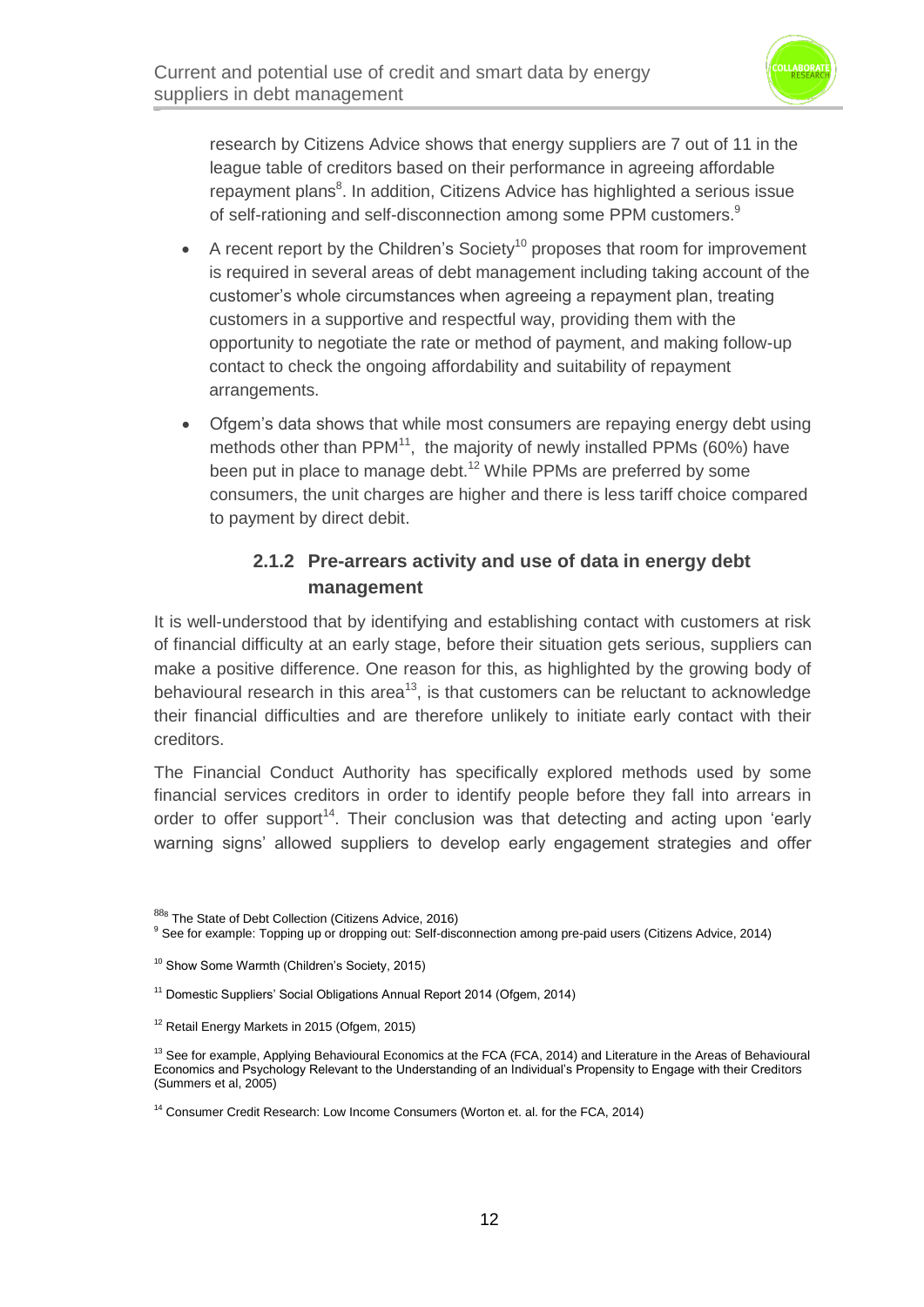research by Citizens Advice shows that energy suppliers are 7 out of 11 in the league table of creditors based on their performance in agreeing affordable repayment plans[8]. In addition, Citizens Advice has highlighted a serious issue of self-rationing and self-disconnection among some PPM customers.[9]

- A recent report by the Children's Society[10] proposes that room for improvement is required in several areas of debt management including taking account of the customer's whole circumstances when agreeing a repayment plan, treating customers in a supportive and respectful way, providing them with the opportunity to negotiate the rate or method of payment, and making follow-up contact to check the ongoing affordability and suitability of repayment arrangements.
- Ofgem's data shows that while most consumers are repaying energy debt using methods other than PPM[11], the majority of newly installed PPMs (60%) have been put in place to manage debt.[12] While PPMs are preferred by some consumers, the unit charges are higher and there is less tariff choice compared to payment by direct debit.

### 2.1.2 Pre-arrears activity and use of data in energy debt management

It is well-understood that by identifying and establishing contact with customers at risk of financial difficulty at an early stage, before their situation gets serious, suppliers can make a positive difference. One reason for this, as highlighted by the growing body of behavioural research in this area[13], is that customers can be reluctant to acknowledge their financial difficulties and are therefore unlikely to initiate early contact with their creditors.

The Financial Conduct Authority has specifically explored methods used by some financial services creditors in order to identify people before they fall into arrears in order to offer support[14]. Their conclusion was that detecting and acting upon 'early warning signs' allowed suppliers to develop early engagement strategies and offer

---

[8] The State of Debt Collection (Citizens Advice, 2016)

[9] See for example: Topping up or dropping out: Self-disconnection among pre-paid users (Citizens Advice, 2014)

[10] Show Some Warmth (Children's Society, 2015)

[11] Domestic Suppliers' Social Obligations Annual Report 2014 (Ofgem, 2014)

[12] Retail Energy Markets in 2015 (Ofgem, 2015)

[13] See for example, Applying Behavioural Economics at the FCA (FCA, 2014) and Literature in the Areas of Behavioural Economics and Psychology Relevant to the Understanding of an Individual's Propensity to Engage with their Creditors (Summers et al, 2005)

[14] Consumer Credit Research: Low Income Consumers (Worton et. al. for the FCA, 2014)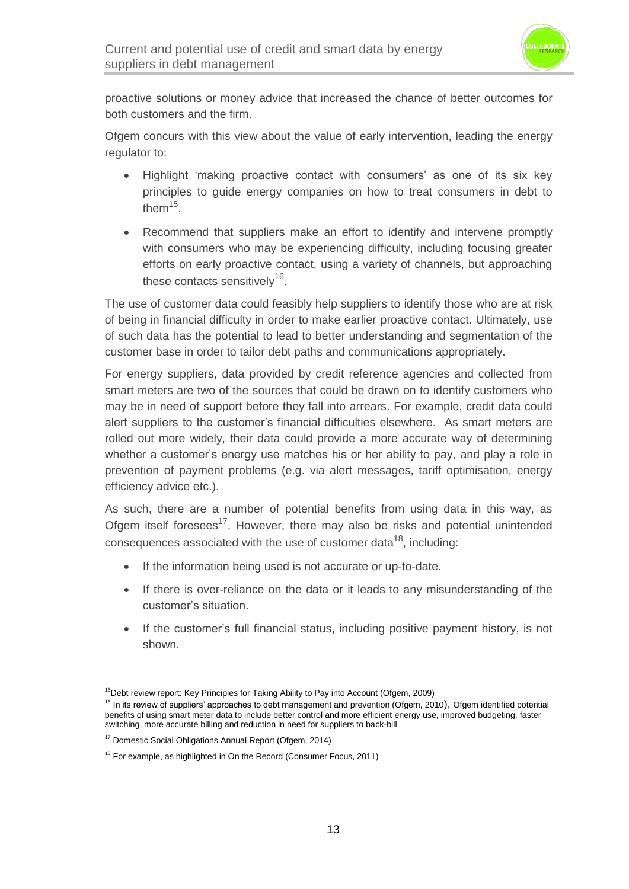proactive solutions or money advice that increased the chance of better outcomes for both customers and the firm.

Ofgem concurs with this view about the value of early intervention, leading the energy regulator to:

- Highlight 'making proactive contact with consumers' as one of its six key principles to guide energy companies on how to treat consumers in debt to them[15].
- Recommend that suppliers make an effort to identify and intervene promptly with consumers who may be experiencing difficulty, including focusing greater efforts on early proactive contact, using a variety of channels, but approaching these contacts sensitively[16].

The use of customer data could feasibly help suppliers to identify those who are at risk of being in financial difficulty in order to make earlier proactive contact. Ultimately, use of such data has the potential to lead to better understanding and segmentation of the customer base in order to tailor debt paths and communications appropriately.

For energy suppliers, data provided by credit reference agencies and collected from smart meters are two of the sources that could be drawn on to identify customers who may be in need of support before they fall into arrears. For example, credit data could alert suppliers to the customer's financial difficulties elsewhere. As smart meters are rolled out more widely, their data could provide a more accurate way of determining whether a customer's energy use matches his or her ability to pay, and play a role in prevention of payment problems (e.g. via alert messages, tariff optimisation, energy efficiency advice etc.).

As such, there are a number of potential benefits from using data in this way, as Ofgem itself foresees[17]. However, there may also be risks and potential unintended consequences associated with the use of customer data[18], including:

- If the information being used is not accurate or up-to-date.
- If there is over-reliance on the data or it leads to any misunderstanding of the customer's situation.
- If the customer's full financial status, including positive payment history, is not shown.

[15] Debt review report: Key Principles for Taking Ability to Pay into Account (Ofgem, 2009)

[16] In its review of suppliers' approaches to debt management and prevention (Ofgem, 2010), Ofgem identified potential benefits of using smart meter data to include better control and more efficient energy use, improved budgeting, faster switching, more accurate billing and reduction in need for suppliers to back-bill

[17] Domestic Social Obligations Annual Report (Ofgem, 2014)

[18] For example, as highlighted in On the Record (Consumer Focus, 2011)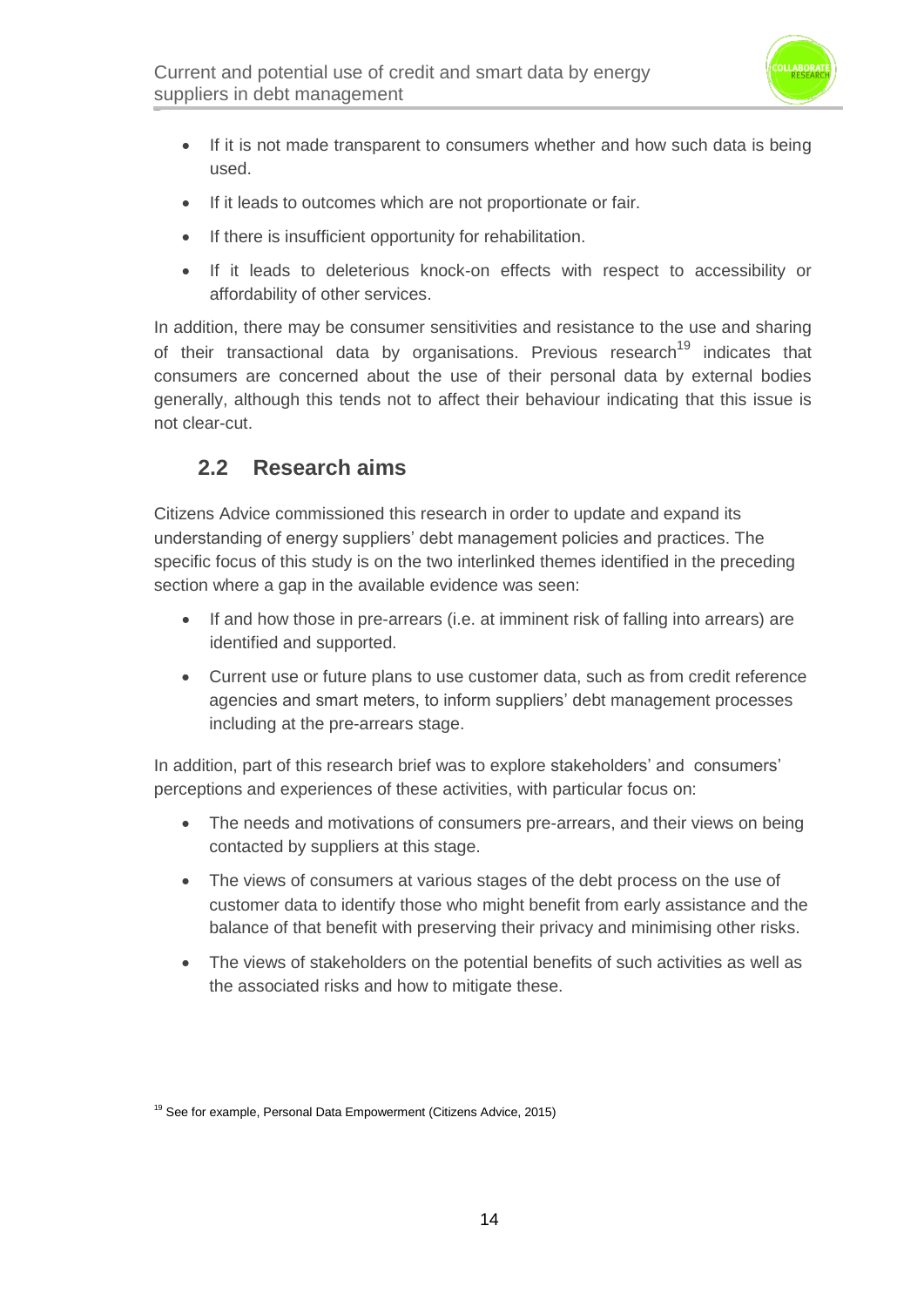- If it is not made transparent to consumers whether and how such data is being used.
- If it leads to outcomes which are not proportionate or fair.
- If there is insufficient opportunity for rehabilitation.
- If it leads to deleterious knock-on effects with respect to accessibility or affordability of other services.

In addition, there may be consumer sensitivities and resistance to the use and sharing of their transactional data by organisations. Previous research[19] indicates that consumers are concerned about the use of their personal data by external bodies generally, although this tends not to affect their behaviour indicating that this issue is not clear-cut.

## 2.2 Research aims

Citizens Advice commissioned this research in order to update and expand its understanding of energy suppliers' debt management policies and practices. The specific focus of this study is on the two interlinked themes identified in the preceding section where a gap in the available evidence was seen:

- If and how those in pre-arrears (i.e. at imminent risk of falling into arrears) are identified and supported.
- Current use or future plans to use customer data, such as from credit reference agencies and smart meters, to inform suppliers' debt management processes including at the pre-arrears stage.

In addition, part of this research brief was to explore stakeholders' and consumers' perceptions and experiences of these activities, with particular focus on:

- The needs and motivations of consumers pre-arrears, and their views on being contacted by suppliers at this stage.
- The views of consumers at various stages of the debt process on the use of customer data to identify those who might benefit from early assistance and the balance of that benefit with preserving their privacy and minimising other risks.
- The views of stakeholders on the potential benefits of such activities as well as the associated risks and how to mitigate these.

[19] See for example, Personal Data Empowerment (Citizens Advice, 2015)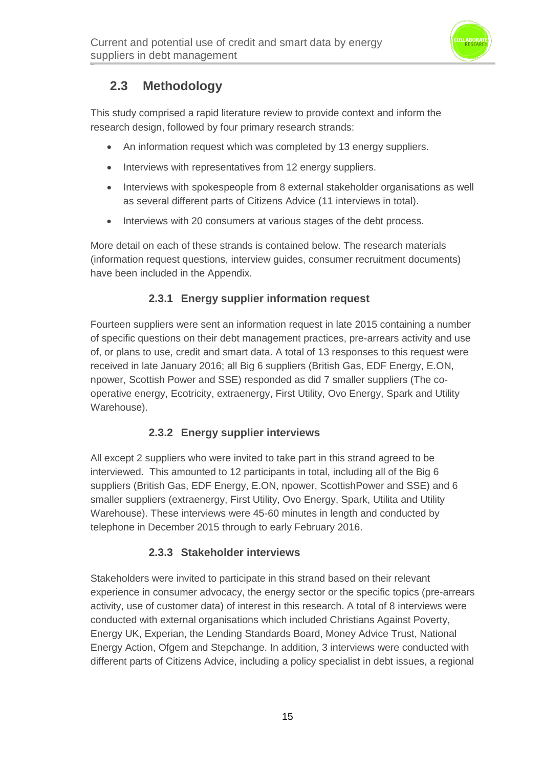## 2.3 Methodology

This study comprised a rapid literature review to provide context and inform the research design, followed by four primary research strands:

- An information request which was completed by 13 energy suppliers.
- Interviews with representatives from 12 energy suppliers.
- Interviews with spokespeople from 8 external stakeholder organisations as well as several different parts of Citizens Advice (11 interviews in total).
- Interviews with 20 consumers at various stages of the debt process.

More detail on each of these strands is contained below. The research materials (information request questions, interview guides, consumer recruitment documents) have been included in the Appendix.

### 2.3.1 Energy supplier information request

Fourteen suppliers were sent an information request in late 2015 containing a number of specific questions on their debt management practices, pre-arrears activity and use of, or plans to use, credit and smart data. A total of 13 responses to this request were received in late January 2016; all Big 6 suppliers (British Gas, EDF Energy, E.ON, npower, Scottish Power and SSE) responded as did 7 smaller suppliers (The co-operative energy, Ecotricity, extraenergy, First Utility, Ovo Energy, Spark and Utility Warehouse).

### 2.3.2 Energy supplier interviews

All except 2 suppliers who were invited to take part in this strand agreed to be interviewed. This amounted to 12 participants in total, including all of the Big 6 suppliers (British Gas, EDF Energy, E.ON, npower, ScottishPower and SSE) and 6 smaller suppliers (extraenergy, First Utility, Ovo Energy, Spark, Utilita and Utility Warehouse). These interviews were 45-60 minutes in length and conducted by telephone in December 2015 through to early February 2016.

### 2.3.3 Stakeholder interviews

Stakeholders were invited to participate in this strand based on their relevant experience in consumer advocacy, the energy sector or the specific topics (pre-arrears activity, use of customer data) of interest in this research. A total of 8 interviews were conducted with external organisations which included Christians Against Poverty, Energy UK, Experian, the Lending Standards Board, Money Advice Trust, National Energy Action, Ofgem and Stepchange. In addition, 3 interviews were conducted with different parts of Citizens Advice, including a policy specialist in debt issues, a regional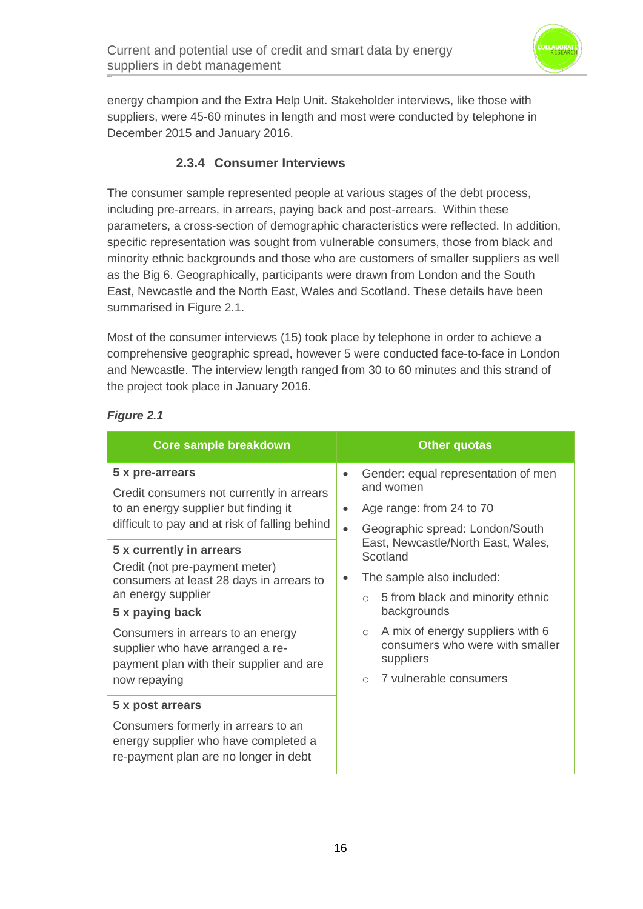energy champion and the Extra Help Unit. Stakeholder interviews, like those with suppliers, were 45-60 minutes in length and most were conducted by telephone in December 2015 and January 2016.

### 2.3.4 Consumer Interviews

The consumer sample represented people at various stages of the debt process, including pre-arrears, in arrears, paying back and post-arrears. Within these parameters, a cross-section of demographic characteristics were reflected. In addition, specific representation was sought from vulnerable consumers, those from black and minority ethnic backgrounds and those who are customers of smaller suppliers as well as the Big 6. Geographically, participants were drawn from London and the South East, Newcastle and the North East, Wales and Scotland. These details have been summarised in Figure 2.1.

Most of the consumer interviews (15) took place by telephone in order to achieve a comprehensive geographic spread, however 5 were conducted face-to-face in London and Newcastle. The interview length ranged from 30 to 60 minutes and this strand of the project took place in January 2016.

***Figure 2.1***

| Core sample breakdown | Other quotas |
|---|---|
| **5 x pre-arrears**<br>Credit consumers not currently in arrears to an energy supplier but finding it difficult to pay and at risk of falling behind | • Gender: equal representation of men and women<br>• Age range: from 24 to 70<br>• Geographic spread: London/South East, Newcastle/North East, Wales, Scotland<br>• The sample also included:<br>&nbsp;&nbsp;○ 5 from black and minority ethnic backgrounds<br>&nbsp;&nbsp;○ A mix of energy suppliers with 6 consumers who were with smaller suppliers<br>&nbsp;&nbsp;○ 7 vulnerable consumers |
| **5 x currently in arrears**<br>Credit (not pre-payment meter) consumers at least 28 days in arrears to an energy supplier | |
| **5 x paying back**<br>Consumers in arrears to an energy supplier who have arranged a re-payment plan with their supplier and are now repaying | |
| **5 x post arrears**<br>Consumers formerly in arrears to an energy supplier who have completed a re-payment plan are no longer in debt | |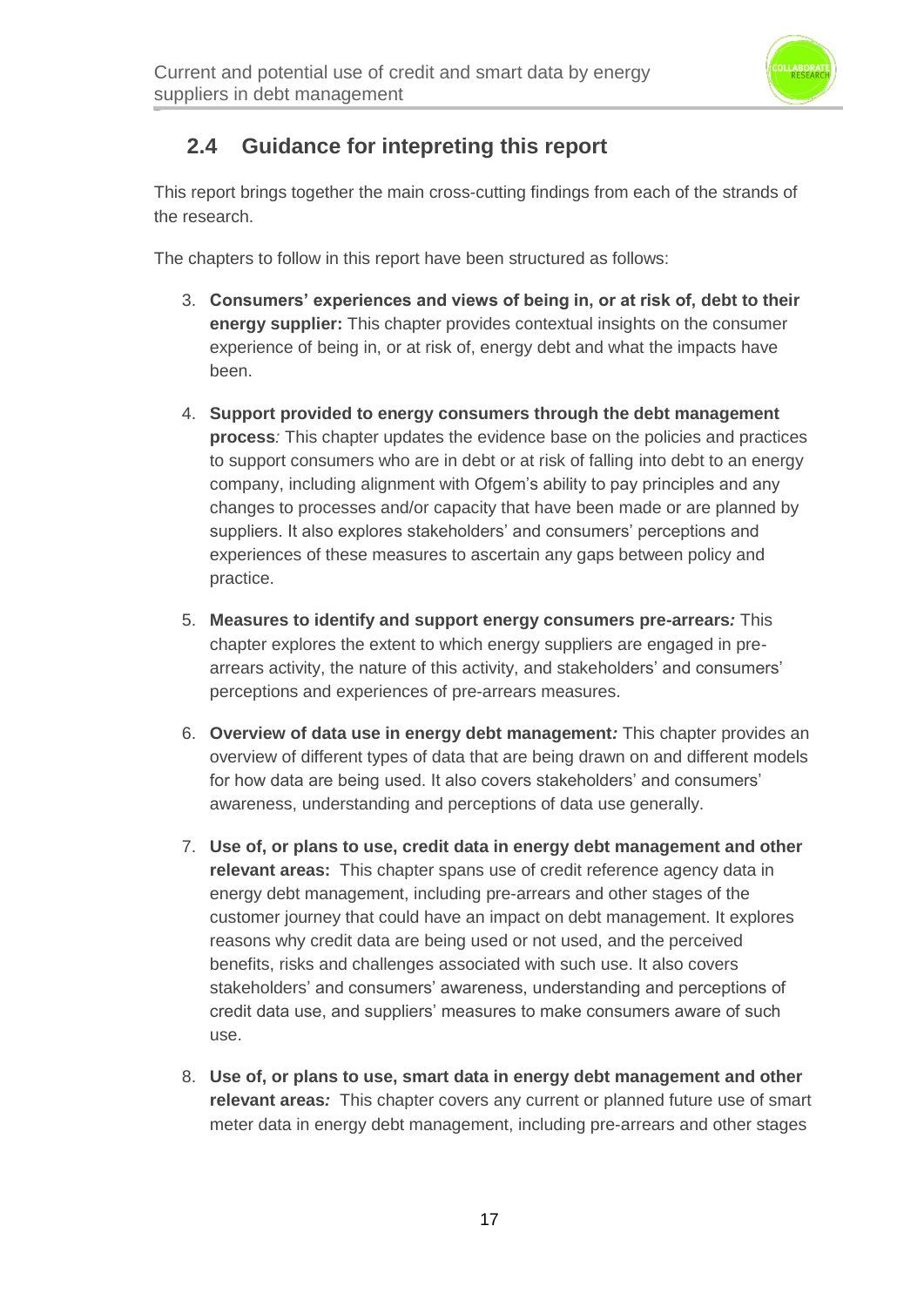## 2.4 Guidance for intepreting this report

This report brings together the main cross-cutting findings from each of the strands of the research.

The chapters to follow in this report have been structured as follows:

3. **Consumers' experiences and views of being in, or at risk of, debt to their energy supplier:** This chapter provides contextual insights on the consumer experience of being in, or at risk of, energy debt and what the impacts have been.

4. **Support provided to energy consumers through the debt management process***:* This chapter updates the evidence base on the policies and practices to support consumers who are in debt or at risk of falling into debt to an energy company, including alignment with Ofgem's ability to pay principles and any changes to processes and/or capacity that have been made or are planned by suppliers. It also explores stakeholders' and consumers' perceptions and experiences of these measures to ascertain any gaps between policy and practice.

5. **Measures to identify and support energy consumers pre-arrears***:* This chapter explores the extent to which energy suppliers are engaged in pre-arrears activity, the nature of this activity, and stakeholders' and consumers' perceptions and experiences of pre-arrears measures.

6. **Overview of data use in energy debt management***:* This chapter provides an overview of different types of data that are being drawn on and different models for how data are being used. It also covers stakeholders' and consumers' awareness, understanding and perceptions of data use generally.

7. **Use of, or plans to use, credit data in energy debt management and other relevant areas:** This chapter spans use of credit reference agency data in energy debt management, including pre-arrears and other stages of the customer journey that could have an impact on debt management. It explores reasons why credit data are being used or not used, and the perceived benefits, risks and challenges associated with such use. It also covers stakeholders' and consumers' awareness, understanding and perceptions of credit data use, and suppliers' measures to make consumers aware of such use.

8. **Use of, or plans to use, smart data in energy debt management and other relevant areas***:* This chapter covers any current or planned future use of smart meter data in energy debt management, including pre-arrears and other stages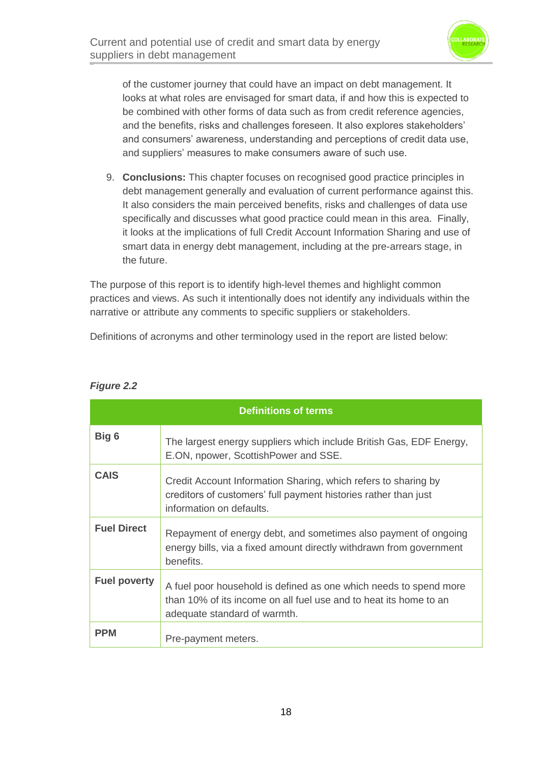of the customer journey that could have an impact on debt management. It looks at what roles are envisaged for smart data, if and how this is expected to be combined with other forms of data such as from credit reference agencies, and the benefits, risks and challenges foreseen. It also explores stakeholders' and consumers' awareness, understanding and perceptions of credit data use, and suppliers' measures to make consumers aware of such use.

9. **Conclusions:** This chapter focuses on recognised good practice principles in debt management generally and evaluation of current performance against this. It also considers the main perceived benefits, risks and challenges of data use specifically and discusses what good practice could mean in this area. Finally, it looks at the implications of full Credit Account Information Sharing and use of smart data in energy debt management, including at the pre-arrears stage, in the future.

The purpose of this report is to identify high-level themes and highlight common practices and views. As such it intentionally does not identify any individuals within the narrative or attribute any comments to specific suppliers or stakeholders.

Definitions of acronyms and other terminology used in the report are listed below:

***Figure 2.2***

| Definitions of terms | |
|---|---|
| **Big 6** | The largest energy suppliers which include British Gas, EDF Energy, E.ON, npower, ScottishPower and SSE. |
| **CAIS** | Credit Account Information Sharing, which refers to sharing by creditors of customers' full payment histories rather than just information on defaults. |
| **Fuel Direct** | Repayment of energy debt, and sometimes also payment of ongoing energy bills, via a fixed amount directly withdrawn from government benefits. |
| **Fuel poverty** | A fuel poor household is defined as one which needs to spend more than 10% of its income on all fuel use and to heat its home to an adequate standard of warmth. |
| **PPM** | Pre-payment meters. |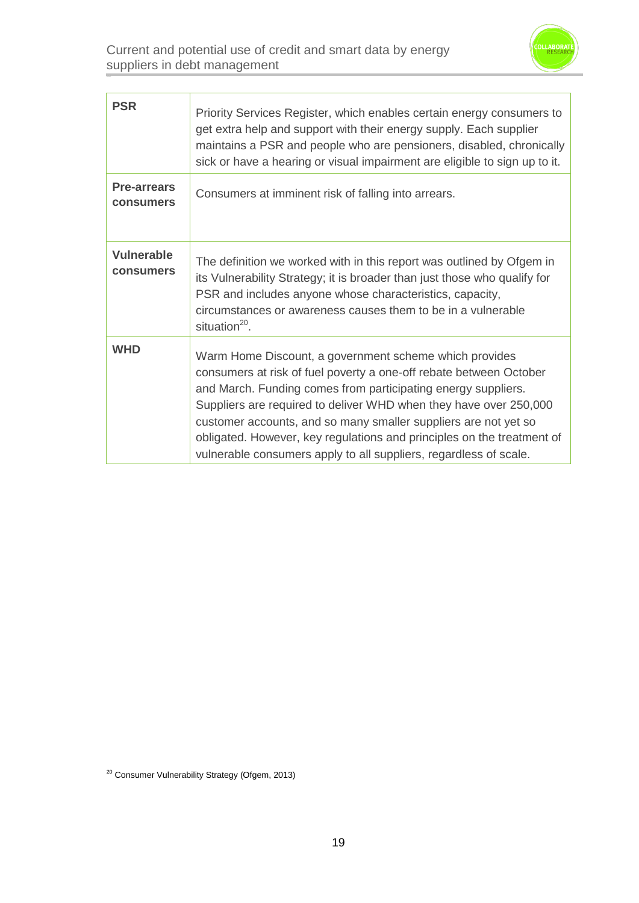| | |
|---|---|
| **PSR** | Priority Services Register, which enables certain energy consumers to get extra help and support with their energy supply. Each supplier maintains a PSR and people who are pensioners, disabled, chronically sick or have a hearing or visual impairment are eligible to sign up to it. |
| **Pre-arrears consumers** | Consumers at imminent risk of falling into arrears. |
| **Vulnerable consumers** | The definition we worked with in this report was outlined by Ofgem in its Vulnerability Strategy; it is broader than just those who qualify for PSR and includes anyone whose characteristics, capacity, circumstances or awareness causes them to be in a vulnerable situation[20]. |
| **WHD** | Warm Home Discount, a government scheme which provides consumers at risk of fuel poverty a one-off rebate between October and March. Funding comes from participating energy suppliers. Suppliers are required to deliver WHD when they have over 250,000 customer accounts, and so many smaller suppliers are not yet so obligated. However, key regulations and principles on the treatment of vulnerable consumers apply to all suppliers, regardless of scale. |

[20] Consumer Vulnerability Strategy (Ofgem, 2013)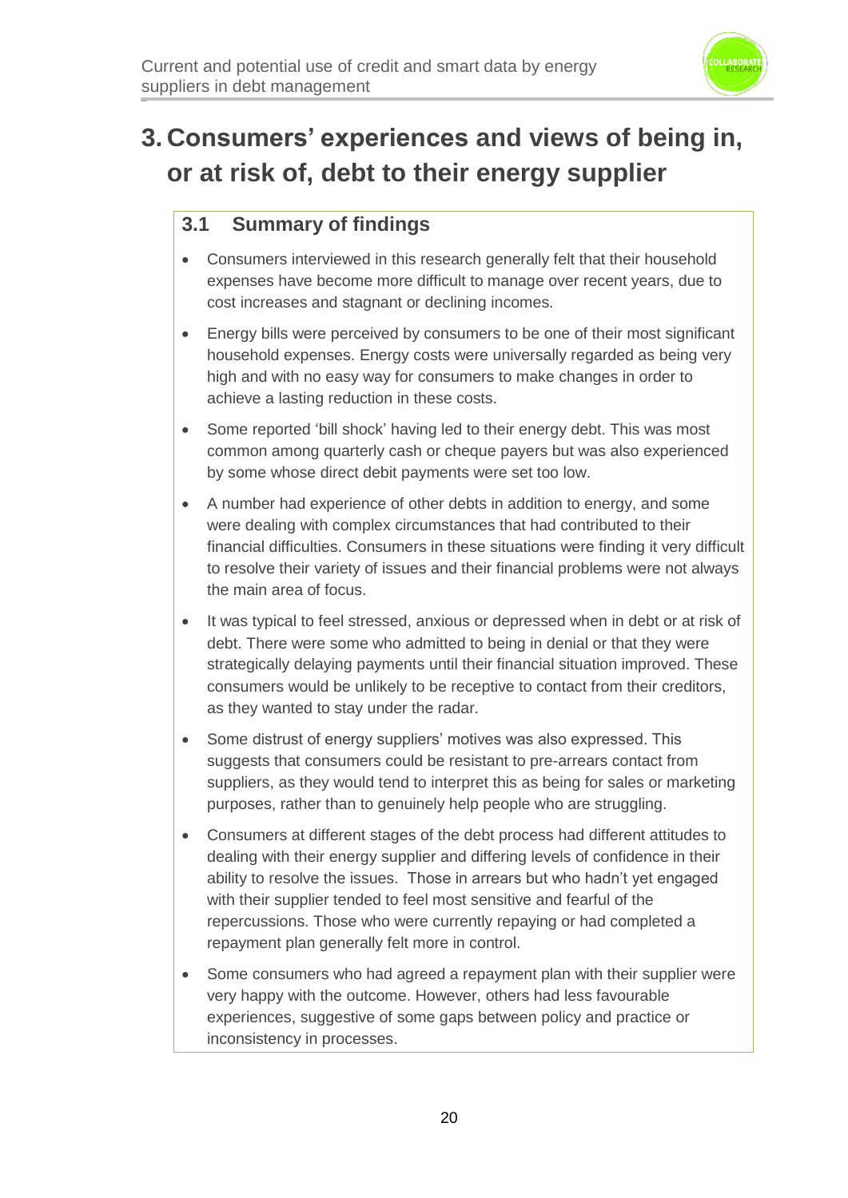# 3. Consumers' experiences and views of being in, or at risk of, debt to their energy supplier

## 3.1 Summary of findings

- Consumers interviewed in this research generally felt that their household expenses have become more difficult to manage over recent years, due to cost increases and stagnant or declining incomes.
- Energy bills were perceived by consumers to be one of their most significant household expenses. Energy costs were universally regarded as being very high and with no easy way for consumers to make changes in order to achieve a lasting reduction in these costs.
- Some reported 'bill shock' having led to their energy debt. This was most common among quarterly cash or cheque payers but was also experienced by some whose direct debit payments were set too low.
- A number had experience of other debts in addition to energy, and some were dealing with complex circumstances that had contributed to their financial difficulties. Consumers in these situations were finding it very difficult to resolve their variety of issues and their financial problems were not always the main area of focus.
- It was typical to feel stressed, anxious or depressed when in debt or at risk of debt. There were some who admitted to being in denial or that they were strategically delaying payments until their financial situation improved. These consumers would be unlikely to be receptive to contact from their creditors, as they wanted to stay under the radar.
- Some distrust of energy suppliers' motives was also expressed. This suggests that consumers could be resistant to pre-arrears contact from suppliers, as they would tend to interpret this as being for sales or marketing purposes, rather than to genuinely help people who are struggling.
- Consumers at different stages of the debt process had different attitudes to dealing with their energy supplier and differing levels of confidence in their ability to resolve the issues. Those in arrears but who hadn't yet engaged with their supplier tended to feel most sensitive and fearful of the repercussions. Those who were currently repaying or had completed a repayment plan generally felt more in control.
- Some consumers who had agreed a repayment plan with their supplier were very happy with the outcome. However, others had less favourable experiences, suggestive of some gaps between policy and practice or inconsistency in processes.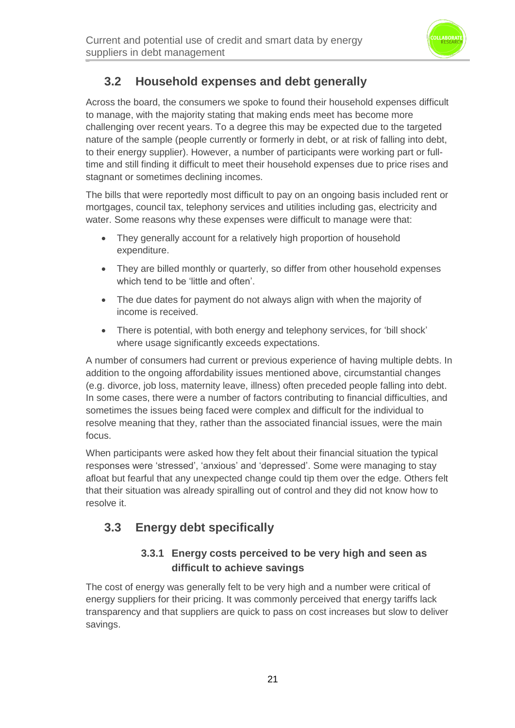## 3.2 Household expenses and debt generally

Across the board, the consumers we spoke to found their household expenses difficult to manage, with the majority stating that making ends meet has become more challenging over recent years. To a degree this may be expected due to the targeted nature of the sample (people currently or formerly in debt, or at risk of falling into debt, to their energy supplier). However, a number of participants were working part or full-time and still finding it difficult to meet their household expenses due to price rises and stagnant or sometimes declining incomes.

The bills that were reportedly most difficult to pay on an ongoing basis included rent or mortgages, council tax, telephony services and utilities including gas, electricity and water. Some reasons why these expenses were difficult to manage were that:

- They generally account for a relatively high proportion of household expenditure.
- They are billed monthly or quarterly, so differ from other household expenses which tend to be 'little and often'.
- The due dates for payment do not always align with when the majority of income is received.
- There is potential, with both energy and telephony services, for 'bill shock' where usage significantly exceeds expectations.

A number of consumers had current or previous experience of having multiple debts. In addition to the ongoing affordability issues mentioned above, circumstantial changes (e.g. divorce, job loss, maternity leave, illness) often preceded people falling into debt. In some cases, there were a number of factors contributing to financial difficulties, and sometimes the issues being faced were complex and difficult for the individual to resolve meaning that they, rather than the associated financial issues, were the main focus.

When participants were asked how they felt about their financial situation the typical responses were 'stressed', 'anxious' and 'depressed'. Some were managing to stay afloat but fearful that any unexpected change could tip them over the edge. Others felt that their situation was already spiralling out of control and they did not know how to resolve it.

## 3.3 Energy debt specifically

### 3.3.1 Energy costs perceived to be very high and seen as difficult to achieve savings

The cost of energy was generally felt to be very high and a number were critical of energy suppliers for their pricing. It was commonly perceived that energy tariffs lack transparency and that suppliers are quick to pass on cost increases but slow to deliver savings.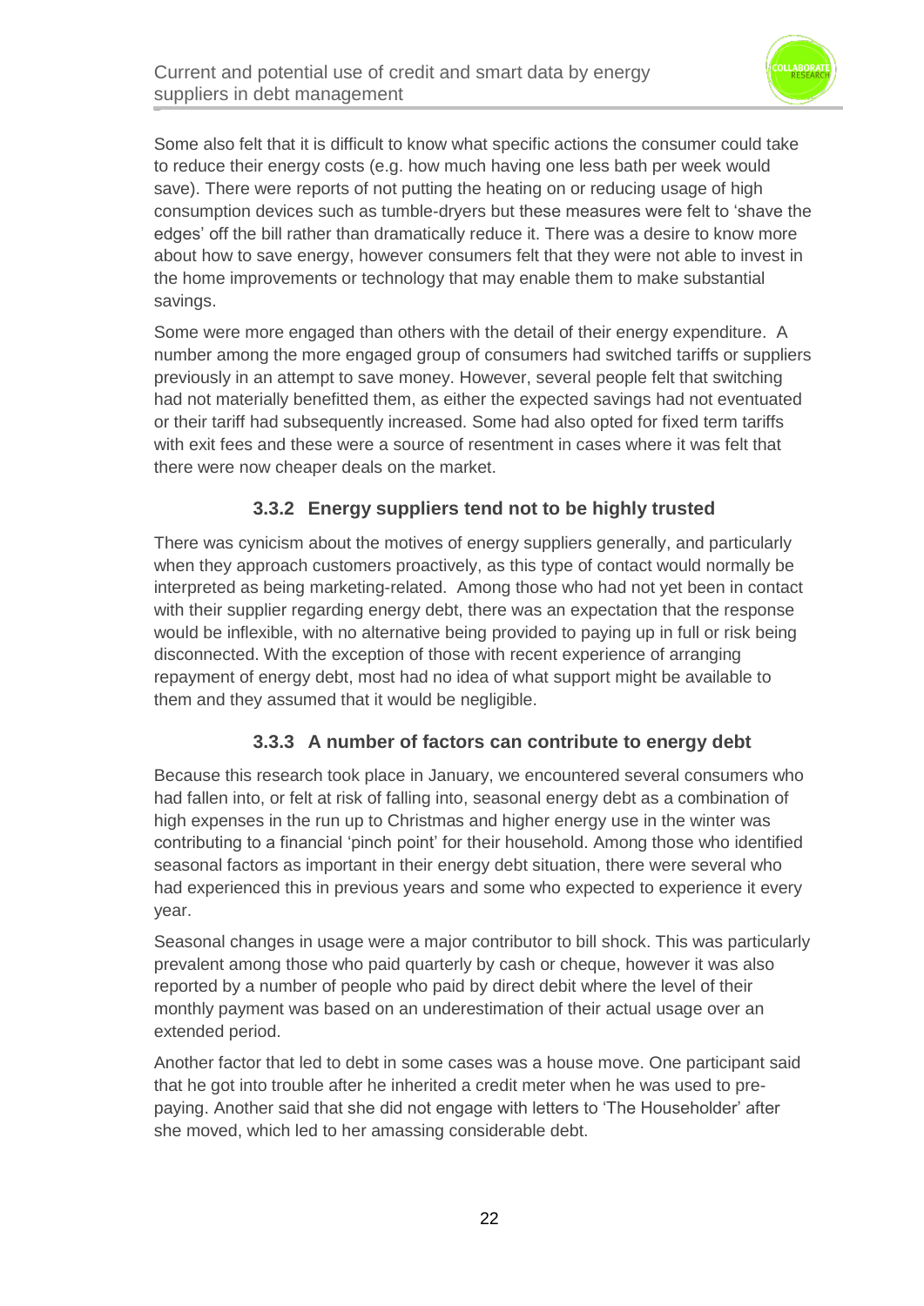Some also felt that it is difficult to know what specific actions the consumer could take to reduce their energy costs (e.g. how much having one less bath per week would save). There were reports of not putting the heating on or reducing usage of high consumption devices such as tumble-dryers but these measures were felt to 'shave the edges' off the bill rather than dramatically reduce it. There was a desire to know more about how to save energy, however consumers felt that they were not able to invest in the home improvements or technology that may enable them to make substantial savings.

Some were more engaged than others with the detail of their energy expenditure. A number among the more engaged group of consumers had switched tariffs or suppliers previously in an attempt to save money. However, several people felt that switching had not materially benefitted them, as either the expected savings had not eventuated or their tariff had subsequently increased. Some had also opted for fixed term tariffs with exit fees and these were a source of resentment in cases where it was felt that there were now cheaper deals on the market.

### 3.3.2 Energy suppliers tend not to be highly trusted

There was cynicism about the motives of energy suppliers generally, and particularly when they approach customers proactively, as this type of contact would normally be interpreted as being marketing-related. Among those who had not yet been in contact with their supplier regarding energy debt, there was an expectation that the response would be inflexible, with no alternative being provided to paying up in full or risk being disconnected. With the exception of those with recent experience of arranging repayment of energy debt, most had no idea of what support might be available to them and they assumed that it would be negligible.

### 3.3.3 A number of factors can contribute to energy debt

Because this research took place in January, we encountered several consumers who had fallen into, or felt at risk of falling into, seasonal energy debt as a combination of high expenses in the run up to Christmas and higher energy use in the winter was contributing to a financial 'pinch point' for their household. Among those who identified seasonal factors as important in their energy debt situation, there were several who had experienced this in previous years and some who expected to experience it every year.

Seasonal changes in usage were a major contributor to bill shock. This was particularly prevalent among those who paid quarterly by cash or cheque, however it was also reported by a number of people who paid by direct debit where the level of their monthly payment was based on an underestimation of their actual usage over an extended period.

Another factor that led to debt in some cases was a house move. One participant said that he got into trouble after he inherited a credit meter when he was used to pre-paying. Another said that she did not engage with letters to 'The Householder' after she moved, which led to her amassing considerable debt.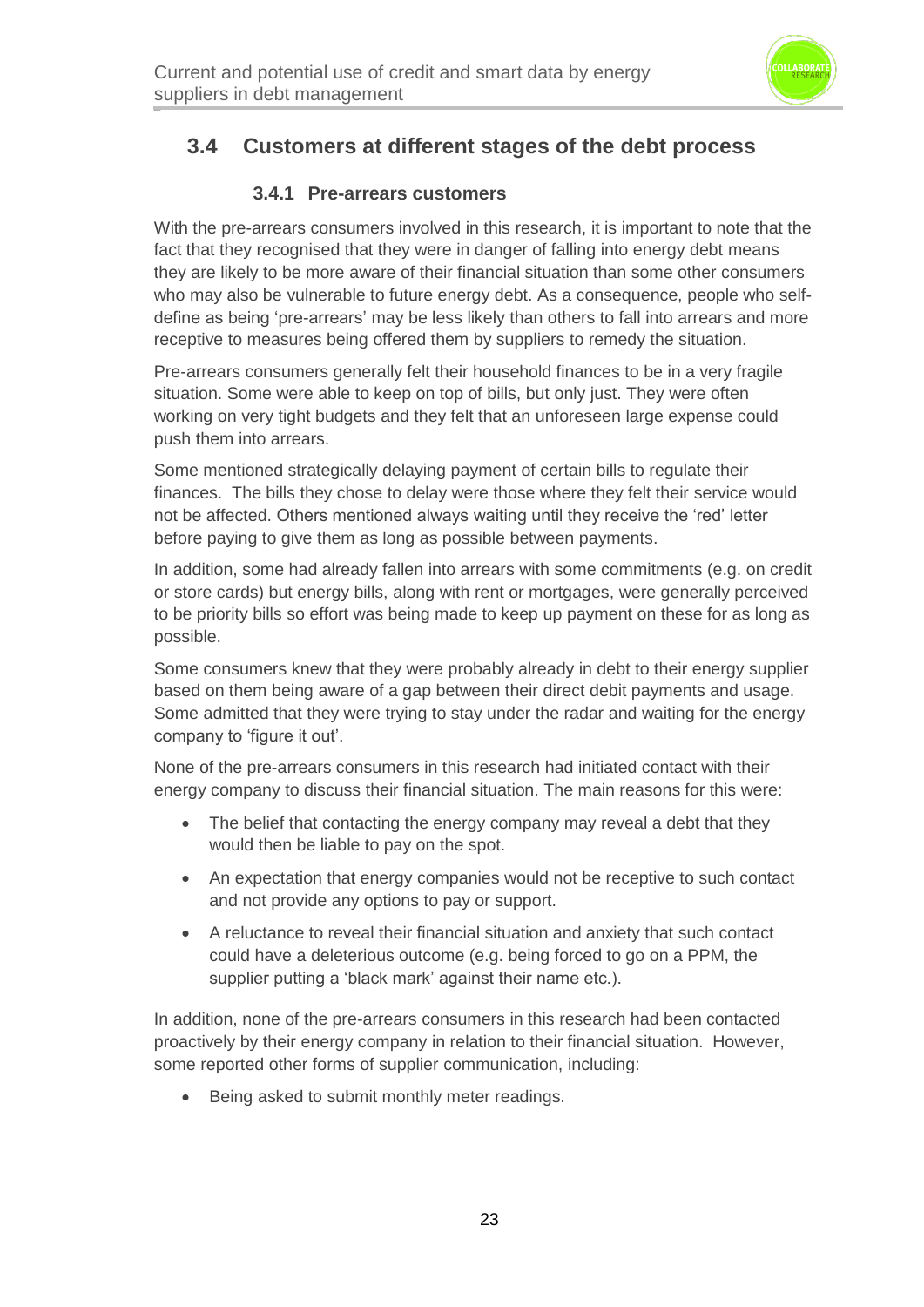## 3.4 Customers at different stages of the debt process

### 3.4.1 Pre-arrears customers

With the pre-arrears consumers involved in this research, it is important to note that the fact that they recognised that they were in danger of falling into energy debt means they are likely to be more aware of their financial situation than some other consumers who may also be vulnerable to future energy debt. As a consequence, people who self-define as being 'pre-arrears' may be less likely than others to fall into arrears and more receptive to measures being offered them by suppliers to remedy the situation.

Pre-arrears consumers generally felt their household finances to be in a very fragile situation. Some were able to keep on top of bills, but only just. They were often working on very tight budgets and they felt that an unforeseen large expense could push them into arrears.

Some mentioned strategically delaying payment of certain bills to regulate their finances. The bills they chose to delay were those where they felt their service would not be affected. Others mentioned always waiting until they receive the 'red' letter before paying to give them as long as possible between payments.

In addition, some had already fallen into arrears with some commitments (e.g. on credit or store cards) but energy bills, along with rent or mortgages, were generally perceived to be priority bills so effort was being made to keep up payment on these for as long as possible.

Some consumers knew that they were probably already in debt to their energy supplier based on them being aware of a gap between their direct debit payments and usage. Some admitted that they were trying to stay under the radar and waiting for the energy company to 'figure it out'.

None of the pre-arrears consumers in this research had initiated contact with their energy company to discuss their financial situation. The main reasons for this were:

- The belief that contacting the energy company may reveal a debt that they would then be liable to pay on the spot.
- An expectation that energy companies would not be receptive to such contact and not provide any options to pay or support.
- A reluctance to reveal their financial situation and anxiety that such contact could have a deleterious outcome (e.g. being forced to go on a PPM, the supplier putting a 'black mark' against their name etc.).

In addition, none of the pre-arrears consumers in this research had been contacted proactively by their energy company in relation to their financial situation. However, some reported other forms of supplier communication, including:

- Being asked to submit monthly meter readings.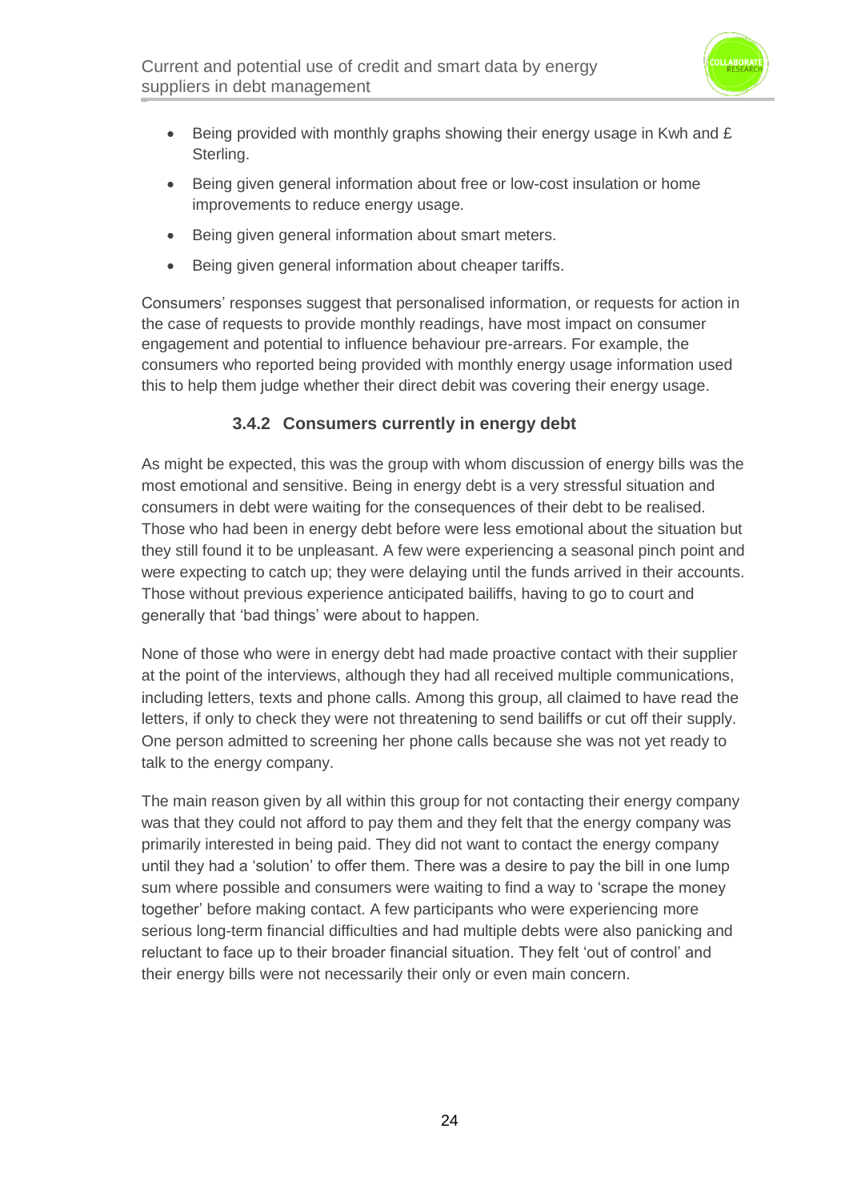- Being provided with monthly graphs showing their energy usage in Kwh and £ Sterling.
- Being given general information about free or low-cost insulation or home improvements to reduce energy usage.
- Being given general information about smart meters.
- Being given general information about cheaper tariffs.

Consumers' responses suggest that personalised information, or requests for action in the case of requests to provide monthly readings, have most impact on consumer engagement and potential to influence behaviour pre-arrears. For example, the consumers who reported being provided with monthly energy usage information used this to help them judge whether their direct debit was covering their energy usage.

### 3.4.2 Consumers currently in energy debt

As might be expected, this was the group with whom discussion of energy bills was the most emotional and sensitive. Being in energy debt is a very stressful situation and consumers in debt were waiting for the consequences of their debt to be realised. Those who had been in energy debt before were less emotional about the situation but they still found it to be unpleasant. A few were experiencing a seasonal pinch point and were expecting to catch up; they were delaying until the funds arrived in their accounts. Those without previous experience anticipated bailiffs, having to go to court and generally that 'bad things' were about to happen.

None of those who were in energy debt had made proactive contact with their supplier at the point of the interviews, although they had all received multiple communications, including letters, texts and phone calls. Among this group, all claimed to have read the letters, if only to check they were not threatening to send bailiffs or cut off their supply. One person admitted to screening her phone calls because she was not yet ready to talk to the energy company.

The main reason given by all within this group for not contacting their energy company was that they could not afford to pay them and they felt that the energy company was primarily interested in being paid. They did not want to contact the energy company until they had a 'solution' to offer them. There was a desire to pay the bill in one lump sum where possible and consumers were waiting to find a way to 'scrape the money together' before making contact. A few participants who were experiencing more serious long-term financial difficulties and had multiple debts were also panicking and reluctant to face up to their broader financial situation. They felt 'out of control' and their energy bills were not necessarily their only or even main concern.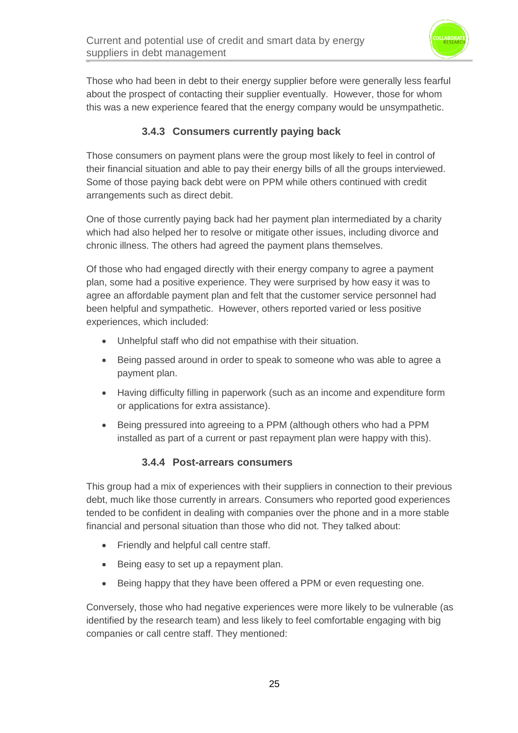Those who had been in debt to their energy supplier before were generally less fearful about the prospect of contacting their supplier eventually. However, those for whom this was a new experience feared that the energy company would be unsympathetic.

### 3.4.3 Consumers currently paying back

Those consumers on payment plans were the group most likely to feel in control of their financial situation and able to pay their energy bills of all the groups interviewed. Some of those paying back debt were on PPM while others continued with credit arrangements such as direct debit.

One of those currently paying back had her payment plan intermediated by a charity which had also helped her to resolve or mitigate other issues, including divorce and chronic illness. The others had agreed the payment plans themselves.

Of those who had engaged directly with their energy company to agree a payment plan, some had a positive experience. They were surprised by how easy it was to agree an affordable payment plan and felt that the customer service personnel had been helpful and sympathetic. However, others reported varied or less positive experiences, which included:

- Unhelpful staff who did not empathise with their situation.
- Being passed around in order to speak to someone who was able to agree a payment plan.
- Having difficulty filling in paperwork (such as an income and expenditure form or applications for extra assistance).
- Being pressured into agreeing to a PPM (although others who had a PPM installed as part of a current or past repayment plan were happy with this).

### 3.4.4 Post-arrears consumers

This group had a mix of experiences with their suppliers in connection to their previous debt, much like those currently in arrears. Consumers who reported good experiences tended to be confident in dealing with companies over the phone and in a more stable financial and personal situation than those who did not. They talked about:

- Friendly and helpful call centre staff.
- Being easy to set up a repayment plan.
- Being happy that they have been offered a PPM or even requesting one.

Conversely, those who had negative experiences were more likely to be vulnerable (as identified by the research team) and less likely to feel comfortable engaging with big companies or call centre staff. They mentioned: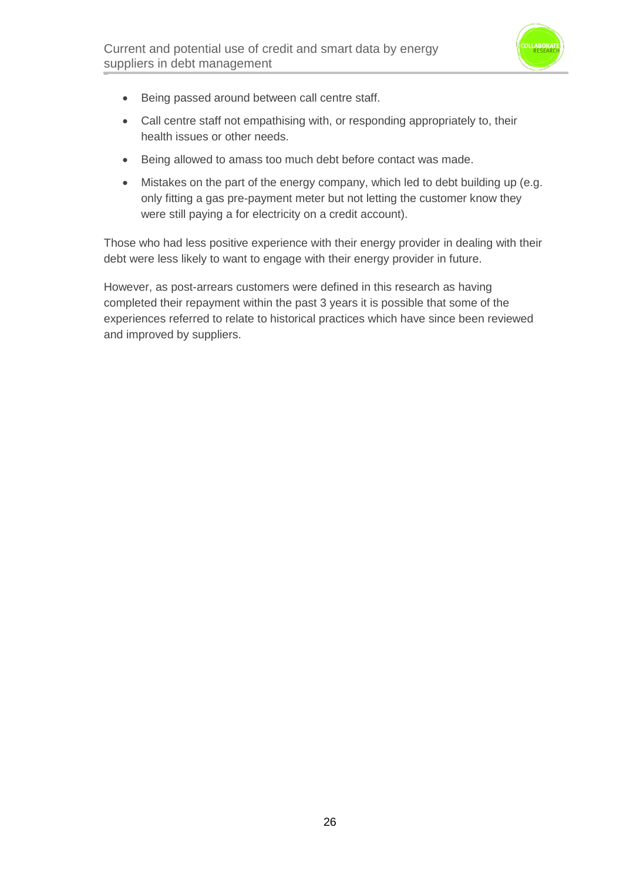- Being passed around between call centre staff.
- Call centre staff not empathising with, or responding appropriately to, their health issues or other needs.
- Being allowed to amass too much debt before contact was made.
- Mistakes on the part of the energy company, which led to debt building up (e.g. only fitting a gas pre-payment meter but not letting the customer know they were still paying a for electricity on a credit account).

Those who had less positive experience with their energy provider in dealing with their debt were less likely to want to engage with their energy provider in future.

However, as post-arrears customers were defined in this research as having completed their repayment within the past 3 years it is possible that some of the experiences referred to relate to historical practices which have since been reviewed and improved by suppliers.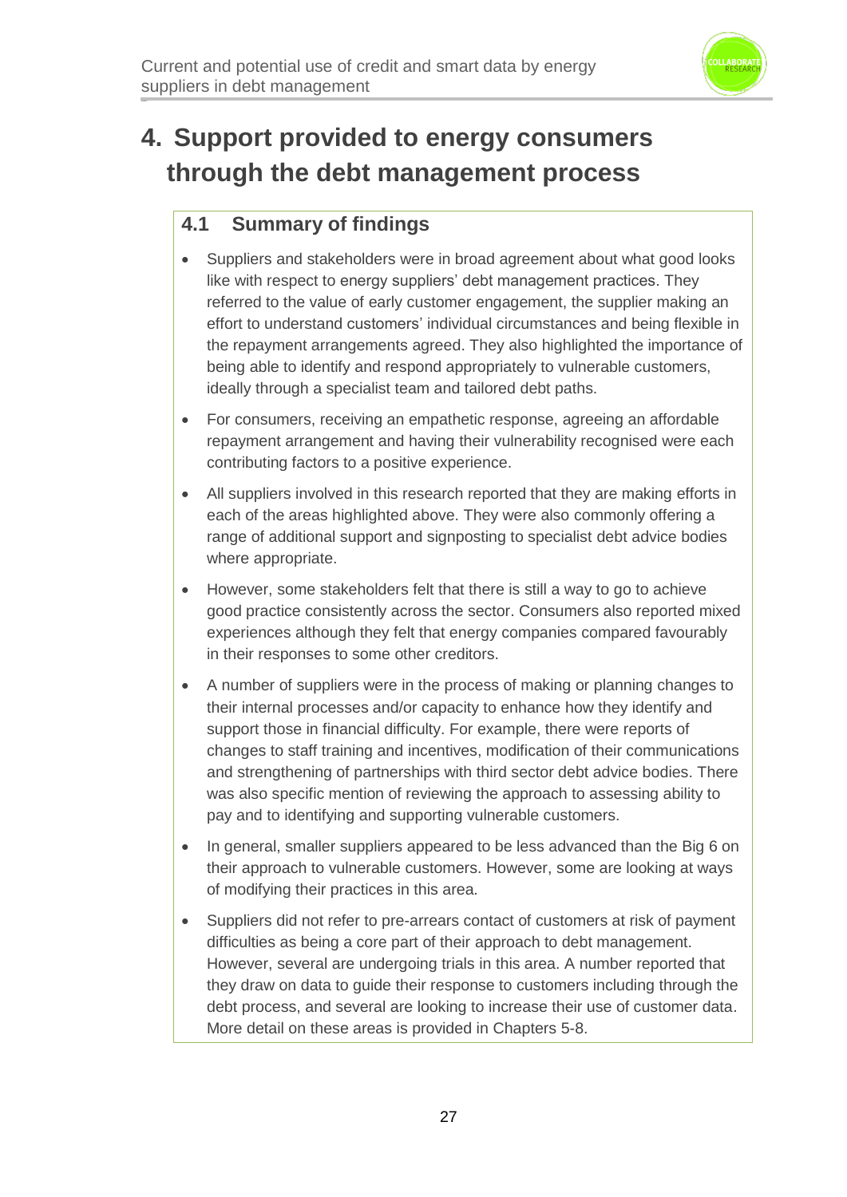# 4. Support provided to energy consumers through the debt management process

## 4.1 Summary of findings

- Suppliers and stakeholders were in broad agreement about what good looks like with respect to energy suppliers' debt management practices. They referred to the value of early customer engagement, the supplier making an effort to understand customers' individual circumstances and being flexible in the repayment arrangements agreed. They also highlighted the importance of being able to identify and respond appropriately to vulnerable customers, ideally through a specialist team and tailored debt paths.
- For consumers, receiving an empathetic response, agreeing an affordable repayment arrangement and having their vulnerability recognised were each contributing factors to a positive experience.
- All suppliers involved in this research reported that they are making efforts in each of the areas highlighted above. They were also commonly offering a range of additional support and signposting to specialist debt advice bodies where appropriate.
- However, some stakeholders felt that there is still a way to go to achieve good practice consistently across the sector. Consumers also reported mixed experiences although they felt that energy companies compared favourably in their responses to some other creditors.
- A number of suppliers were in the process of making or planning changes to their internal processes and/or capacity to enhance how they identify and support those in financial difficulty. For example, there were reports of changes to staff training and incentives, modification of their communications and strengthening of partnerships with third sector debt advice bodies. There was also specific mention of reviewing the approach to assessing ability to pay and to identifying and supporting vulnerable customers.
- In general, smaller suppliers appeared to be less advanced than the Big 6 on their approach to vulnerable customers. However, some are looking at ways of modifying their practices in this area.
- Suppliers did not refer to pre-arrears contact of customers at risk of payment difficulties as being a core part of their approach to debt management. However, several are undergoing trials in this area. A number reported that they draw on data to guide their response to customers including through the debt process, and several are looking to increase their use of customer data. More detail on these areas is provided in Chapters 5-8.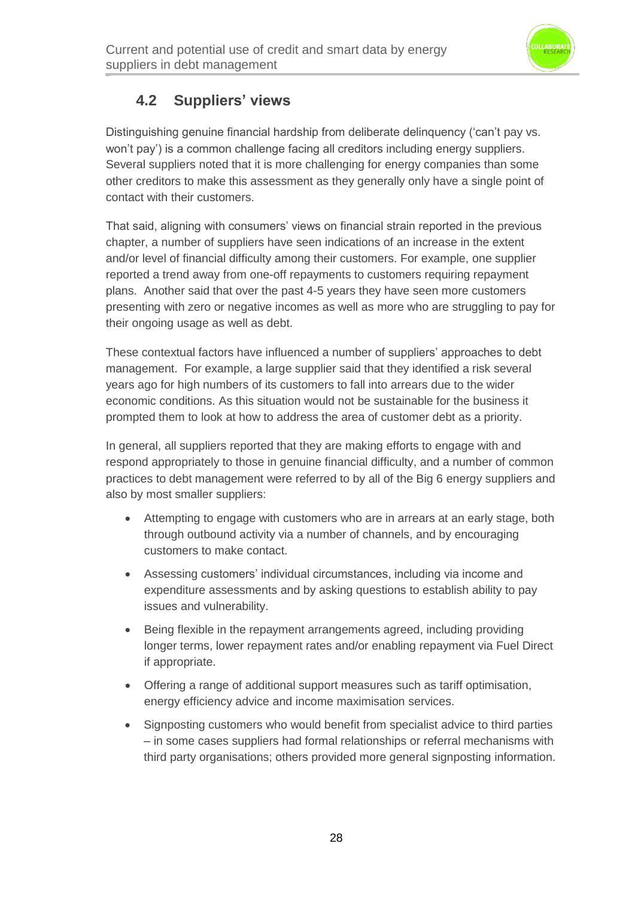## 4.2 Suppliers' views

Distinguishing genuine financial hardship from deliberate delinquency ('can't pay vs. won't pay') is a common challenge facing all creditors including energy suppliers. Several suppliers noted that it is more challenging for energy companies than some other creditors to make this assessment as they generally only have a single point of contact with their customers.

That said, aligning with consumers' views on financial strain reported in the previous chapter, a number of suppliers have seen indications of an increase in the extent and/or level of financial difficulty among their customers. For example, one supplier reported a trend away from one-off repayments to customers requiring repayment plans. Another said that over the past 4-5 years they have seen more customers presenting with zero or negative incomes as well as more who are struggling to pay for their ongoing usage as well as debt.

These contextual factors have influenced a number of suppliers' approaches to debt management. For example, a large supplier said that they identified a risk several years ago for high numbers of its customers to fall into arrears due to the wider economic conditions. As this situation would not be sustainable for the business it prompted them to look at how to address the area of customer debt as a priority.

In general, all suppliers reported that they are making efforts to engage with and respond appropriately to those in genuine financial difficulty, and a number of common practices to debt management were referred to by all of the Big 6 energy suppliers and also by most smaller suppliers:

- Attempting to engage with customers who are in arrears at an early stage, both through outbound activity via a number of channels, and by encouraging customers to make contact.
- Assessing customers' individual circumstances, including via income and expenditure assessments and by asking questions to establish ability to pay issues and vulnerability.
- Being flexible in the repayment arrangements agreed, including providing longer terms, lower repayment rates and/or enabling repayment via Fuel Direct if appropriate.
- Offering a range of additional support measures such as tariff optimisation, energy efficiency advice and income maximisation services.
- Signposting customers who would benefit from specialist advice to third parties – in some cases suppliers had formal relationships or referral mechanisms with third party organisations; others provided more general signposting information.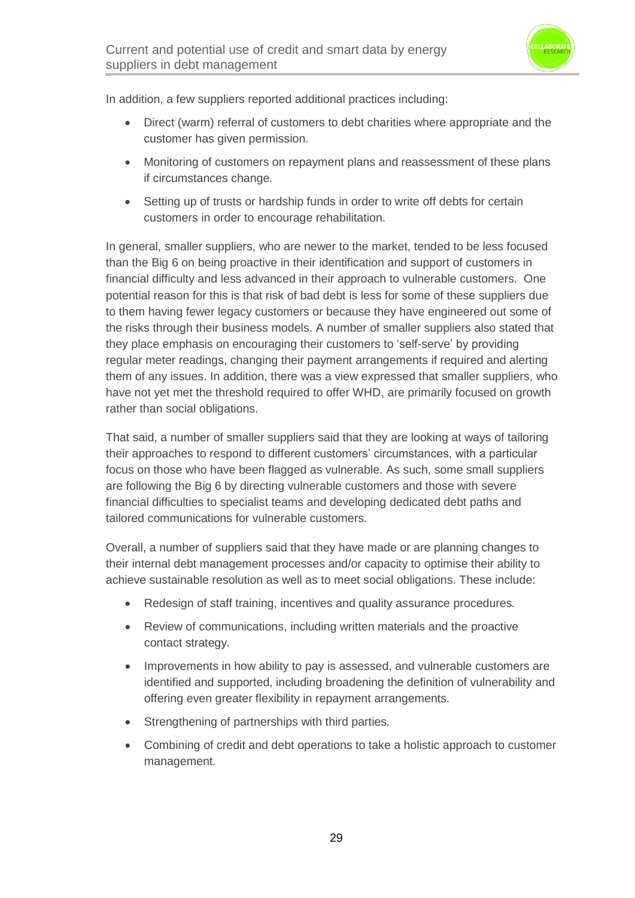In addition, a few suppliers reported additional practices including:

- Direct (warm) referral of customers to debt charities where appropriate and the customer has given permission.
- Monitoring of customers on repayment plans and reassessment of these plans if circumstances change.
- Setting up of trusts or hardship funds in order to write off debts for certain customers in order to encourage rehabilitation.

In general, smaller suppliers, who are newer to the market, tended to be less focused than the Big 6 on being proactive in their identification and support of customers in financial difficulty and less advanced in their approach to vulnerable customers. One potential reason for this is that risk of bad debt is less for some of these suppliers due to them having fewer legacy customers or because they have engineered out some of the risks through their business models. A number of smaller suppliers also stated that they place emphasis on encouraging their customers to 'self-serve' by providing regular meter readings, changing their payment arrangements if required and alerting them of any issues. In addition, there was a view expressed that smaller suppliers, who have not yet met the threshold required to offer WHD, are primarily focused on growth rather than social obligations.

That said, a number of smaller suppliers said that they are looking at ways of tailoring their approaches to respond to different customers' circumstances, with a particular focus on those who have been flagged as vulnerable. As such, some small suppliers are following the Big 6 by directing vulnerable customers and those with severe financial difficulties to specialist teams and developing dedicated debt paths and tailored communications for vulnerable customers.

Overall, a number of suppliers said that they have made or are planning changes to their internal debt management processes and/or capacity to optimise their ability to achieve sustainable resolution as well as to meet social obligations. These include:

- Redesign of staff training, incentives and quality assurance procedures.
- Review of communications, including written materials and the proactive contact strategy.
- Improvements in how ability to pay is assessed, and vulnerable customers are identified and supported, including broadening the definition of vulnerability and offering even greater flexibility in repayment arrangements.
- Strengthening of partnerships with third parties.
- Combining of credit and debt operations to take a holistic approach to customer management.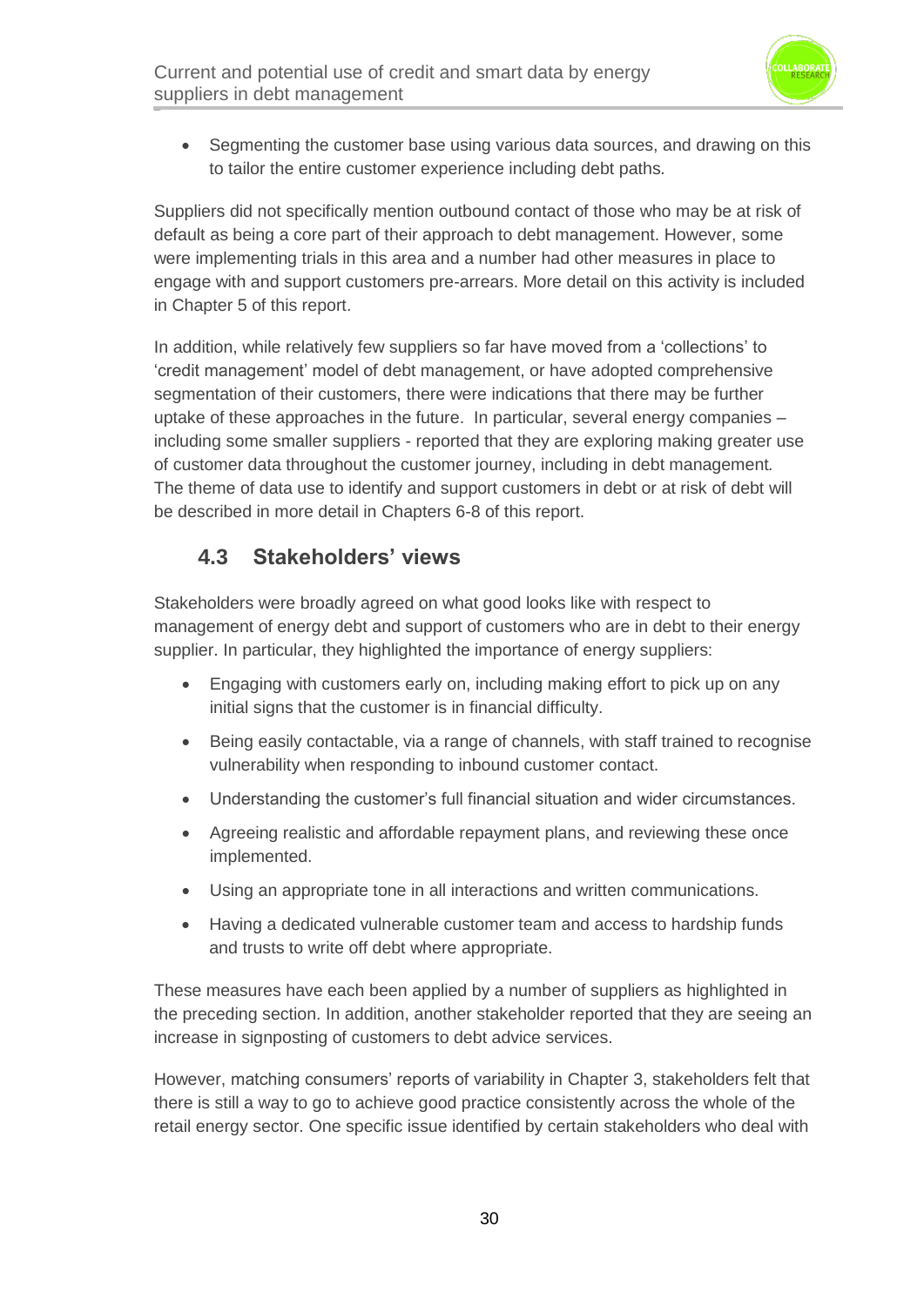- Segmenting the customer base using various data sources, and drawing on this to tailor the entire customer experience including debt paths.

Suppliers did not specifically mention outbound contact of those who may be at risk of default as being a core part of their approach to debt management. However, some were implementing trials in this area and a number had other measures in place to engage with and support customers pre-arrears. More detail on this activity is included in Chapter 5 of this report.

In addition, while relatively few suppliers so far have moved from a 'collections' to 'credit management' model of debt management, or have adopted comprehensive segmentation of their customers, there were indications that there may be further uptake of these approaches in the future. In particular, several energy companies – including some smaller suppliers - reported that they are exploring making greater use of customer data throughout the customer journey, including in debt management*.* The theme of data use to identify and support customers in debt or at risk of debt will be described in more detail in Chapters 6-8 of this report.

## 4.3 Stakeholders' views

Stakeholders were broadly agreed on what good looks like with respect to management of energy debt and support of customers who are in debt to their energy supplier. In particular, they highlighted the importance of energy suppliers:

- Engaging with customers early on, including making effort to pick up on any initial signs that the customer is in financial difficulty.
- Being easily contactable, via a range of channels, with staff trained to recognise vulnerability when responding to inbound customer contact.
- Understanding the customer's full financial situation and wider circumstances.
- Agreeing realistic and affordable repayment plans, and reviewing these once implemented.
- Using an appropriate tone in all interactions and written communications.
- Having a dedicated vulnerable customer team and access to hardship funds and trusts to write off debt where appropriate.

These measures have each been applied by a number of suppliers as highlighted in the preceding section. In addition, another stakeholder reported that they are seeing an increase in signposting of customers to debt advice services.

However, matching consumers' reports of variability in Chapter 3, stakeholders felt that there is still a way to go to achieve good practice consistently across the whole of the retail energy sector. One specific issue identified by certain stakeholders who deal with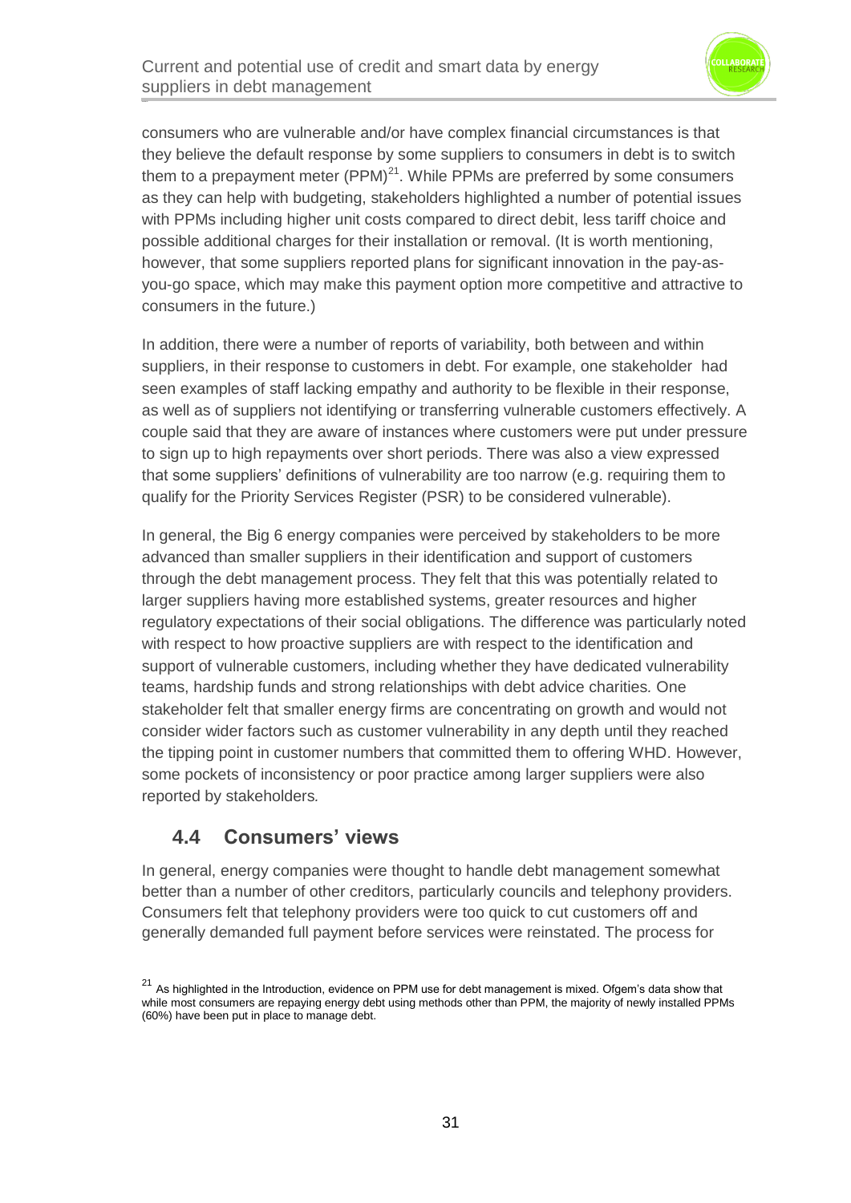consumers who are vulnerable and/or have complex financial circumstances is that they believe the default response by some suppliers to consumers in debt is to switch them to a prepayment meter (PPM)[21]. While PPMs are preferred by some consumers as they can help with budgeting, stakeholders highlighted a number of potential issues with PPMs including higher unit costs compared to direct debit, less tariff choice and possible additional charges for their installation or removal. (It is worth mentioning, however, that some suppliers reported plans for significant innovation in the pay-as-you-go space, which may make this payment option more competitive and attractive to consumers in the future.)

In addition, there were a number of reports of variability, both between and within suppliers, in their response to customers in debt. For example, one stakeholder had seen examples of staff lacking empathy and authority to be flexible in their response, as well as of suppliers not identifying or transferring vulnerable customers effectively. A couple said that they are aware of instances where customers were put under pressure to sign up to high repayments over short periods. There was also a view expressed that some suppliers' definitions of vulnerability are too narrow (e.g. requiring them to qualify for the Priority Services Register (PSR) to be considered vulnerable).

In general, the Big 6 energy companies were perceived by stakeholders to be more advanced than smaller suppliers in their identification and support of customers through the debt management process. They felt that this was potentially related to larger suppliers having more established systems, greater resources and higher regulatory expectations of their social obligations. The difference was particularly noted with respect to how proactive suppliers are with respect to the identification and support of vulnerable customers, including whether they have dedicated vulnerability teams, hardship funds and strong relationships with debt advice charities. One stakeholder felt that smaller energy firms are concentrating on growth and would not consider wider factors such as customer vulnerability in any depth until they reached the tipping point in customer numbers that committed them to offering WHD. However, some pockets of inconsistency or poor practice among larger suppliers were also reported by stakeholders.

## 4.4 Consumers' views

In general, energy companies were thought to handle debt management somewhat better than a number of other creditors, particularly councils and telephony providers. Consumers felt that telephony providers were too quick to cut customers off and generally demanded full payment before services were reinstated. The process for

[21] As highlighted in the Introduction, evidence on PPM use for debt management is mixed. Ofgem's data show that while most consumers are repaying energy debt using methods other than PPM, the majority of newly installed PPMs (60%) have been put in place to manage debt.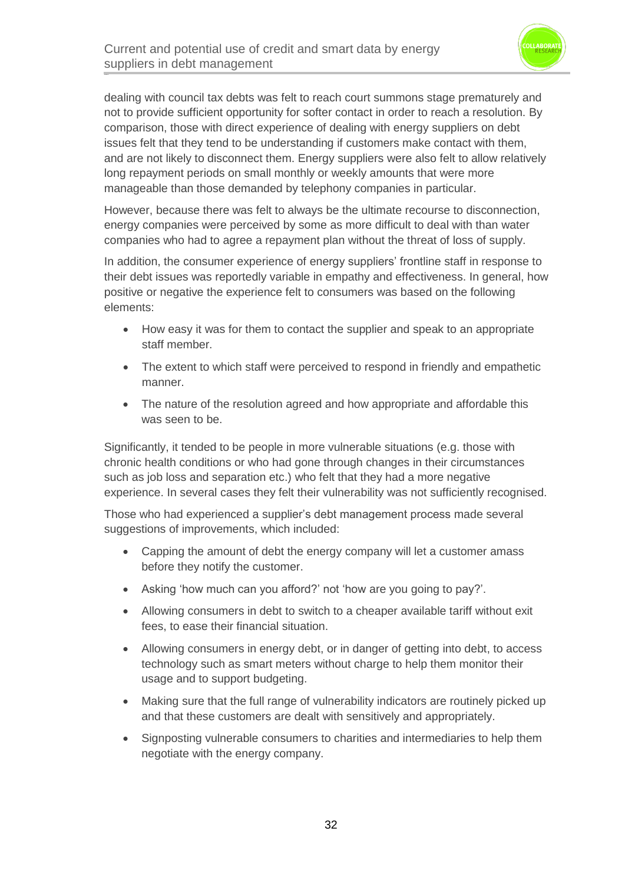dealing with council tax debts was felt to reach court summons stage prematurely and not to provide sufficient opportunity for softer contact in order to reach a resolution. By comparison, those with direct experience of dealing with energy suppliers on debt issues felt that they tend to be understanding if customers make contact with them, and are not likely to disconnect them. Energy suppliers were also felt to allow relatively long repayment periods on small monthly or weekly amounts that were more manageable than those demanded by telephony companies in particular.

However, because there was felt to always be the ultimate recourse to disconnection, energy companies were perceived by some as more difficult to deal with than water companies who had to agree a repayment plan without the threat of loss of supply.

In addition, the consumer experience of energy suppliers' frontline staff in response to their debt issues was reportedly variable in empathy and effectiveness. In general, how positive or negative the experience felt to consumers was based on the following elements:

- How easy it was for them to contact the supplier and speak to an appropriate staff member.
- The extent to which staff were perceived to respond in friendly and empathetic manner.
- The nature of the resolution agreed and how appropriate and affordable this was seen to be.

Significantly, it tended to be people in more vulnerable situations (e.g. those with chronic health conditions or who had gone through changes in their circumstances such as job loss and separation etc.) who felt that they had a more negative experience. In several cases they felt their vulnerability was not sufficiently recognised.

Those who had experienced a supplier's debt management process made several suggestions of improvements, which included:

- Capping the amount of debt the energy company will let a customer amass before they notify the customer.
- Asking 'how much can you afford?' not 'how are you going to pay?'.
- Allowing consumers in debt to switch to a cheaper available tariff without exit fees, to ease their financial situation.
- Allowing consumers in energy debt, or in danger of getting into debt, to access technology such as smart meters without charge to help them monitor their usage and to support budgeting.
- Making sure that the full range of vulnerability indicators are routinely picked up and that these customers are dealt with sensitively and appropriately.
- Signposting vulnerable consumers to charities and intermediaries to help them negotiate with the energy company.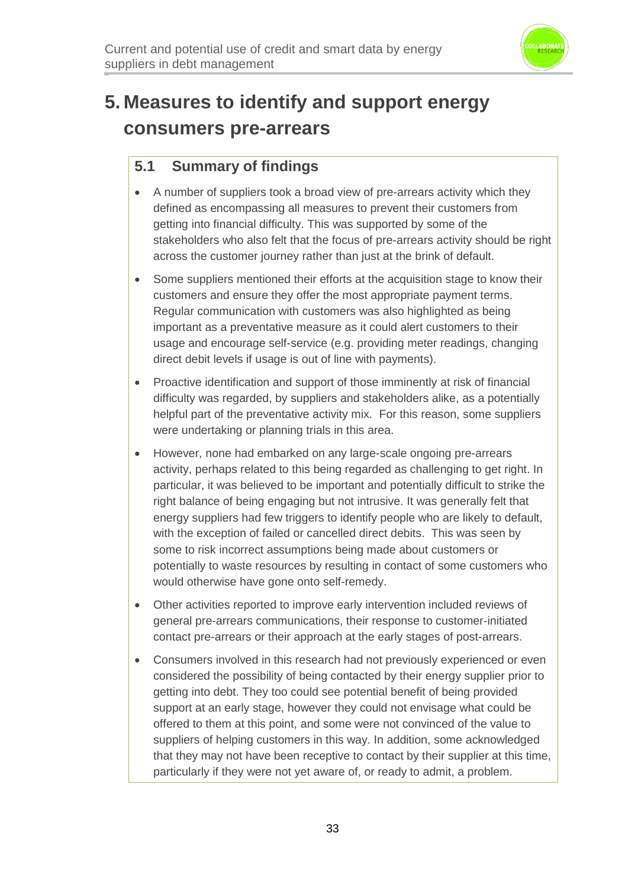# 5. Measures to identify and support energy consumers pre-arrears

## 5.1 Summary of findings

- A number of suppliers took a broad view of pre-arrears activity which they defined as encompassing all measures to prevent their customers from getting into financial difficulty. This was supported by some of the stakeholders who also felt that the focus of pre-arrears activity should be right across the customer journey rather than just at the brink of default.
- Some suppliers mentioned their efforts at the acquisition stage to know their customers and ensure they offer the most appropriate payment terms. Regular communication with customers was also highlighted as being important as a preventative measure as it could alert customers to their usage and encourage self-service (e.g. providing meter readings, changing direct debit levels if usage is out of line with payments).
- Proactive identification and support of those imminently at risk of financial difficulty was regarded, by suppliers and stakeholders alike, as a potentially helpful part of the preventative activity mix. For this reason, some suppliers were undertaking or planning trials in this area.
- However, none had embarked on any large-scale ongoing pre-arrears activity, perhaps related to this being regarded as challenging to get right. In particular, it was believed to be important and potentially difficult to strike the right balance of being engaging but not intrusive. It was generally felt that energy suppliers had few triggers to identify people who are likely to default, with the exception of failed or cancelled direct debits. This was seen by some to risk incorrect assumptions being made about customers or potentially to waste resources by resulting in contact of some customers who would otherwise have gone onto self-remedy.
- Other activities reported to improve early intervention included reviews of general pre-arrears communications, their response to customer-initiated contact pre-arrears or their approach at the early stages of post-arrears.
- Consumers involved in this research had not previously experienced or even considered the possibility of being contacted by their energy supplier prior to getting into debt. They too could see potential benefit of being provided support at an early stage, however they could not envisage what could be offered to them at this point, and some were not convinced of the value to suppliers of helping customers in this way. In addition, some acknowledged that they may not have been receptive to contact by their supplier at this time, particularly if they were not yet aware of, or ready to admit, a problem.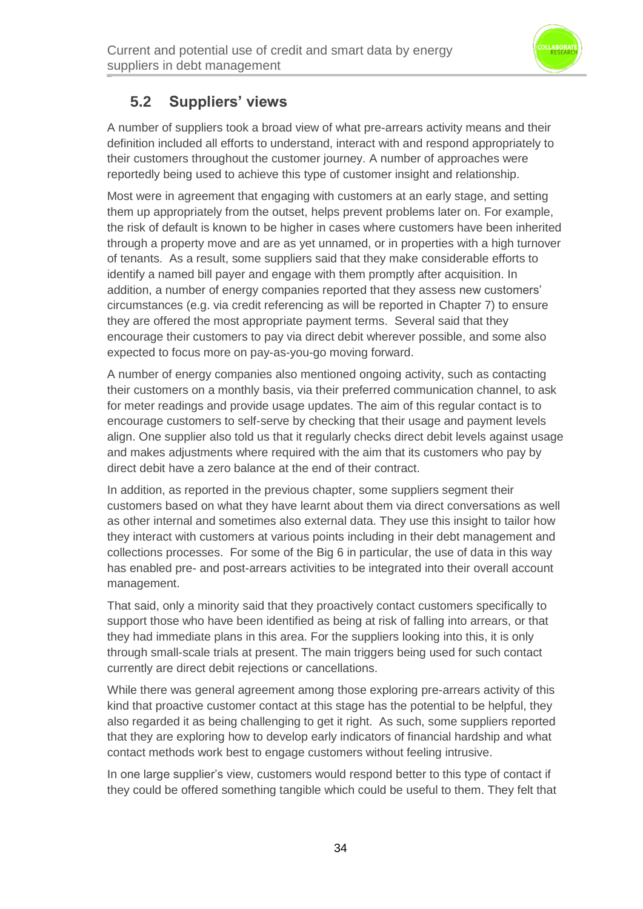## 5.2 Suppliers' views

A number of suppliers took a broad view of what pre-arrears activity means and their definition included all efforts to understand, interact with and respond appropriately to their customers throughout the customer journey. A number of approaches were reportedly being used to achieve this type of customer insight and relationship.

Most were in agreement that engaging with customers at an early stage, and setting them up appropriately from the outset, helps prevent problems later on. For example, the risk of default is known to be higher in cases where customers have been inherited through a property move and are as yet unnamed, or in properties with a high turnover of tenants. As a result, some suppliers said that they make considerable efforts to identify a named bill payer and engage with them promptly after acquisition. In addition, a number of energy companies reported that they assess new customers' circumstances (e.g. via credit referencing as will be reported in Chapter 7) to ensure they are offered the most appropriate payment terms. Several said that they encourage their customers to pay via direct debit wherever possible, and some also expected to focus more on pay-as-you-go moving forward.

A number of energy companies also mentioned ongoing activity, such as contacting their customers on a monthly basis, via their preferred communication channel, to ask for meter readings and provide usage updates. The aim of this regular contact is to encourage customers to self-serve by checking that their usage and payment levels align. One supplier also told us that it regularly checks direct debit levels against usage and makes adjustments where required with the aim that its customers who pay by direct debit have a zero balance at the end of their contract.

In addition, as reported in the previous chapter, some suppliers segment their customers based on what they have learnt about them via direct conversations as well as other internal and sometimes also external data. They use this insight to tailor how they interact with customers at various points including in their debt management and collections processes. For some of the Big 6 in particular, the use of data in this way has enabled pre- and post-arrears activities to be integrated into their overall account management.

That said, only a minority said that they proactively contact customers specifically to support those who have been identified as being at risk of falling into arrears, or that they had immediate plans in this area. For the suppliers looking into this, it is only through small-scale trials at present. The main triggers being used for such contact currently are direct debit rejections or cancellations.

While there was general agreement among those exploring pre-arrears activity of this kind that proactive customer contact at this stage has the potential to be helpful, they also regarded it as being challenging to get it right. As such, some suppliers reported that they are exploring how to develop early indicators of financial hardship and what contact methods work best to engage customers without feeling intrusive.

In one large supplier's view, customers would respond better to this type of contact if they could be offered something tangible which could be useful to them. They felt that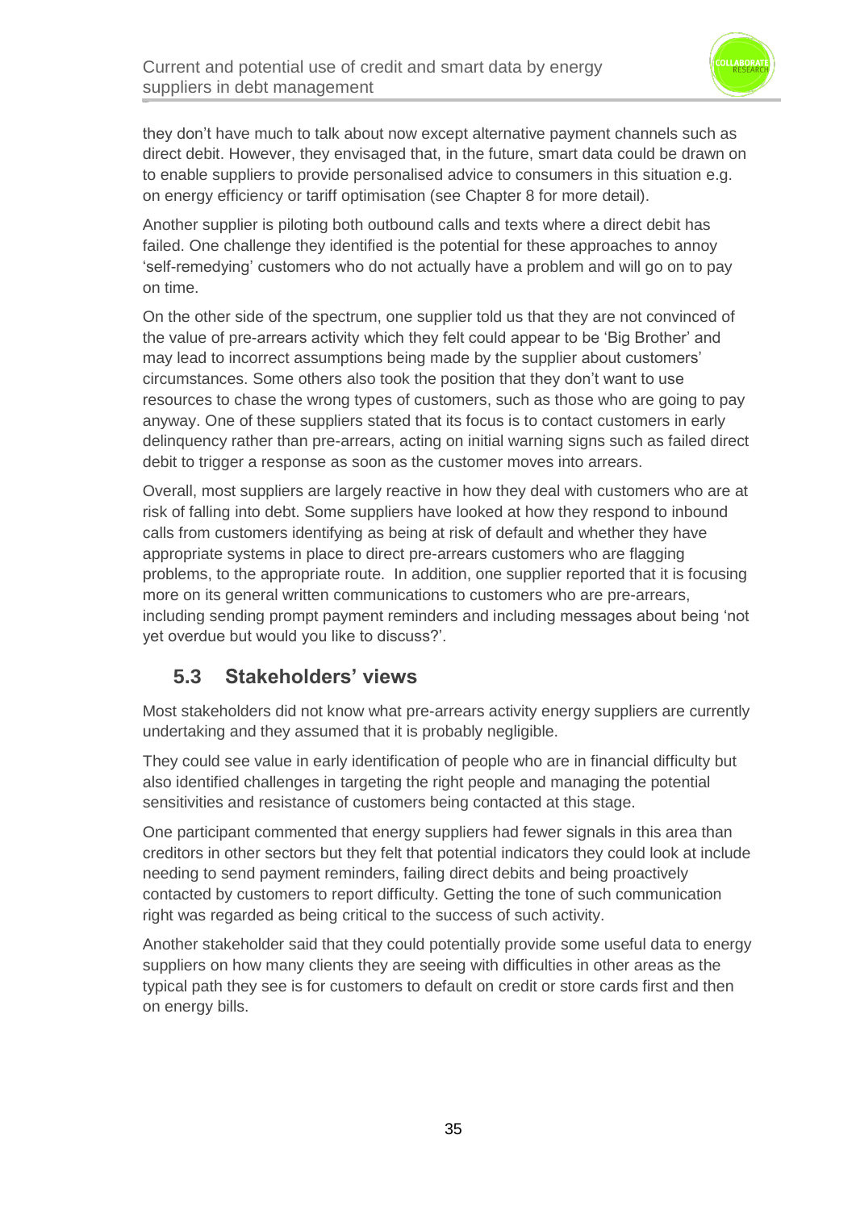they don't have much to talk about now except alternative payment channels such as direct debit. However, they envisaged that, in the future, smart data could be drawn on to enable suppliers to provide personalised advice to consumers in this situation e.g. on energy efficiency or tariff optimisation (see Chapter 8 for more detail).

Another supplier is piloting both outbound calls and texts where a direct debit has failed. One challenge they identified is the potential for these approaches to annoy 'self-remedying' customers who do not actually have a problem and will go on to pay on time.

On the other side of the spectrum, one supplier told us that they are not convinced of the value of pre-arrears activity which they felt could appear to be 'Big Brother' and may lead to incorrect assumptions being made by the supplier about customers' circumstances. Some others also took the position that they don't want to use resources to chase the wrong types of customers, such as those who are going to pay anyway. One of these suppliers stated that its focus is to contact customers in early delinquency rather than pre-arrears, acting on initial warning signs such as failed direct debit to trigger a response as soon as the customer moves into arrears.

Overall, most suppliers are largely reactive in how they deal with customers who are at risk of falling into debt. Some suppliers have looked at how they respond to inbound calls from customers identifying as being at risk of default and whether they have appropriate systems in place to direct pre-arrears customers who are flagging problems, to the appropriate route. In addition, one supplier reported that it is focusing more on its general written communications to customers who are pre-arrears, including sending prompt payment reminders and including messages about being 'not yet overdue but would you like to discuss?'.

## 5.3 Stakeholders' views

Most stakeholders did not know what pre-arrears activity energy suppliers are currently undertaking and they assumed that it is probably negligible.

They could see value in early identification of people who are in financial difficulty but also identified challenges in targeting the right people and managing the potential sensitivities and resistance of customers being contacted at this stage.

One participant commented that energy suppliers had fewer signals in this area than creditors in other sectors but they felt that potential indicators they could look at include needing to send payment reminders, failing direct debits and being proactively contacted by customers to report difficulty. Getting the tone of such communication right was regarded as being critical to the success of such activity.

Another stakeholder said that they could potentially provide some useful data to energy suppliers on how many clients they are seeing with difficulties in other areas as the typical path they see is for customers to default on credit or store cards first and then on energy bills.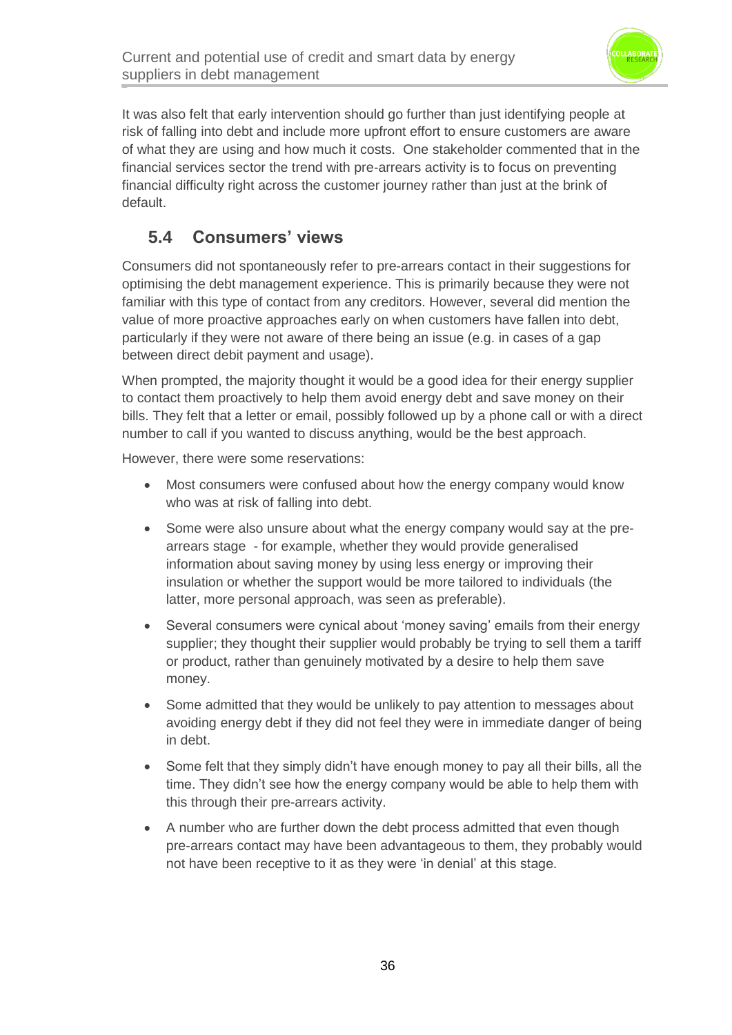It was also felt that early intervention should go further than just identifying people at risk of falling into debt and include more upfront effort to ensure customers are aware of what they are using and how much it costs. One stakeholder commented that in the financial services sector the trend with pre-arrears activity is to focus on preventing financial difficulty right across the customer journey rather than just at the brink of default.

## 5.4 Consumers' views

Consumers did not spontaneously refer to pre-arrears contact in their suggestions for optimising the debt management experience. This is primarily because they were not familiar with this type of contact from any creditors. However, several did mention the value of more proactive approaches early on when customers have fallen into debt, particularly if they were not aware of there being an issue (e.g. in cases of a gap between direct debit payment and usage).

When prompted, the majority thought it would be a good idea for their energy supplier to contact them proactively to help them avoid energy debt and save money on their bills. They felt that a letter or email, possibly followed up by a phone call or with a direct number to call if you wanted to discuss anything, would be the best approach.

However, there were some reservations:

- Most consumers were confused about how the energy company would know who was at risk of falling into debt.
- Some were also unsure about what the energy company would say at the pre-arrears stage - for example, whether they would provide generalised information about saving money by using less energy or improving their insulation or whether the support would be more tailored to individuals (the latter, more personal approach, was seen as preferable).
- Several consumers were cynical about 'money saving' emails from their energy supplier; they thought their supplier would probably be trying to sell them a tariff or product, rather than genuinely motivated by a desire to help them save money.
- Some admitted that they would be unlikely to pay attention to messages about avoiding energy debt if they did not feel they were in immediate danger of being in debt.
- Some felt that they simply didn't have enough money to pay all their bills, all the time. They didn't see how the energy company would be able to help them with this through their pre-arrears activity.
- A number who are further down the debt process admitted that even though pre-arrears contact may have been advantageous to them, they probably would not have been receptive to it as they were 'in denial' at this stage.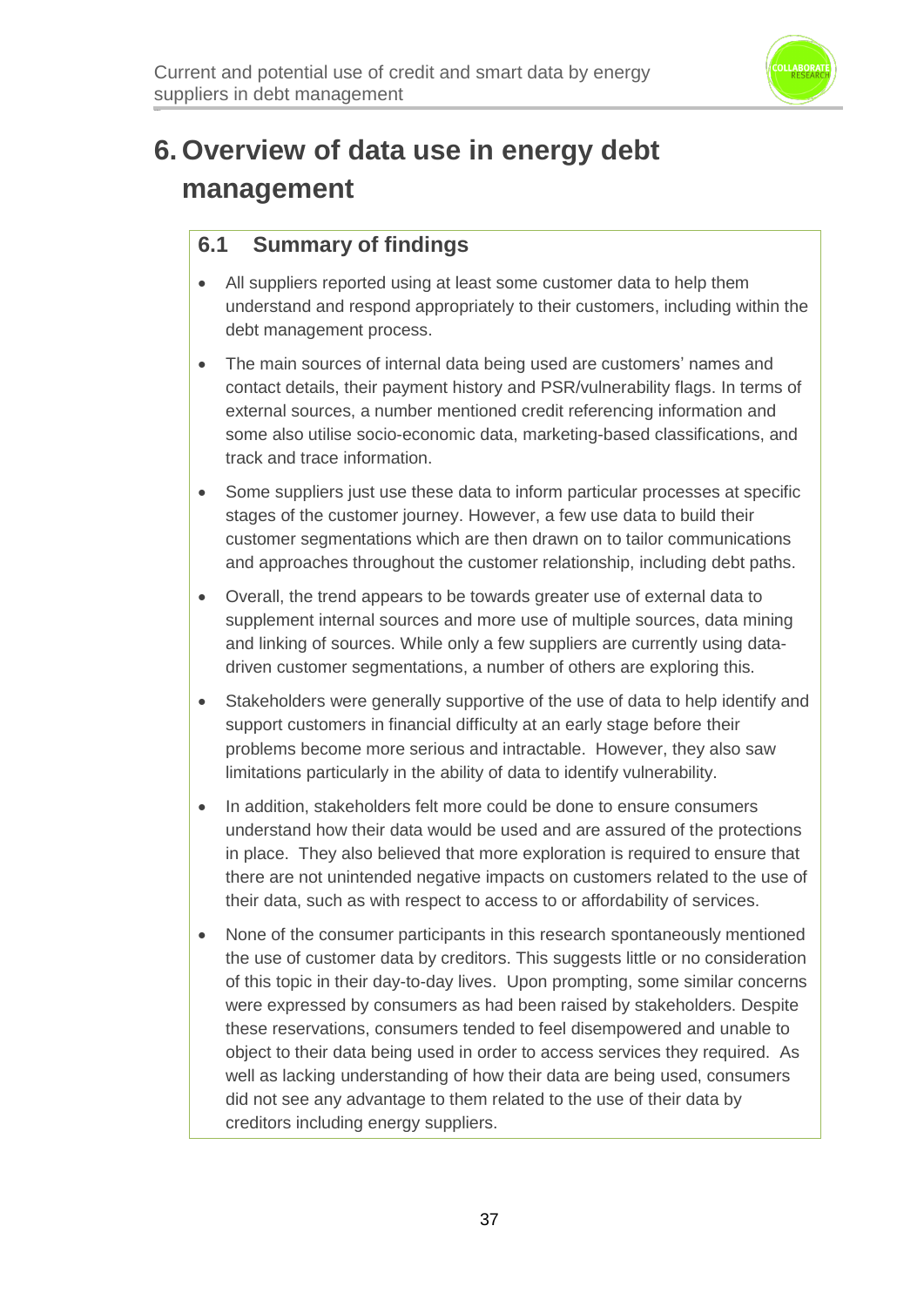# 6. Overview of data use in energy debt management

## 6.1 Summary of findings

- All suppliers reported using at least some customer data to help them understand and respond appropriately to their customers, including within the debt management process.
- The main sources of internal data being used are customers' names and contact details, their payment history and PSR/vulnerability flags. In terms of external sources, a number mentioned credit referencing information and some also utilise socio-economic data, marketing-based classifications, and track and trace information.
- Some suppliers just use these data to inform particular processes at specific stages of the customer journey. However, a few use data to build their customer segmentations which are then drawn on to tailor communications and approaches throughout the customer relationship, including debt paths.
- Overall, the trend appears to be towards greater use of external data to supplement internal sources and more use of multiple sources, data mining and linking of sources. While only a few suppliers are currently using data-driven customer segmentations, a number of others are exploring this.
- Stakeholders were generally supportive of the use of data to help identify and support customers in financial difficulty at an early stage before their problems become more serious and intractable. However, they also saw limitations particularly in the ability of data to identify vulnerability.
- In addition, stakeholders felt more could be done to ensure consumers understand how their data would be used and are assured of the protections in place. They also believed that more exploration is required to ensure that there are not unintended negative impacts on customers related to the use of their data, such as with respect to access to or affordability of services.
- None of the consumer participants in this research spontaneously mentioned the use of customer data by creditors. This suggests little or no consideration of this topic in their day-to-day lives. Upon prompting, some similar concerns were expressed by consumers as had been raised by stakeholders. Despite these reservations, consumers tended to feel disempowered and unable to object to their data being used in order to access services they required. As well as lacking understanding of how their data are being used, consumers did not see any advantage to them related to the use of their data by creditors including energy suppliers.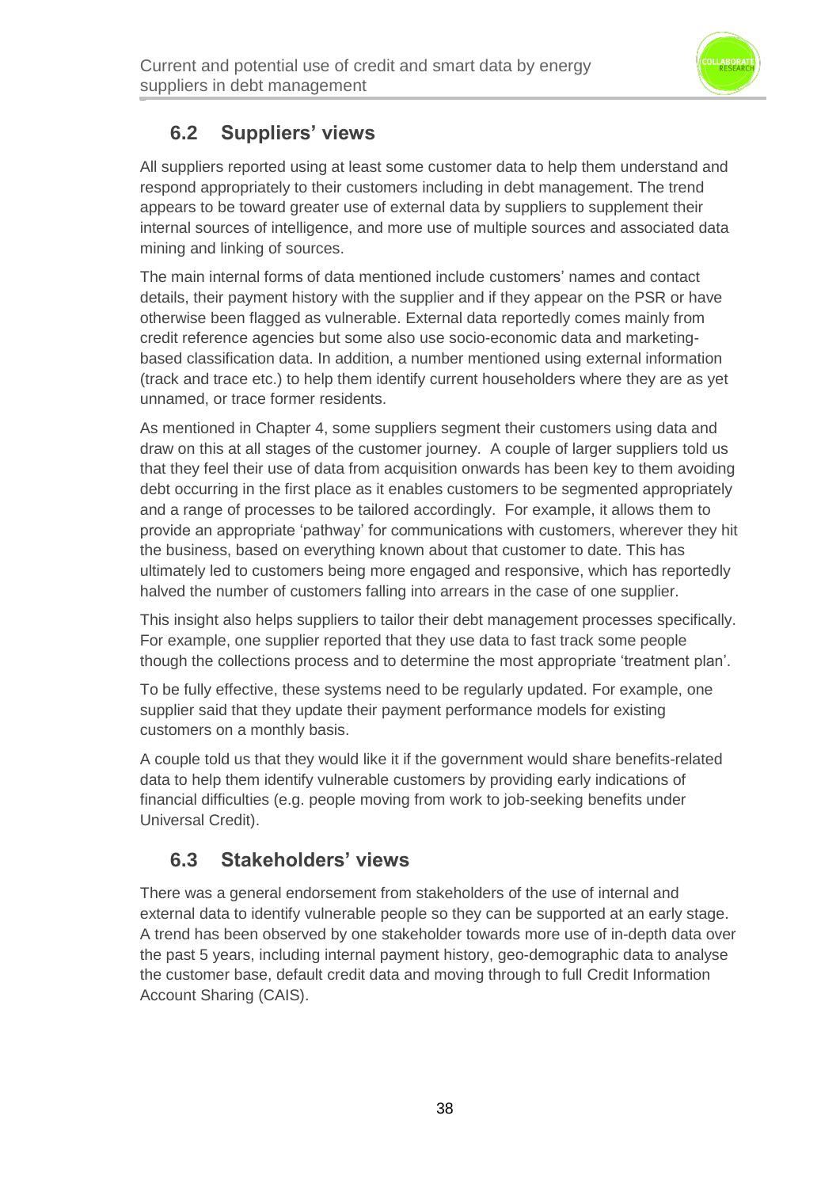## 6.2 Suppliers' views

All suppliers reported using at least some customer data to help them understand and respond appropriately to their customers including in debt management. The trend appears to be toward greater use of external data by suppliers to supplement their internal sources of intelligence, and more use of multiple sources and associated data mining and linking of sources.

The main internal forms of data mentioned include customers' names and contact details, their payment history with the supplier and if they appear on the PSR or have otherwise been flagged as vulnerable. External data reportedly comes mainly from credit reference agencies but some also use socio-economic data and marketing-based classification data. In addition, a number mentioned using external information (track and trace etc.) to help them identify current householders where they are as yet unnamed, or trace former residents.

As mentioned in Chapter 4, some suppliers segment their customers using data and draw on this at all stages of the customer journey. A couple of larger suppliers told us that they feel their use of data from acquisition onwards has been key to them avoiding debt occurring in the first place as it enables customers to be segmented appropriately and a range of processes to be tailored accordingly. For example, it allows them to provide an appropriate 'pathway' for communications with customers, wherever they hit the business, based on everything known about that customer to date. This has ultimately led to customers being more engaged and responsive, which has reportedly halved the number of customers falling into arrears in the case of one supplier.

This insight also helps suppliers to tailor their debt management processes specifically. For example, one supplier reported that they use data to fast track some people though the collections process and to determine the most appropriate 'treatment plan'.

To be fully effective, these systems need to be regularly updated. For example, one supplier said that they update their payment performance models for existing customers on a monthly basis.

A couple told us that they would like it if the government would share benefits-related data to help them identify vulnerable customers by providing early indications of financial difficulties (e.g. people moving from work to job-seeking benefits under Universal Credit).

## 6.3 Stakeholders' views

There was a general endorsement from stakeholders of the use of internal and external data to identify vulnerable people so they can be supported at an early stage. A trend has been observed by one stakeholder towards more use of in-depth data over the past 5 years, including internal payment history, geo-demographic data to analyse the customer base, default credit data and moving through to full Credit Information Account Sharing (CAIS).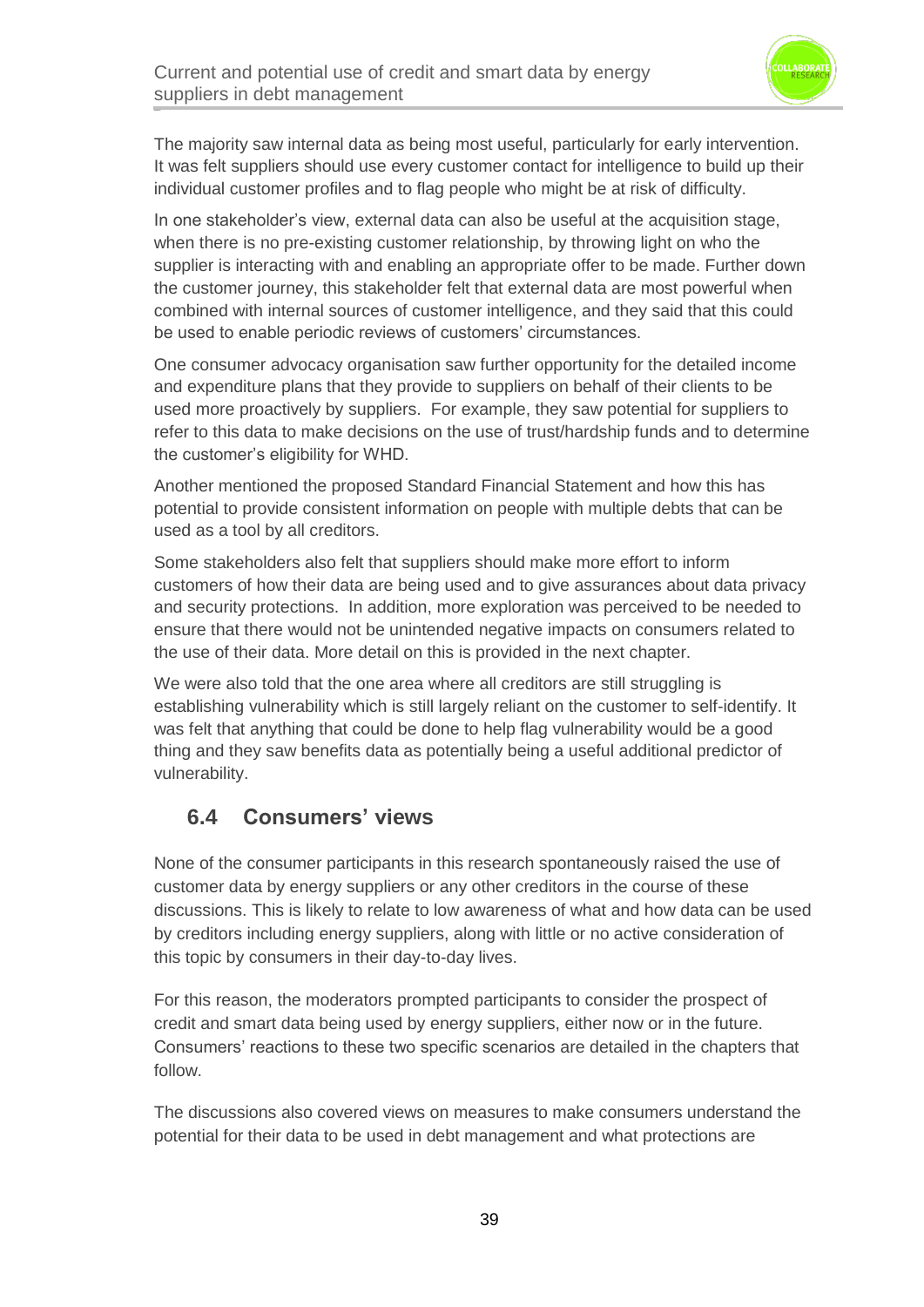The majority saw internal data as being most useful, particularly for early intervention. It was felt suppliers should use every customer contact for intelligence to build up their individual customer profiles and to flag people who might be at risk of difficulty.

In one stakeholder's view, external data can also be useful at the acquisition stage, when there is no pre-existing customer relationship, by throwing light on who the supplier is interacting with and enabling an appropriate offer to be made. Further down the customer journey, this stakeholder felt that external data are most powerful when combined with internal sources of customer intelligence, and they said that this could be used to enable periodic reviews of customers' circumstances.

One consumer advocacy organisation saw further opportunity for the detailed income and expenditure plans that they provide to suppliers on behalf of their clients to be used more proactively by suppliers. For example, they saw potential for suppliers to refer to this data to make decisions on the use of trust/hardship funds and to determine the customer's eligibility for WHD.

Another mentioned the proposed Standard Financial Statement and how this has potential to provide consistent information on people with multiple debts that can be used as a tool by all creditors.

Some stakeholders also felt that suppliers should make more effort to inform customers of how their data are being used and to give assurances about data privacy and security protections. In addition, more exploration was perceived to be needed to ensure that there would not be unintended negative impacts on consumers related to the use of their data. More detail on this is provided in the next chapter.

We were also told that the one area where all creditors are still struggling is establishing vulnerability which is still largely reliant on the customer to self-identify. It was felt that anything that could be done to help flag vulnerability would be a good thing and they saw benefits data as potentially being a useful additional predictor of vulnerability.

## 6.4 Consumers' views

None of the consumer participants in this research spontaneously raised the use of customer data by energy suppliers or any other creditors in the course of these discussions. This is likely to relate to low awareness of what and how data can be used by creditors including energy suppliers, along with little or no active consideration of this topic by consumers in their day-to-day lives.

For this reason, the moderators prompted participants to consider the prospect of credit and smart data being used by energy suppliers, either now or in the future. Consumers' reactions to these two specific scenarios are detailed in the chapters that follow.

The discussions also covered views on measures to make consumers understand the potential for their data to be used in debt management and what protections are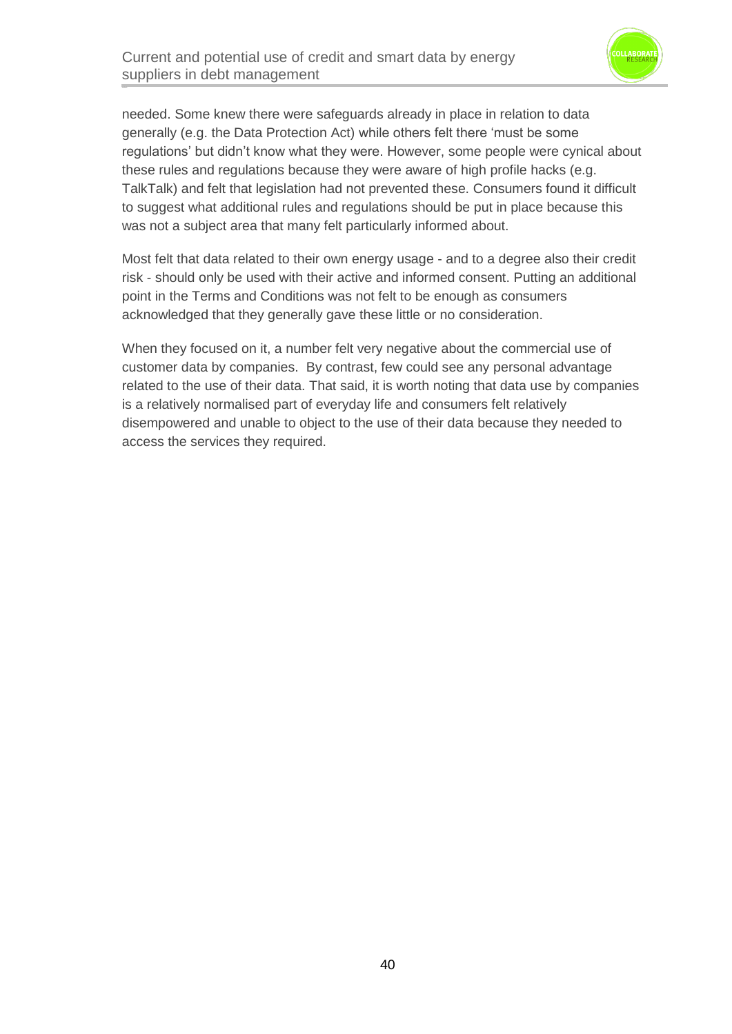needed. Some knew there were safeguards already in place in relation to data generally (e.g. the Data Protection Act) while others felt there 'must be some regulations' but didn't know what they were. However, some people were cynical about these rules and regulations because they were aware of high profile hacks (e.g. TalkTalk) and felt that legislation had not prevented these. Consumers found it difficult to suggest what additional rules and regulations should be put in place because this was not a subject area that many felt particularly informed about.

Most felt that data related to their own energy usage - and to a degree also their credit risk - should only be used with their active and informed consent. Putting an additional point in the Terms and Conditions was not felt to be enough as consumers acknowledged that they generally gave these little or no consideration.

When they focused on it, a number felt very negative about the commercial use of customer data by companies. By contrast, few could see any personal advantage related to the use of their data. That said, it is worth noting that data use by companies is a relatively normalised part of everyday life and consumers felt relatively disempowered and unable to object to the use of their data because they needed to access the services they required.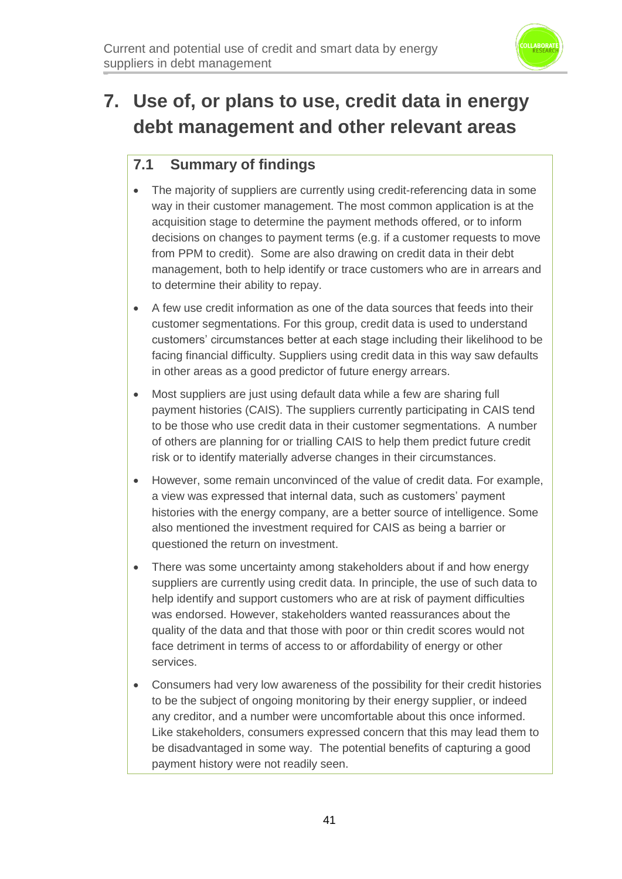# 7. Use of, or plans to use, credit data in energy debt management and other relevant areas

## 7.1 Summary of findings

- The majority of suppliers are currently using credit-referencing data in some way in their customer management. The most common application is at the acquisition stage to determine the payment methods offered, or to inform decisions on changes to payment terms (e.g. if a customer requests to move from PPM to credit). Some are also drawing on credit data in their debt management, both to help identify or trace customers who are in arrears and to determine their ability to repay.
- A few use credit information as one of the data sources that feeds into their customer segmentations. For this group, credit data is used to understand customers' circumstances better at each stage including their likelihood to be facing financial difficulty. Suppliers using credit data in this way saw defaults in other areas as a good predictor of future energy arrears.
- Most suppliers are just using default data while a few are sharing full payment histories (CAIS). The suppliers currently participating in CAIS tend to be those who use credit data in their customer segmentations. A number of others are planning for or trialling CAIS to help them predict future credit risk or to identify materially adverse changes in their circumstances.
- However, some remain unconvinced of the value of credit data. For example, a view was expressed that internal data, such as customers' payment histories with the energy company, are a better source of intelligence. Some also mentioned the investment required for CAIS as being a barrier or questioned the return on investment.
- There was some uncertainty among stakeholders about if and how energy suppliers are currently using credit data. In principle, the use of such data to help identify and support customers who are at risk of payment difficulties was endorsed. However, stakeholders wanted reassurances about the quality of the data and that those with poor or thin credit scores would not face detriment in terms of access to or affordability of energy or other services.
- Consumers had very low awareness of the possibility for their credit histories to be the subject of ongoing monitoring by their energy supplier, or indeed any creditor, and a number were uncomfortable about this once informed. Like stakeholders, consumers expressed concern that this may lead them to be disadvantaged in some way. The potential benefits of capturing a good payment history were not readily seen.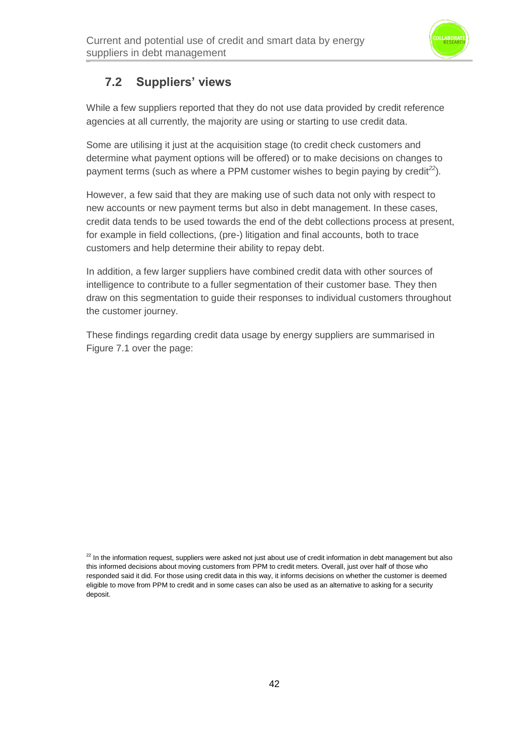## 7.2 Suppliers' views

While a few suppliers reported that they do not use data provided by credit reference agencies at all currently, the majority are using or starting to use credit data.

Some are utilising it just at the acquisition stage (to credit check customers and determine what payment options will be offered) or to make decisions on changes to payment terms (such as where a PPM customer wishes to begin paying by credit[22]).

However, a few said that they are making use of such data not only with respect to new accounts or new payment terms but also in debt management. In these cases, credit data tends to be used towards the end of the debt collections process at present, for example in field collections, (pre-) litigation and final accounts, both to trace customers and help determine their ability to repay debt.

In addition, a few larger suppliers have combined credit data with other sources of intelligence to contribute to a fuller segmentation of their customer base. They then draw on this segmentation to guide their responses to individual customers throughout the customer journey.

These findings regarding credit data usage by energy suppliers are summarised in Figure 7.1 over the page:

[22] In the information request, suppliers were asked not just about use of credit information in debt management but also this informed decisions about moving customers from PPM to credit meters. Overall, just over half of those who responded said it did. For those using credit data in this way, it informs decisions on whether the customer is deemed eligible to move from PPM to credit and in some cases can also be used as an alternative to asking for a security deposit.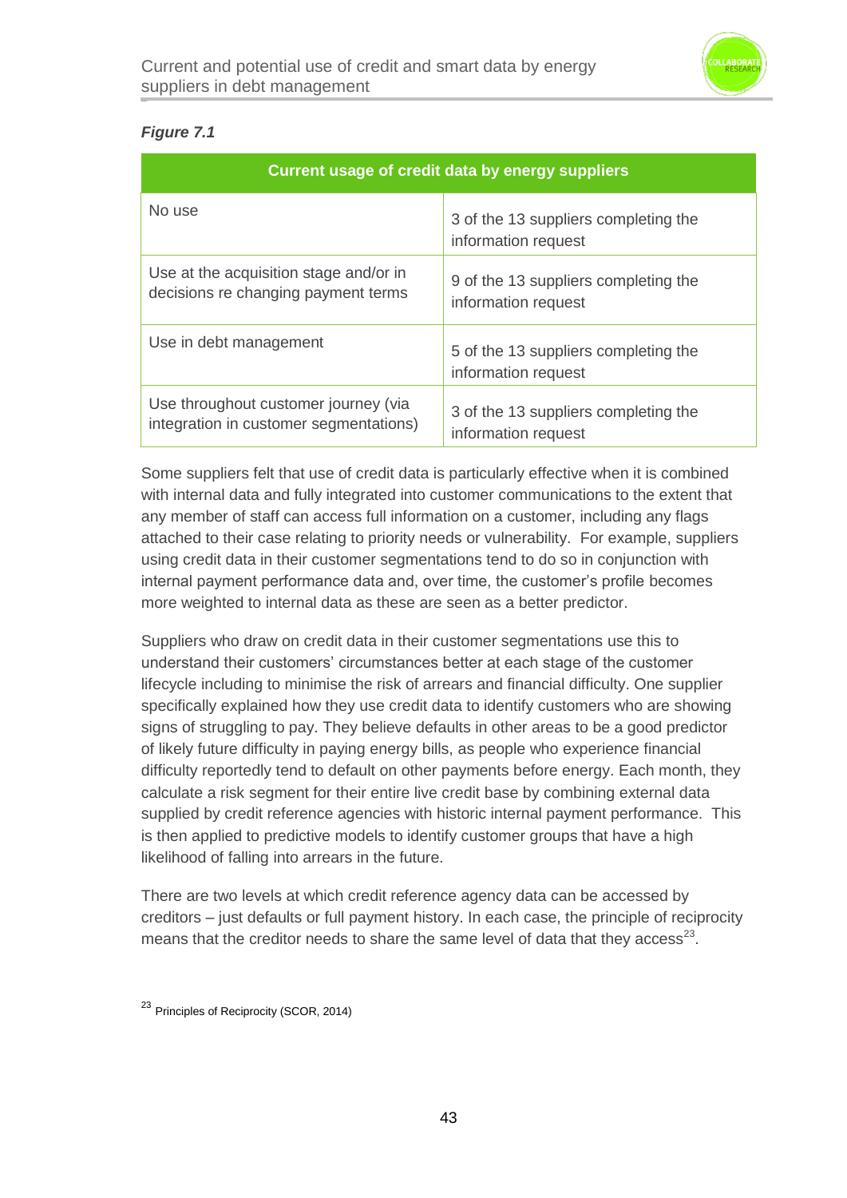***Figure 7.1***

| Current usage of credit data by energy suppliers | |
|---|---|
| No use | 3 of the 13 suppliers completing the information request |
| Use at the acquisition stage and/or in decisions re changing payment terms | 9 of the 13 suppliers completing the information request |
| Use in debt management | 5 of the 13 suppliers completing the information request |
| Use throughout customer journey (via integration in customer segmentations) | 3 of the 13 suppliers completing the information request |

Some suppliers felt that use of credit data is particularly effective when it is combined with internal data and fully integrated into customer communications to the extent that any member of staff can access full information on a customer, including any flags attached to their case relating to priority needs or vulnerability. For example, suppliers using credit data in their customer segmentations tend to do so in conjunction with internal payment performance data and, over time, the customer's profile becomes more weighted to internal data as these are seen as a better predictor.

Suppliers who draw on credit data in their customer segmentations use this to understand their customers' circumstances better at each stage of the customer lifecycle including to minimise the risk of arrears and financial difficulty. One supplier specifically explained how they use credit data to identify customers who are showing signs of struggling to pay. They believe defaults in other areas to be a good predictor of likely future difficulty in paying energy bills, as people who experience financial difficulty reportedly tend to default on other payments before energy. Each month, they calculate a risk segment for their entire live credit base by combining external data supplied by credit reference agencies with historic internal payment performance. This is then applied to predictive models to identify customer groups that have a high likelihood of falling into arrears in the future.

There are two levels at which credit reference agency data can be accessed by creditors – just defaults or full payment history. In each case, the principle of reciprocity means that the creditor needs to share the same level of data that they access[23].

[23] Principles of Reciprocity (SCOR, 2014)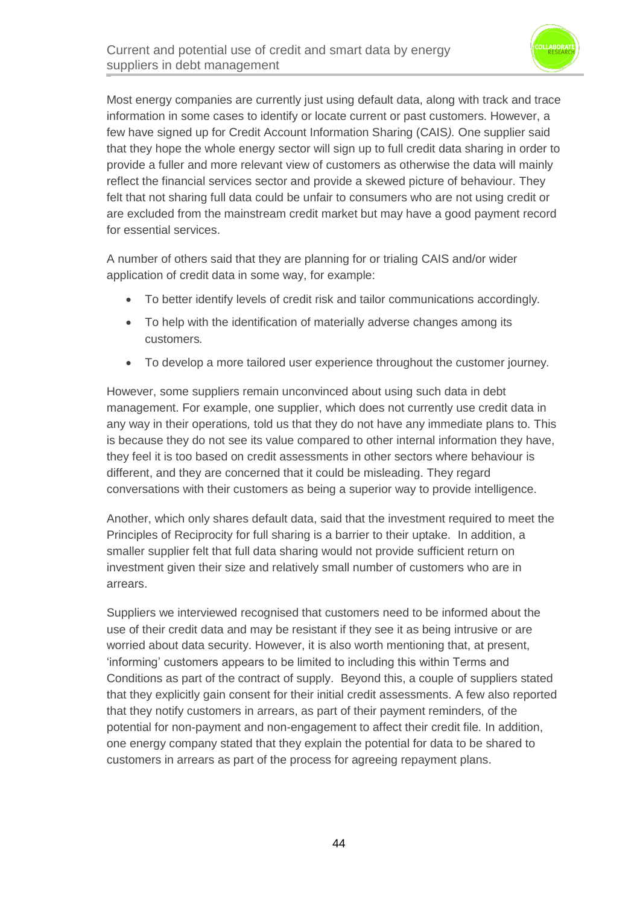Most energy companies are currently just using default data, along with track and trace information in some cases to identify or locate current or past customers. However, a few have signed up for Credit Account Information Sharing (CAIS*).* One supplier said that they hope the whole energy sector will sign up to full credit data sharing in order to provide a fuller and more relevant view of customers as otherwise the data will mainly reflect the financial services sector and provide a skewed picture of behaviour. They felt that not sharing full data could be unfair to consumers who are not using credit or are excluded from the mainstream credit market but may have a good payment record for essential services.

A number of others said that they are planning for or trialing CAIS and/or wider application of credit data in some way, for example:

- To better identify levels of credit risk and tailor communications accordingly*.*
- To help with the identification of materially adverse changes among its customers*.*
- To develop a more tailored user experience throughout the customer journey*.*

However, some suppliers remain unconvinced about using such data in debt management. For example, one supplier, which does not currently use credit data in any way in their operations*,* told us that they do not have any immediate plans to. This is because they do not see its value compared to other internal information they have, they feel it is too based on credit assessments in other sectors where behaviour is different, and they are concerned that it could be misleading. They regard conversations with their customers as being a superior way to provide intelligence.

Another, which only shares default data, said that the investment required to meet the Principles of Reciprocity for full sharing is a barrier to their uptake. In addition, a smaller supplier felt that full data sharing would not provide sufficient return on investment given their size and relatively small number of customers who are in arrears.

Suppliers we interviewed recognised that customers need to be informed about the use of their credit data and may be resistant if they see it as being intrusive or are worried about data security. However, it is also worth mentioning that, at present, 'informing' customers appears to be limited to including this within Terms and Conditions as part of the contract of supply. Beyond this, a couple of suppliers stated that they explicitly gain consent for their initial credit assessments. A few also reported that they notify customers in arrears, as part of their payment reminders, of the potential for non-payment and non-engagement to affect their credit file*.* In addition, one energy company stated that they explain the potential for data to be shared to customers in arrears as part of the process for agreeing repayment plans.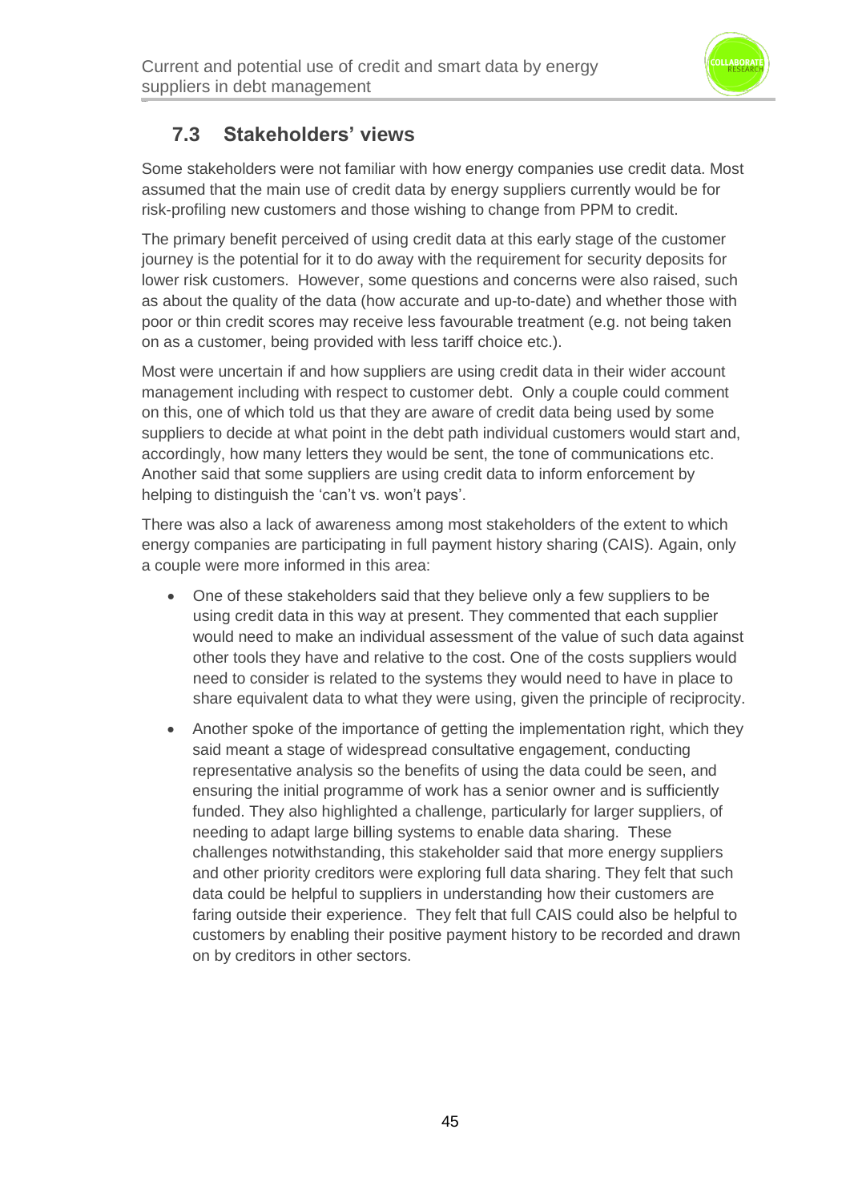## 7.3 Stakeholders' views

Some stakeholders were not familiar with how energy companies use credit data. Most assumed that the main use of credit data by energy suppliers currently would be for risk-profiling new customers and those wishing to change from PPM to credit.

The primary benefit perceived of using credit data at this early stage of the customer journey is the potential for it to do away with the requirement for security deposits for lower risk customers. However, some questions and concerns were also raised, such as about the quality of the data (how accurate and up-to-date) and whether those with poor or thin credit scores may receive less favourable treatment (e.g. not being taken on as a customer, being provided with less tariff choice etc.).

Most were uncertain if and how suppliers are using credit data in their wider account management including with respect to customer debt. Only a couple could comment on this, one of which told us that they are aware of credit data being used by some suppliers to decide at what point in the debt path individual customers would start and, accordingly, how many letters they would be sent, the tone of communications etc. Another said that some suppliers are using credit data to inform enforcement by helping to distinguish the 'can't vs. won't pays'.

There was also a lack of awareness among most stakeholders of the extent to which energy companies are participating in full payment history sharing (CAIS). Again, only a couple were more informed in this area:

- One of these stakeholders said that they believe only a few suppliers to be using credit data in this way at present. They commented that each supplier would need to make an individual assessment of the value of such data against other tools they have and relative to the cost. One of the costs suppliers would need to consider is related to the systems they would need to have in place to share equivalent data to what they were using, given the principle of reciprocity.
- Another spoke of the importance of getting the implementation right, which they said meant a stage of widespread consultative engagement, conducting representative analysis so the benefits of using the data could be seen, and ensuring the initial programme of work has a senior owner and is sufficiently funded. They also highlighted a challenge, particularly for larger suppliers, of needing to adapt large billing systems to enable data sharing. These challenges notwithstanding, this stakeholder said that more energy suppliers and other priority creditors were exploring full data sharing. They felt that such data could be helpful to suppliers in understanding how their customers are faring outside their experience. They felt that full CAIS could also be helpful to customers by enabling their positive payment history to be recorded and drawn on by creditors in other sectors.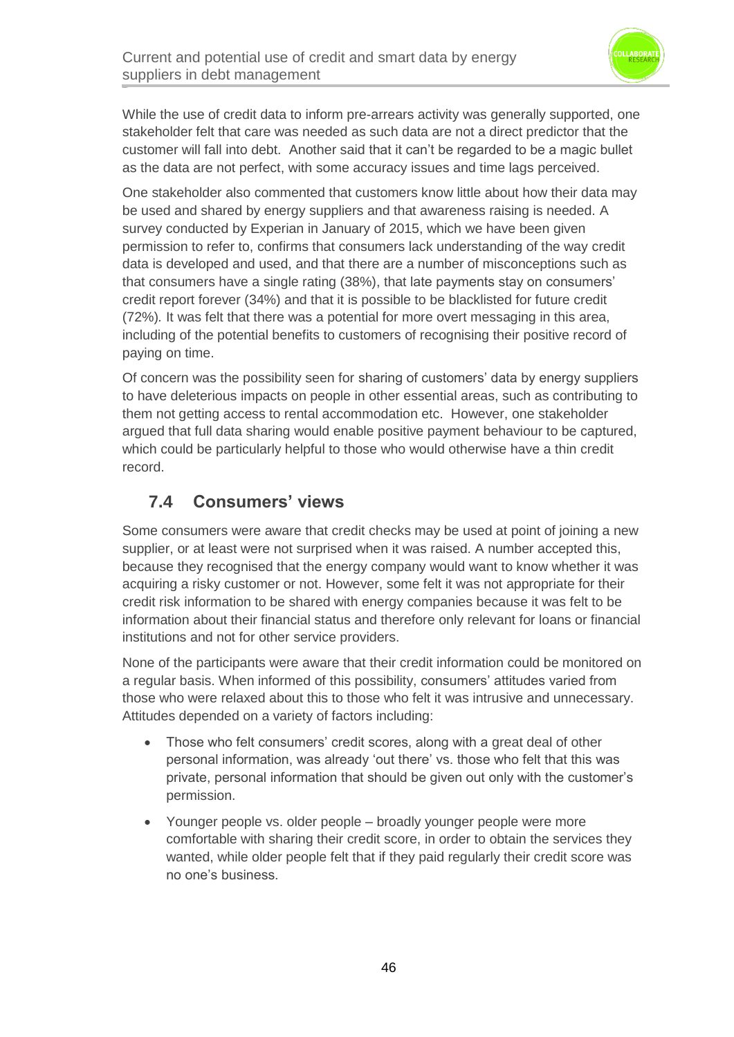While the use of credit data to inform pre-arrears activity was generally supported, one stakeholder felt that care was needed as such data are not a direct predictor that the customer will fall into debt. Another said that it can't be regarded to be a magic bullet as the data are not perfect, with some accuracy issues and time lags perceived.

One stakeholder also commented that customers know little about how their data may be used and shared by energy suppliers and that awareness raising is needed. A survey conducted by Experian in January of 2015, which we have been given permission to refer to, confirms that consumers lack understanding of the way credit data is developed and used, and that there are a number of misconceptions such as that consumers have a single rating (38%), that late payments stay on consumers' credit report forever (34%) and that it is possible to be blacklisted for future credit (72%). It was felt that there was a potential for more overt messaging in this area, including of the potential benefits to customers of recognising their positive record of paying on time.

Of concern was the possibility seen for sharing of customers' data by energy suppliers to have deleterious impacts on people in other essential areas, such as contributing to them not getting access to rental accommodation etc. However, one stakeholder argued that full data sharing would enable positive payment behaviour to be captured, which could be particularly helpful to those who would otherwise have a thin credit record.

## 7.4 Consumers' views

Some consumers were aware that credit checks may be used at point of joining a new supplier, or at least were not surprised when it was raised. A number accepted this, because they recognised that the energy company would want to know whether it was acquiring a risky customer or not. However, some felt it was not appropriate for their credit risk information to be shared with energy companies because it was felt to be information about their financial status and therefore only relevant for loans or financial institutions and not for other service providers.

None of the participants were aware that their credit information could be monitored on a regular basis. When informed of this possibility, consumers' attitudes varied from those who were relaxed about this to those who felt it was intrusive and unnecessary. Attitudes depended on a variety of factors including:

- Those who felt consumers' credit scores, along with a great deal of other personal information, was already 'out there' vs. those who felt that this was private, personal information that should be given out only with the customer's permission.
- Younger people vs. older people – broadly younger people were more comfortable with sharing their credit score, in order to obtain the services they wanted, while older people felt that if they paid regularly their credit score was no one's business.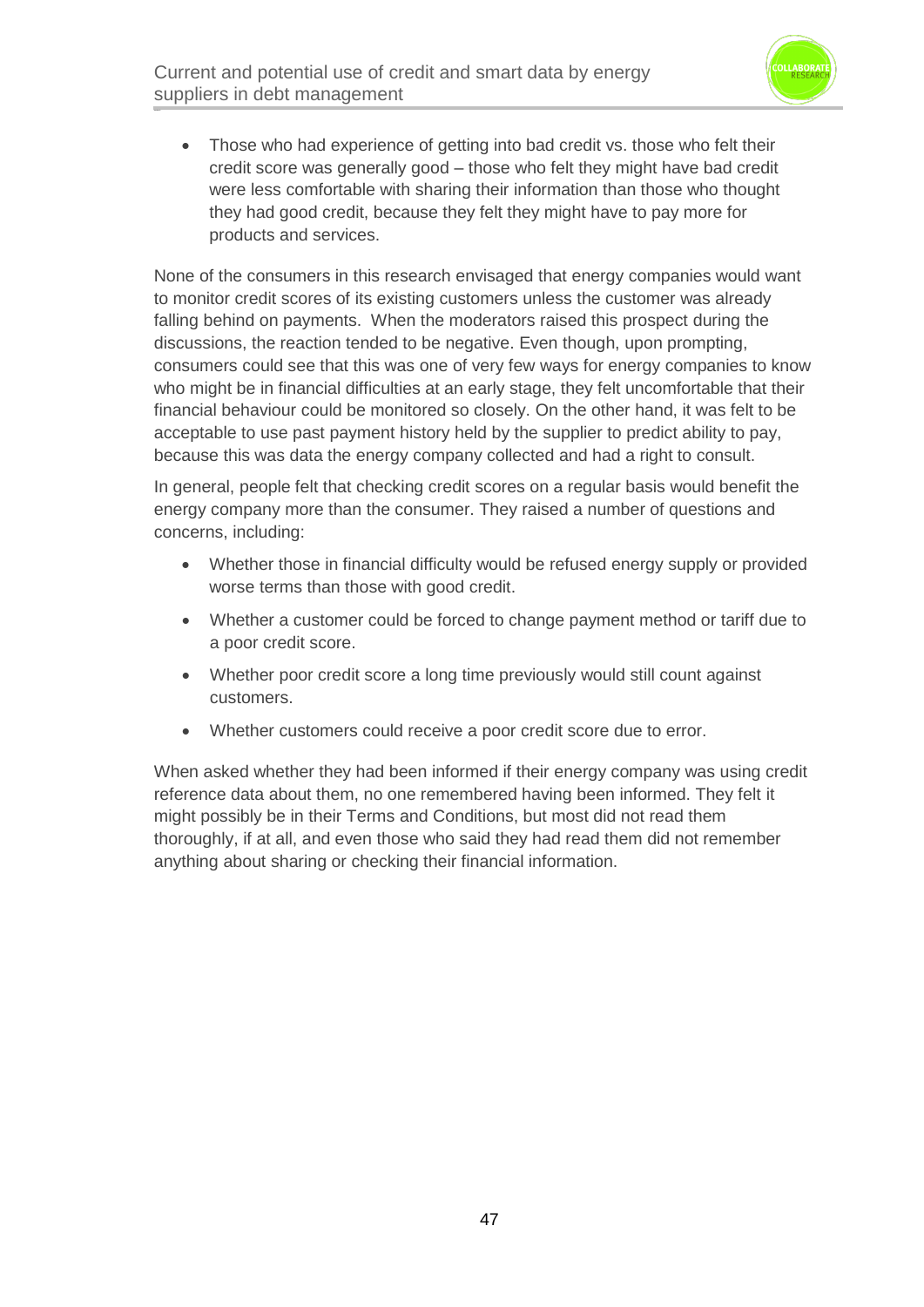- Those who had experience of getting into bad credit vs. those who felt their credit score was generally good – those who felt they might have bad credit were less comfortable with sharing their information than those who thought they had good credit, because they felt they might have to pay more for products and services.

None of the consumers in this research envisaged that energy companies would want to monitor credit scores of its existing customers unless the customer was already falling behind on payments. When the moderators raised this prospect during the discussions, the reaction tended to be negative. Even though, upon prompting, consumers could see that this was one of very few ways for energy companies to know who might be in financial difficulties at an early stage, they felt uncomfortable that their financial behaviour could be monitored so closely. On the other hand, it was felt to be acceptable to use past payment history held by the supplier to predict ability to pay, because this was data the energy company collected and had a right to consult.

In general, people felt that checking credit scores on a regular basis would benefit the energy company more than the consumer. They raised a number of questions and concerns, including:

- Whether those in financial difficulty would be refused energy supply or provided worse terms than those with good credit.
- Whether a customer could be forced to change payment method or tariff due to a poor credit score.
- Whether poor credit score a long time previously would still count against customers.
- Whether customers could receive a poor credit score due to error.

When asked whether they had been informed if their energy company was using credit reference data about them, no one remembered having been informed. They felt it might possibly be in their Terms and Conditions, but most did not read them thoroughly, if at all, and even those who said they had read them did not remember anything about sharing or checking their financial information.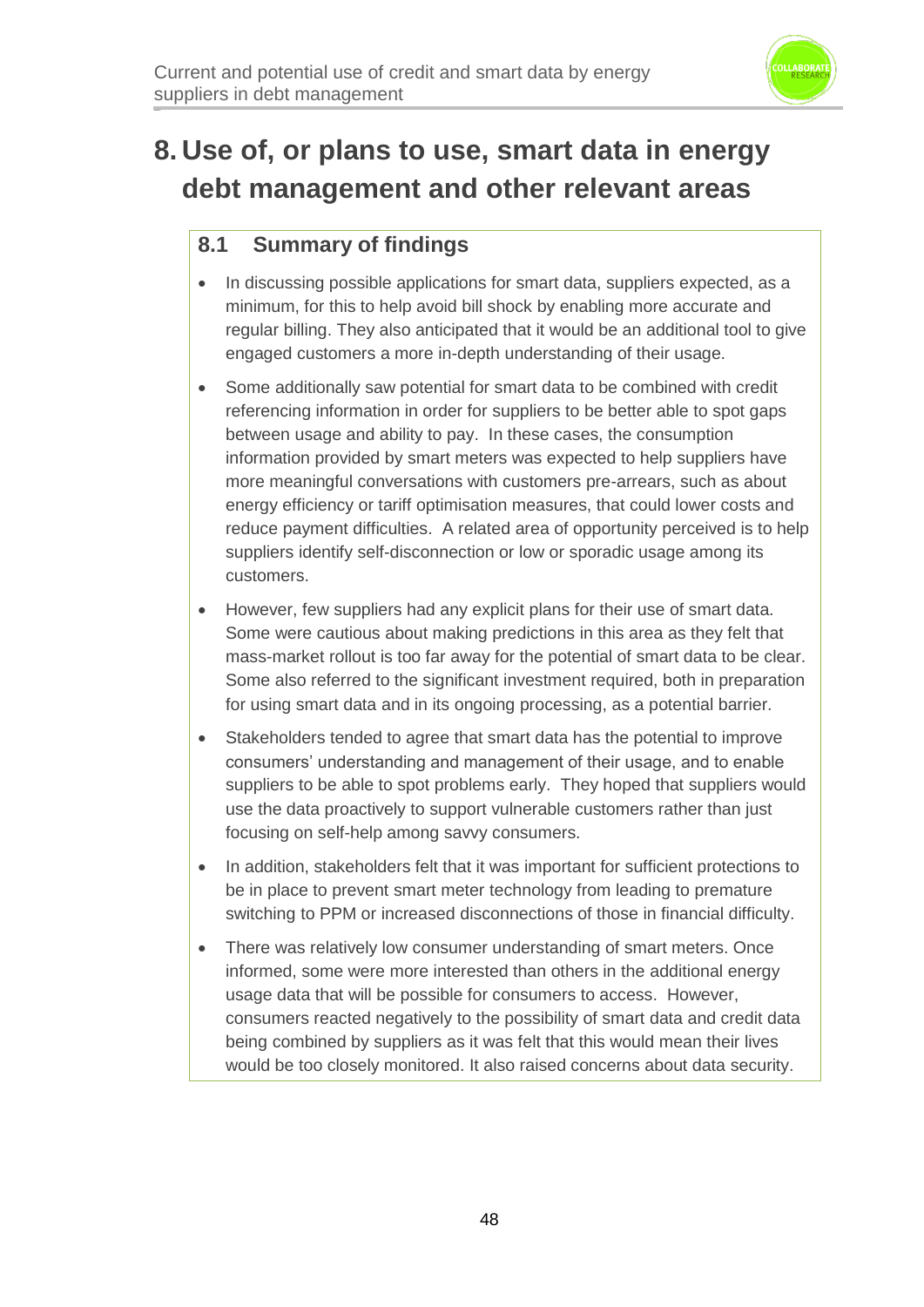# 8. Use of, or plans to use, smart data in energy debt management and other relevant areas

## 8.1 Summary of findings

- In discussing possible applications for smart data, suppliers expected, as a minimum, for this to help avoid bill shock by enabling more accurate and regular billing. They also anticipated that it would be an additional tool to give engaged customers a more in-depth understanding of their usage.
- Some additionally saw potential for smart data to be combined with credit referencing information in order for suppliers to be better able to spot gaps between usage and ability to pay. In these cases, the consumption information provided by smart meters was expected to help suppliers have more meaningful conversations with customers pre-arrears, such as about energy efficiency or tariff optimisation measures, that could lower costs and reduce payment difficulties. A related area of opportunity perceived is to help suppliers identify self-disconnection or low or sporadic usage among its customers.
- However, few suppliers had any explicit plans for their use of smart data. Some were cautious about making predictions in this area as they felt that mass-market rollout is too far away for the potential of smart data to be clear. Some also referred to the significant investment required, both in preparation for using smart data and in its ongoing processing, as a potential barrier.
- Stakeholders tended to agree that smart data has the potential to improve consumers' understanding and management of their usage, and to enable suppliers to be able to spot problems early. They hoped that suppliers would use the data proactively to support vulnerable customers rather than just focusing on self-help among savvy consumers.
- In addition, stakeholders felt that it was important for sufficient protections to be in place to prevent smart meter technology from leading to premature switching to PPM or increased disconnections of those in financial difficulty.
- There was relatively low consumer understanding of smart meters. Once informed, some were more interested than others in the additional energy usage data that will be possible for consumers to access. However, consumers reacted negatively to the possibility of smart data and credit data being combined by suppliers as it was felt that this would mean their lives would be too closely monitored. It also raised concerns about data security.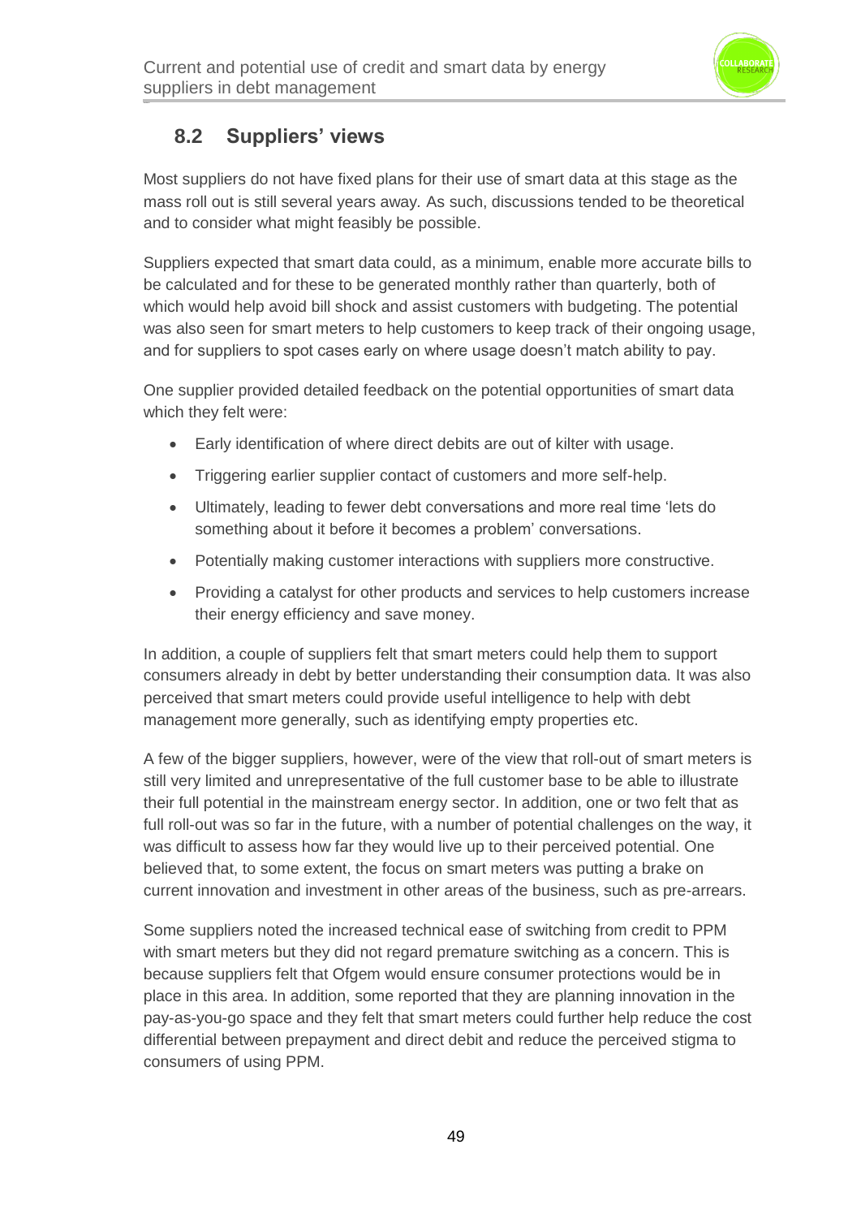## 8.2 Suppliers' views

Most suppliers do not have fixed plans for their use of smart data at this stage as the mass roll out is still several years away. As such, discussions tended to be theoretical and to consider what might feasibly be possible.

Suppliers expected that smart data could, as a minimum, enable more accurate bills to be calculated and for these to be generated monthly rather than quarterly, both of which would help avoid bill shock and assist customers with budgeting. The potential was also seen for smart meters to help customers to keep track of their ongoing usage, and for suppliers to spot cases early on where usage doesn't match ability to pay.

One supplier provided detailed feedback on the potential opportunities of smart data which they felt were:

- Early identification of where direct debits are out of kilter with usage.
- Triggering earlier supplier contact of customers and more self-help.
- Ultimately, leading to fewer debt conversations and more real time 'lets do something about it before it becomes a problem' conversations.
- Potentially making customer interactions with suppliers more constructive.
- Providing a catalyst for other products and services to help customers increase their energy efficiency and save money.

In addition, a couple of suppliers felt that smart meters could help them to support consumers already in debt by better understanding their consumption data. It was also perceived that smart meters could provide useful intelligence to help with debt management more generally, such as identifying empty properties etc.

A few of the bigger suppliers, however, were of the view that roll-out of smart meters is still very limited and unrepresentative of the full customer base to be able to illustrate their full potential in the mainstream energy sector. In addition, one or two felt that as full roll-out was so far in the future, with a number of potential challenges on the way, it was difficult to assess how far they would live up to their perceived potential. One believed that, to some extent, the focus on smart meters was putting a brake on current innovation and investment in other areas of the business, such as pre-arrears.

Some suppliers noted the increased technical ease of switching from credit to PPM with smart meters but they did not regard premature switching as a concern. This is because suppliers felt that Ofgem would ensure consumer protections would be in place in this area. In addition, some reported that they are planning innovation in the pay-as-you-go space and they felt that smart meters could further help reduce the cost differential between prepayment and direct debit and reduce the perceived stigma to consumers of using PPM.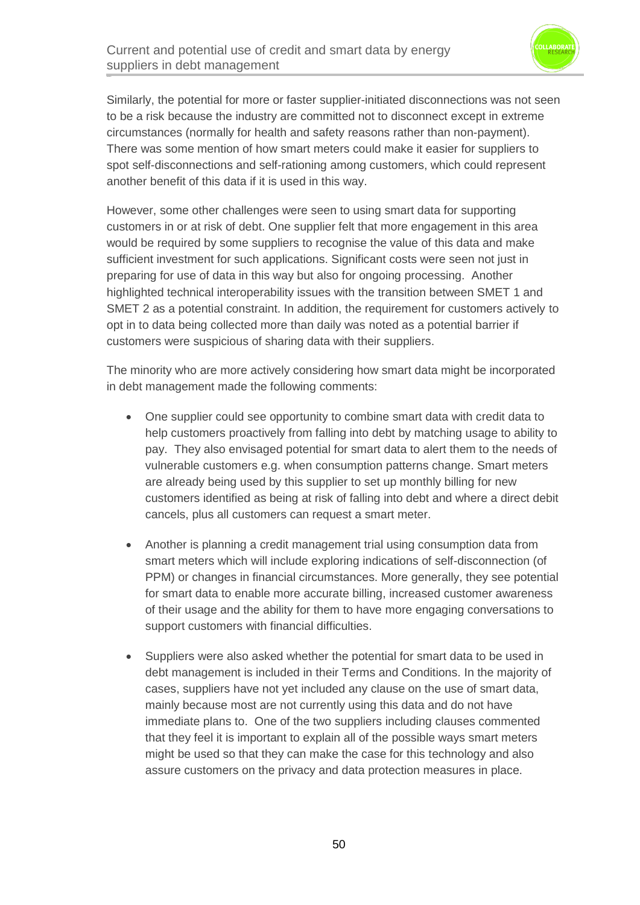Similarly, the potential for more or faster supplier-initiated disconnections was not seen to be a risk because the industry are committed not to disconnect except in extreme circumstances (normally for health and safety reasons rather than non-payment). There was some mention of how smart meters could make it easier for suppliers to spot self-disconnections and self-rationing among customers, which could represent another benefit of this data if it is used in this way.

However, some other challenges were seen to using smart data for supporting customers in or at risk of debt. One supplier felt that more engagement in this area would be required by some suppliers to recognise the value of this data and make sufficient investment for such applications. Significant costs were seen not just in preparing for use of data in this way but also for ongoing processing. Another highlighted technical interoperability issues with the transition between SMET 1 and SMET 2 as a potential constraint. In addition, the requirement for customers actively to opt in to data being collected more than daily was noted as a potential barrier if customers were suspicious of sharing data with their suppliers.

The minority who are more actively considering how smart data might be incorporated in debt management made the following comments:

- One supplier could see opportunity to combine smart data with credit data to help customers proactively from falling into debt by matching usage to ability to pay. They also envisaged potential for smart data to alert them to the needs of vulnerable customers e.g. when consumption patterns change. Smart meters are already being used by this supplier to set up monthly billing for new customers identified as being at risk of falling into debt and where a direct debit cancels, plus all customers can request a smart meter.

- Another is planning a credit management trial using consumption data from smart meters which will include exploring indications of self-disconnection (of PPM) or changes in financial circumstances. More generally, they see potential for smart data to enable more accurate billing, increased customer awareness of their usage and the ability for them to have more engaging conversations to support customers with financial difficulties.

- Suppliers were also asked whether the potential for smart data to be used in debt management is included in their Terms and Conditions. In the majority of cases, suppliers have not yet included any clause on the use of smart data, mainly because most are not currently using this data and do not have immediate plans to. One of the two suppliers including clauses commented that they feel it is important to explain all of the possible ways smart meters might be used so that they can make the case for this technology and also assure customers on the privacy and data protection measures in place.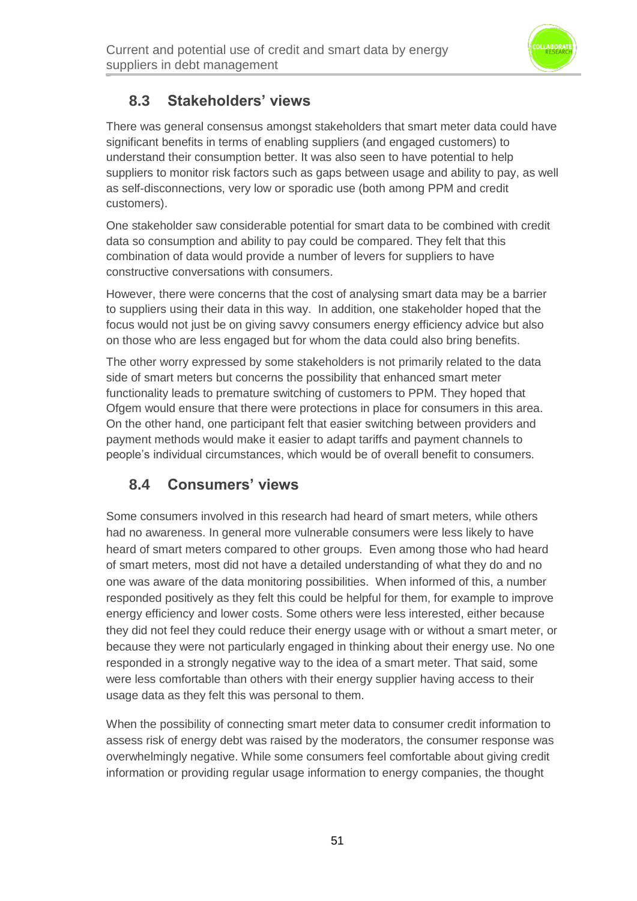## 8.3 Stakeholders' views

There was general consensus amongst stakeholders that smart meter data could have significant benefits in terms of enabling suppliers (and engaged customers) to understand their consumption better. It was also seen to have potential to help suppliers to monitor risk factors such as gaps between usage and ability to pay, as well as self-disconnections, very low or sporadic use (both among PPM and credit customers).

One stakeholder saw considerable potential for smart data to be combined with credit data so consumption and ability to pay could be compared. They felt that this combination of data would provide a number of levers for suppliers to have constructive conversations with consumers.

However, there were concerns that the cost of analysing smart data may be a barrier to suppliers using their data in this way. In addition, one stakeholder hoped that the focus would not just be on giving savvy consumers energy efficiency advice but also on those who are less engaged but for whom the data could also bring benefits.

The other worry expressed by some stakeholders is not primarily related to the data side of smart meters but concerns the possibility that enhanced smart meter functionality leads to premature switching of customers to PPM. They hoped that Ofgem would ensure that there were protections in place for consumers in this area. On the other hand, one participant felt that easier switching between providers and payment methods would make it easier to adapt tariffs and payment channels to people's individual circumstances, which would be of overall benefit to consumers.

## 8.4 Consumers' views

Some consumers involved in this research had heard of smart meters, while others had no awareness. In general more vulnerable consumers were less likely to have heard of smart meters compared to other groups. Even among those who had heard of smart meters, most did not have a detailed understanding of what they do and no one was aware of the data monitoring possibilities. When informed of this, a number responded positively as they felt this could be helpful for them, for example to improve energy efficiency and lower costs. Some others were less interested, either because they did not feel they could reduce their energy usage with or without a smart meter, or because they were not particularly engaged in thinking about their energy use. No one responded in a strongly negative way to the idea of a smart meter. That said, some were less comfortable than others with their energy supplier having access to their usage data as they felt this was personal to them.

When the possibility of connecting smart meter data to consumer credit information to assess risk of energy debt was raised by the moderators, the consumer response was overwhelmingly negative. While some consumers feel comfortable about giving credit information or providing regular usage information to energy companies, the thought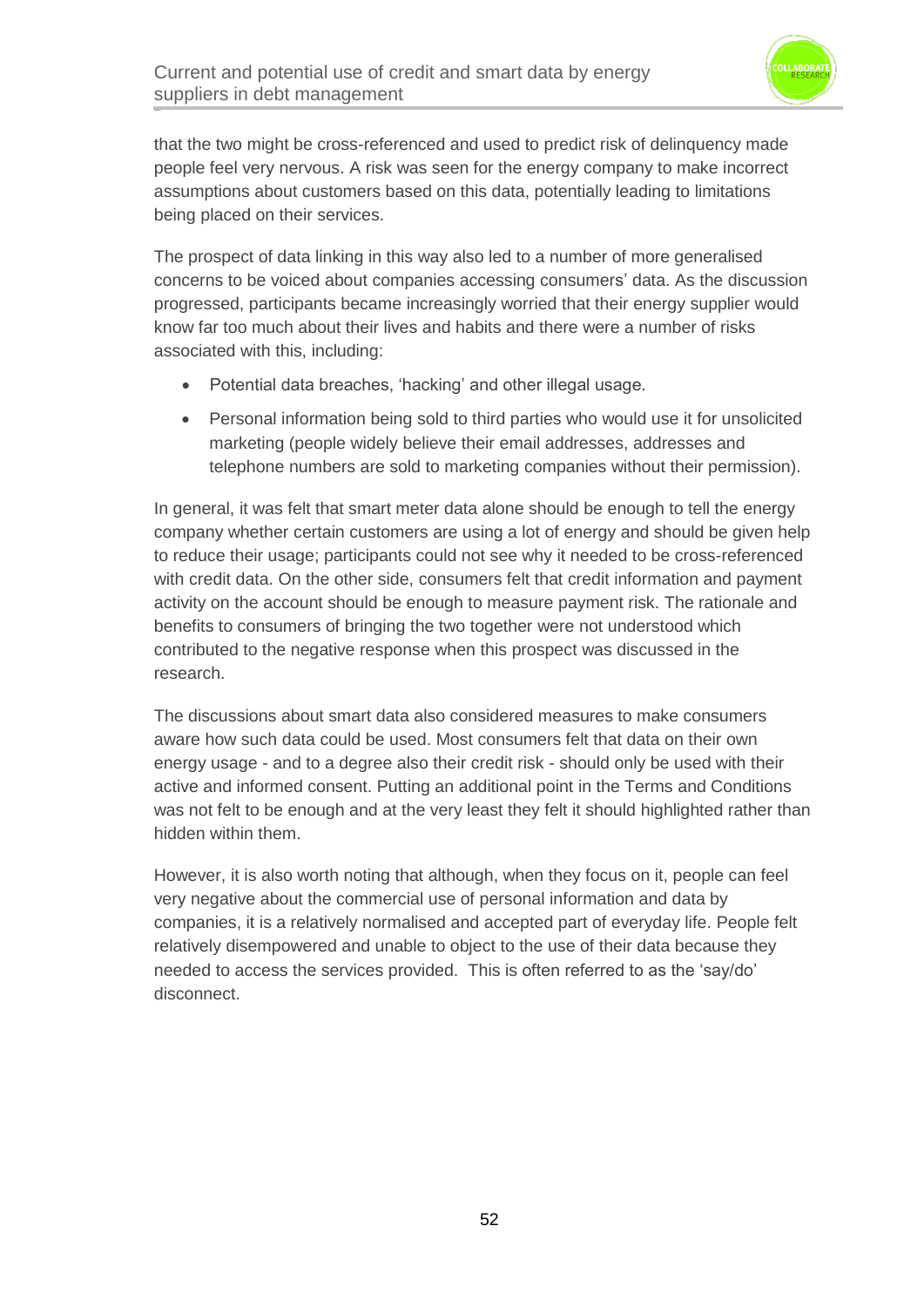that the two might be cross-referenced and used to predict risk of delinquency made people feel very nervous. A risk was seen for the energy company to make incorrect assumptions about customers based on this data, potentially leading to limitations being placed on their services.

The prospect of data linking in this way also led to a number of more generalised concerns to be voiced about companies accessing consumers' data. As the discussion progressed, participants became increasingly worried that their energy supplier would know far too much about their lives and habits and there were a number of risks associated with this, including:

- Potential data breaches, 'hacking' and other illegal usage.
- Personal information being sold to third parties who would use it for unsolicited marketing (people widely believe their email addresses, addresses and telephone numbers are sold to marketing companies without their permission).

In general, it was felt that smart meter data alone should be enough to tell the energy company whether certain customers are using a lot of energy and should be given help to reduce their usage; participants could not see why it needed to be cross-referenced with credit data. On the other side, consumers felt that credit information and payment activity on the account should be enough to measure payment risk. The rationale and benefits to consumers of bringing the two together were not understood which contributed to the negative response when this prospect was discussed in the research.

The discussions about smart data also considered measures to make consumers aware how such data could be used. Most consumers felt that data on their own energy usage - and to a degree also their credit risk - should only be used with their active and informed consent. Putting an additional point in the Terms and Conditions was not felt to be enough and at the very least they felt it should highlighted rather than hidden within them.

However, it is also worth noting that although, when they focus on it, people can feel very negative about the commercial use of personal information and data by companies, it is a relatively normalised and accepted part of everyday life. People felt relatively disempowered and unable to object to the use of their data because they needed to access the services provided. This is often referred to as the 'say/do' disconnect.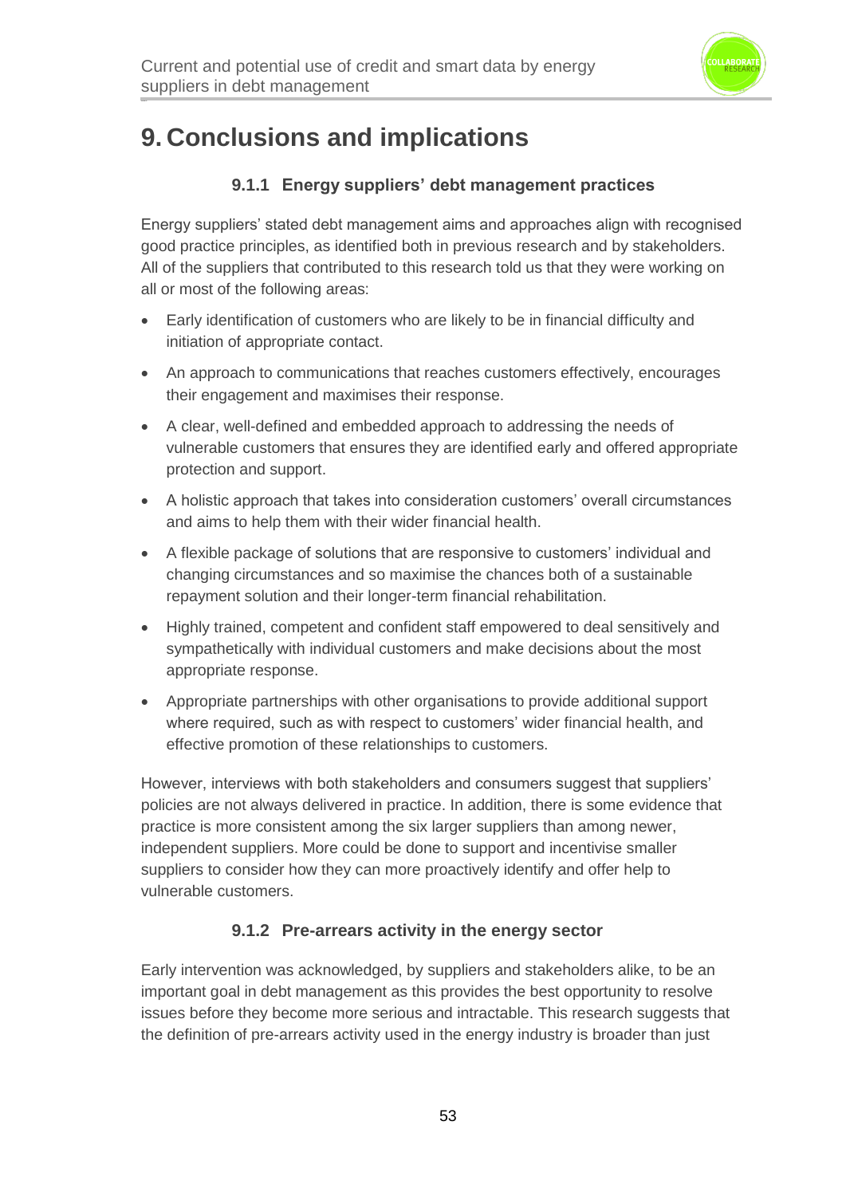# 9. Conclusions and implications

### 9.1.1 Energy suppliers' debt management practices

Energy suppliers' stated debt management aims and approaches align with recognised good practice principles, as identified both in previous research and by stakeholders. All of the suppliers that contributed to this research told us that they were working on all or most of the following areas:

- Early identification of customers who are likely to be in financial difficulty and initiation of appropriate contact.
- An approach to communications that reaches customers effectively, encourages their engagement and maximises their response.
- A clear, well-defined and embedded approach to addressing the needs of vulnerable customers that ensures they are identified early and offered appropriate protection and support.
- A holistic approach that takes into consideration customers' overall circumstances and aims to help them with their wider financial health.
- A flexible package of solutions that are responsive to customers' individual and changing circumstances and so maximise the chances both of a sustainable repayment solution and their longer-term financial rehabilitation.
- Highly trained, competent and confident staff empowered to deal sensitively and sympathetically with individual customers and make decisions about the most appropriate response.
- Appropriate partnerships with other organisations to provide additional support where required, such as with respect to customers' wider financial health, and effective promotion of these relationships to customers.

However, interviews with both stakeholders and consumers suggest that suppliers' policies are not always delivered in practice. In addition, there is some evidence that practice is more consistent among the six larger suppliers than among newer, independent suppliers. More could be done to support and incentivise smaller suppliers to consider how they can more proactively identify and offer help to vulnerable customers.

### 9.1.2 Pre-arrears activity in the energy sector

Early intervention was acknowledged, by suppliers and stakeholders alike, to be an important goal in debt management as this provides the best opportunity to resolve issues before they become more serious and intractable. This research suggests that the definition of pre-arrears activity used in the energy industry is broader than just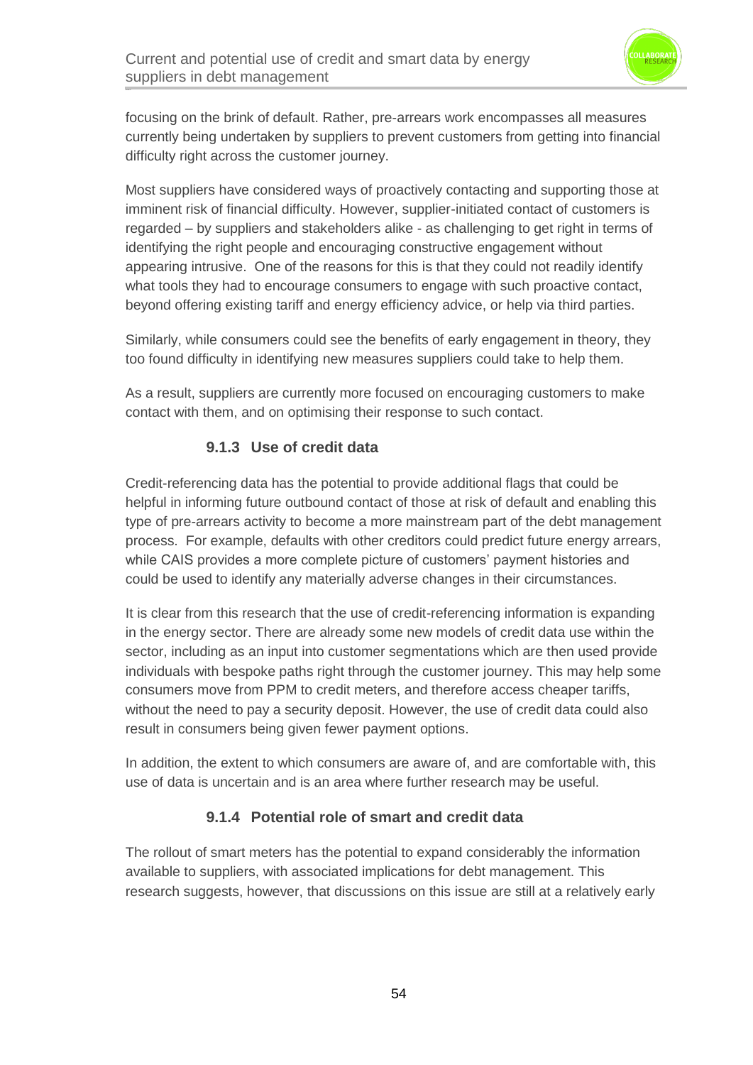focusing on the brink of default. Rather, pre-arrears work encompasses all measures currently being undertaken by suppliers to prevent customers from getting into financial difficulty right across the customer journey.

Most suppliers have considered ways of proactively contacting and supporting those at imminent risk of financial difficulty. However, supplier-initiated contact of customers is regarded – by suppliers and stakeholders alike - as challenging to get right in terms of identifying the right people and encouraging constructive engagement without appearing intrusive. One of the reasons for this is that they could not readily identify what tools they had to encourage consumers to engage with such proactive contact, beyond offering existing tariff and energy efficiency advice, or help via third parties.

Similarly, while consumers could see the benefits of early engagement in theory, they too found difficulty in identifying new measures suppliers could take to help them.

As a result, suppliers are currently more focused on encouraging customers to make contact with them, and on optimising their response to such contact.

### 9.1.3 Use of credit data

Credit-referencing data has the potential to provide additional flags that could be helpful in informing future outbound contact of those at risk of default and enabling this type of pre-arrears activity to become a more mainstream part of the debt management process. For example, defaults with other creditors could predict future energy arrears, while CAIS provides a more complete picture of customers' payment histories and could be used to identify any materially adverse changes in their circumstances.

It is clear from this research that the use of credit-referencing information is expanding in the energy sector. There are already some new models of credit data use within the sector, including as an input into customer segmentations which are then used provide individuals with bespoke paths right through the customer journey. This may help some consumers move from PPM to credit meters, and therefore access cheaper tariffs, without the need to pay a security deposit. However, the use of credit data could also result in consumers being given fewer payment options.

In addition, the extent to which consumers are aware of, and are comfortable with, this use of data is uncertain and is an area where further research may be useful.

### 9.1.4 Potential role of smart and credit data

The rollout of smart meters has the potential to expand considerably the information available to suppliers, with associated implications for debt management. This research suggests, however, that discussions on this issue are still at a relatively early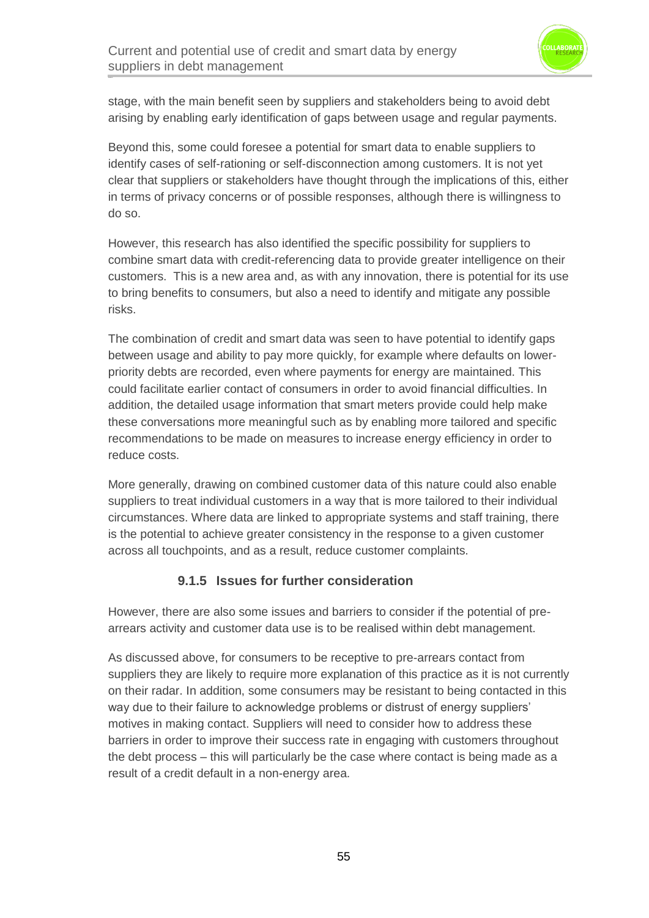stage, with the main benefit seen by suppliers and stakeholders being to avoid debt arising by enabling early identification of gaps between usage and regular payments.

Beyond this, some could foresee a potential for smart data to enable suppliers to identify cases of self-rationing or self-disconnection among customers. It is not yet clear that suppliers or stakeholders have thought through the implications of this, either in terms of privacy concerns or of possible responses, although there is willingness to do so.

However, this research has also identified the specific possibility for suppliers to combine smart data with credit-referencing data to provide greater intelligence on their customers. This is a new area and, as with any innovation, there is potential for its use to bring benefits to consumers, but also a need to identify and mitigate any possible risks.

The combination of credit and smart data was seen to have potential to identify gaps between usage and ability to pay more quickly, for example where defaults on lower-priority debts are recorded, even where payments for energy are maintained. This could facilitate earlier contact of consumers in order to avoid financial difficulties. In addition, the detailed usage information that smart meters provide could help make these conversations more meaningful such as by enabling more tailored and specific recommendations to be made on measures to increase energy efficiency in order to reduce costs.

More generally, drawing on combined customer data of this nature could also enable suppliers to treat individual customers in a way that is more tailored to their individual circumstances. Where data are linked to appropriate systems and staff training, there is the potential to achieve greater consistency in the response to a given customer across all touchpoints, and as a result, reduce customer complaints.

#### 9.1.5 Issues for further consideration

However, there are also some issues and barriers to consider if the potential of pre-arrears activity and customer data use is to be realised within debt management.

As discussed above, for consumers to be receptive to pre-arrears contact from suppliers they are likely to require more explanation of this practice as it is not currently on their radar. In addition, some consumers may be resistant to being contacted in this way due to their failure to acknowledge problems or distrust of energy suppliers' motives in making contact. Suppliers will need to consider how to address these barriers in order to improve their success rate in engaging with customers throughout the debt process – this will particularly be the case where contact is being made as a result of a credit default in a non-energy area.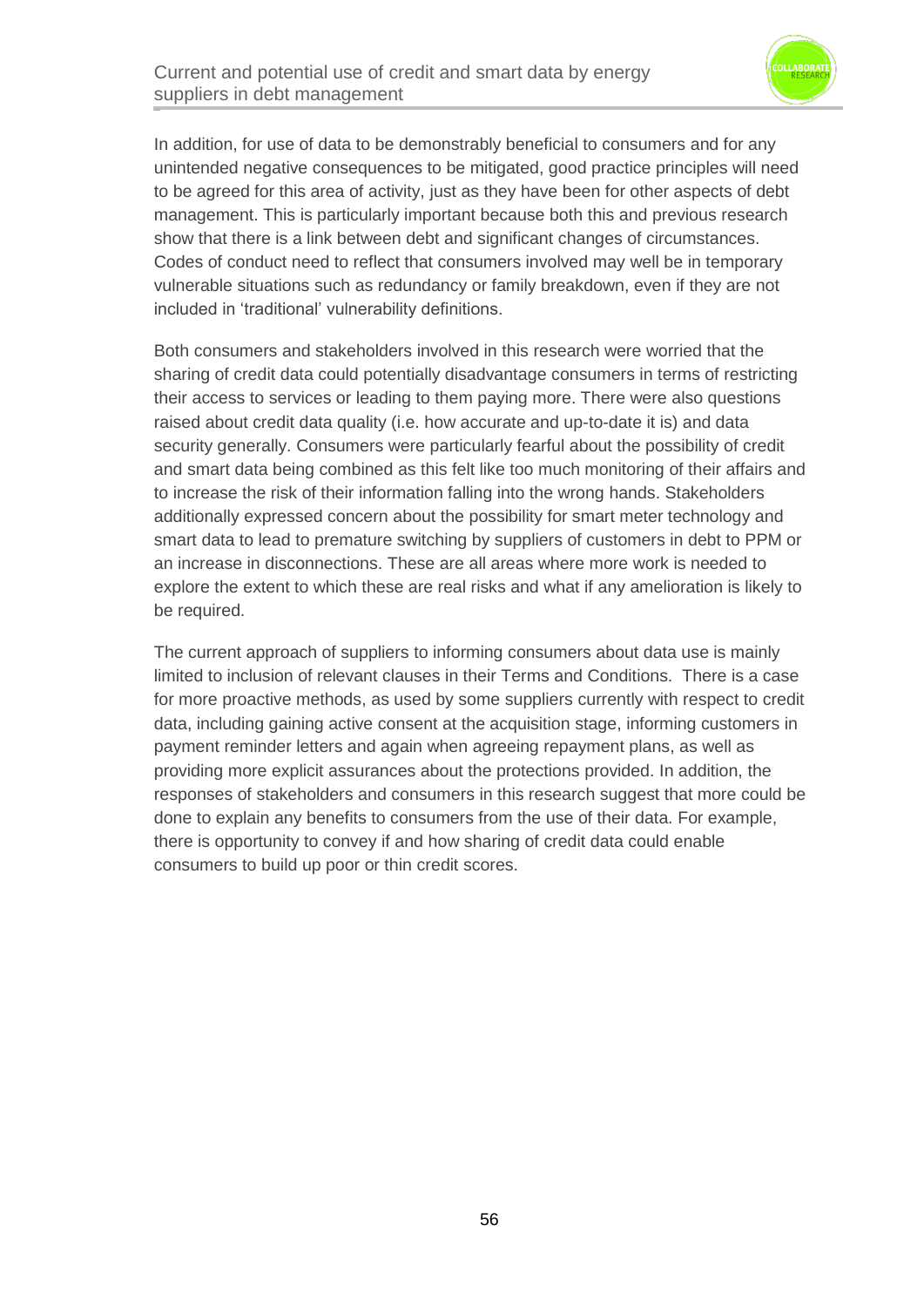In addition, for use of data to be demonstrably beneficial to consumers and for any unintended negative consequences to be mitigated, good practice principles will need to be agreed for this area of activity, just as they have been for other aspects of debt management. This is particularly important because both this and previous research show that there is a link between debt and significant changes of circumstances. Codes of conduct need to reflect that consumers involved may well be in temporary vulnerable situations such as redundancy or family breakdown, even if they are not included in 'traditional' vulnerability definitions.

Both consumers and stakeholders involved in this research were worried that the sharing of credit data could potentially disadvantage consumers in terms of restricting their access to services or leading to them paying more. There were also questions raised about credit data quality (i.e. how accurate and up-to-date it is) and data security generally. Consumers were particularly fearful about the possibility of credit and smart data being combined as this felt like too much monitoring of their affairs and to increase the risk of their information falling into the wrong hands. Stakeholders additionally expressed concern about the possibility for smart meter technology and smart data to lead to premature switching by suppliers of customers in debt to PPM or an increase in disconnections. These are all areas where more work is needed to explore the extent to which these are real risks and what if any amelioration is likely to be required.

The current approach of suppliers to informing consumers about data use is mainly limited to inclusion of relevant clauses in their Terms and Conditions. There is a case for more proactive methods, as used by some suppliers currently with respect to credit data, including gaining active consent at the acquisition stage, informing customers in payment reminder letters and again when agreeing repayment plans, as well as providing more explicit assurances about the protections provided. In addition, the responses of stakeholders and consumers in this research suggest that more could be done to explain any benefits to consumers from the use of their data. For example, there is opportunity to convey if and how sharing of credit data could enable consumers to build up poor or thin credit scores.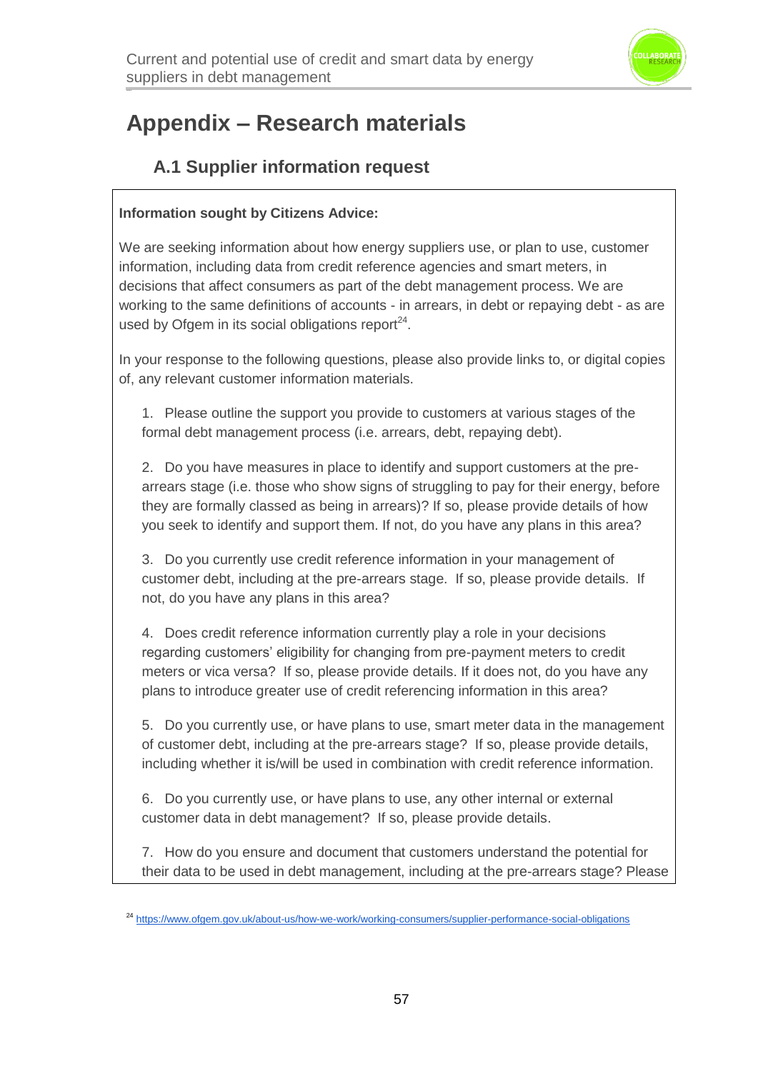# Appendix – Research materials

## A.1 Supplier information request

**Information sought by Citizens Advice:**

We are seeking information about how energy suppliers use, or plan to use, customer information, including data from credit reference agencies and smart meters, in decisions that affect consumers as part of the debt management process. We are working to the same definitions of accounts - in arrears, in debt or repaying debt - as are used by Ofgem in its social obligations report[24].

In your response to the following questions, please also provide links to, or digital copies of, any relevant customer information materials.

1. Please outline the support you provide to customers at various stages of the formal debt management process (i.e. arrears, debt, repaying debt).

2. Do you have measures in place to identify and support customers at the pre-arrears stage (i.e. those who show signs of struggling to pay for their energy, before they are formally classed as being in arrears)? If so, please provide details of how you seek to identify and support them. If not, do you have any plans in this area?

3. Do you currently use credit reference information in your management of customer debt, including at the pre-arrears stage. If so, please provide details. If not, do you have any plans in this area?

4. Does credit reference information currently play a role in your decisions regarding customers' eligibility for changing from pre-payment meters to credit meters or vica versa? If so, please provide details. If it does not, do you have any plans to introduce greater use of credit referencing information in this area?

5. Do you currently use, or have plans to use, smart meter data in the management of customer debt, including at the pre-arrears stage? If so, please provide details, including whether it is/will be used in combination with credit reference information.

6. Do you currently use, or have plans to use, any other internal or external customer data in debt management? If so, please provide details.

7. How do you ensure and document that customers understand the potential for their data to be used in debt management, including at the pre-arrears stage? Please

[24] https://www.ofgem.gov.uk/about-us/how-we-work/working-consumers/supplier-performance-social-obligations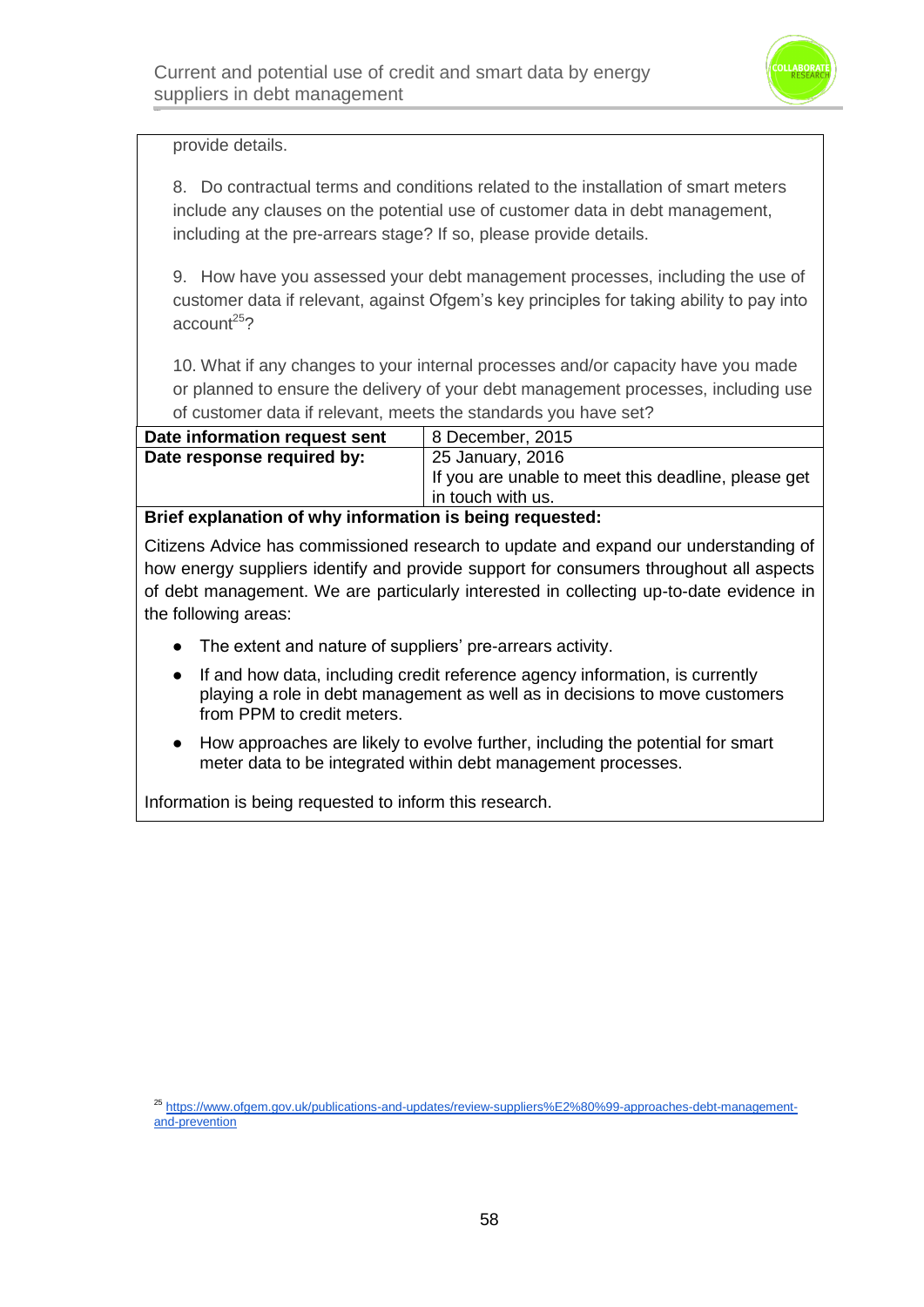provide details.

8. Do contractual terms and conditions related to the installation of smart meters include any clauses on the potential use of customer data in debt management, including at the pre-arrears stage? If so, please provide details.

9. How have you assessed your debt management processes, including the use of customer data if relevant, against Ofgem's key principles for taking ability to pay into account[25]?

10. What if any changes to your internal processes and/or capacity have you made or planned to ensure the delivery of your debt management processes, including use of customer data if relevant, meets the standards you have set?

| **Date information request sent** | 8 December, 2015 |
|---|---|
| **Date response required by:** | 25 January, 2016<br>If you are unable to meet this deadline, please get in touch with us. |

**Brief explanation of why information is being requested:**

Citizens Advice has commissioned research to update and expand our understanding of how energy suppliers identify and provide support for consumers throughout all aspects of debt management. We are particularly interested in collecting up-to-date evidence in the following areas:

- The extent and nature of suppliers' pre-arrears activity.
- If and how data, including credit reference agency information, is currently playing a role in debt management as well as in decisions to move customers from PPM to credit meters.
- How approaches are likely to evolve further, including the potential for smart meter data to be integrated within debt management processes.

Information is being requested to inform this research.

[25] https://www.ofgem.gov.uk/publications-and-updates/review-suppliers%E2%80%99-approaches-debt-management-and-prevention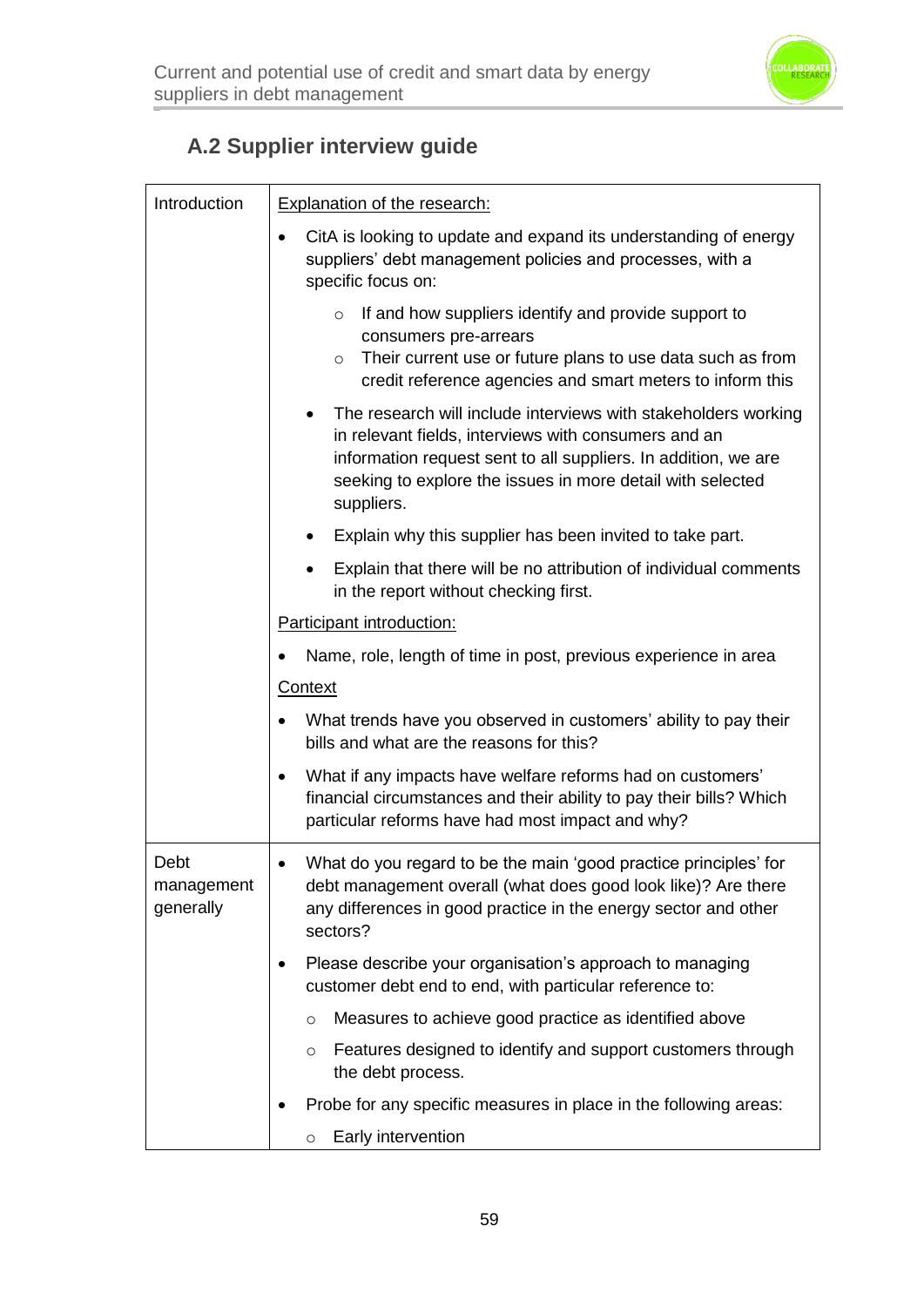## A.2 Supplier interview guide

| | |
|---|---|
| Introduction | Explanation of the research:<br><br>• CitA is looking to update and expand its understanding of energy suppliers' debt management policies and processes, with a specific focus on:<br>  ○ If and how suppliers identify and provide support to consumers pre-arrears<br>  ○ Their current use or future plans to use data such as from credit reference agencies and smart meters to inform this<br>• The research will include interviews with stakeholders working in relevant fields, interviews with consumers and an information request sent to all suppliers. In addition, we are seeking to explore the issues in more detail with selected suppliers.<br>• Explain why this supplier has been invited to take part.<br>• Explain that there will be no attribution of individual comments in the report without checking first.<br><br>Participant introduction:<br><br>• Name, role, length of time in post, previous experience in area<br><br>Context<br><br>• What trends have you observed in customers' ability to pay their bills and what are the reasons for this?<br>• What if any impacts have welfare reforms had on customers' financial circumstances and their ability to pay their bills? Which particular reforms have had most impact and why? |
| Debt management generally | • What do you regard to be the main 'good practice principles' for debt management overall (what does good look like)? Are there any differences in good practice in the energy sector and other sectors?<br>• Please describe your organisation's approach to managing customer debt end to end, with particular reference to:<br>  ○ Measures to achieve good practice as identified above<br>  ○ Features designed to identify and support customers through the debt process.<br>• Probe for any specific measures in place in the following areas:<br>  ○ Early intervention |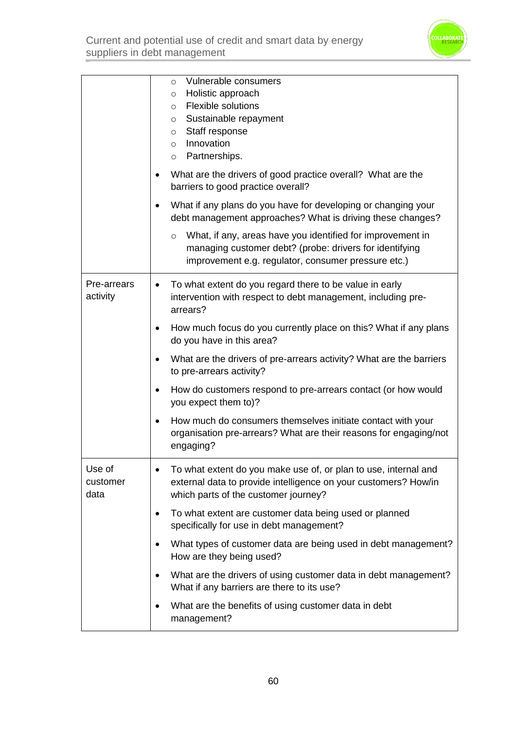| | |
|---|---|
| | ○ Vulnerable consumers<br>○ Holistic approach<br>○ Flexible solutions<br>○ Sustainable repayment<br>○ Staff response<br>○ Innovation<br>○ Partnerships.<br>• What are the drivers of good practice overall? What are the barriers to good practice overall?<br>• What if any plans do you have for developing or changing your debt management approaches? What is driving these changes?<br>○ What, if any, areas have you identified for improvement in managing customer debt? (probe: drivers for identifying improvement e.g. regulator, consumer pressure etc.) |
| Pre-arrears activity | • To what extent do you regard there to be value in early intervention with respect to debt management, including pre-arrears?<br>• How much focus do you currently place on this? What if any plans do you have in this area?<br>• What are the drivers of pre-arrears activity? What are the barriers to pre-arrears activity?<br>• How do customers respond to pre-arrears contact (or how would you expect them to)?<br>• How much do consumers themselves initiate contact with your organisation pre-arrears? What are their reasons for engaging/not engaging? |
| Use of customer data | • To what extent do you make use of, or plan to use, internal and external data to provide intelligence on your customers? How/in which parts of the customer journey?<br>• To what extent are customer data being used or planned specifically for use in debt management?<br>• What types of customer data are being used in debt management? How are they being used?<br>• What are the drivers of using customer data in debt management? What if any barriers are there to its use?<br>• What are the benefits of using customer data in debt management? |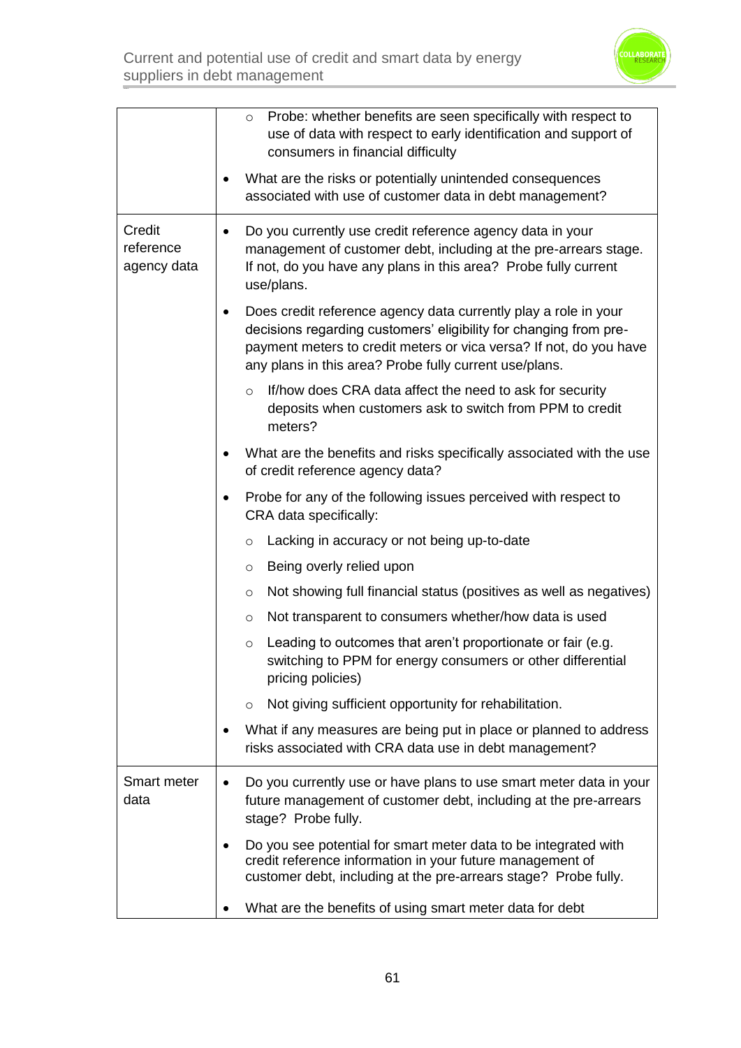| | |
|---|---|
| | ○ Probe: whether benefits are seen specifically with respect to use of data with respect to early identification and support of consumers in financial difficulty<br><br>• What are the risks or potentially unintended consequences associated with use of customer data in debt management? |
| Credit reference agency data | • Do you currently use credit reference agency data in your management of customer debt, including at the pre-arrears stage. If not, do you have any plans in this area? Probe fully current use/plans.<br><br>• Does credit reference agency data currently play a role in your decisions regarding customers' eligibility for changing from pre-payment meters to credit meters or vica versa? If not, do you have any plans in this area? Probe fully current use/plans.<br><br>○ If/how does CRA data affect the need to ask for security deposits when customers ask to switch from PPM to credit meters?<br><br>• What are the benefits and risks specifically associated with the use of credit reference agency data?<br><br>• Probe for any of the following issues perceived with respect to CRA data specifically:<br><br>○ Lacking in accuracy or not being up-to-date<br><br>○ Being overly relied upon<br><br>○ Not showing full financial status (positives as well as negatives)<br><br>○ Not transparent to consumers whether/how data is used<br><br>○ Leading to outcomes that aren't proportionate or fair (e.g. switching to PPM for energy consumers or other differential pricing policies)<br><br>○ Not giving sufficient opportunity for rehabilitation.<br><br>• What if any measures are being put in place or planned to address risks associated with CRA data use in debt management? |
| Smart meter data | • Do you currently use or have plans to use smart meter data in your future management of customer debt, including at the pre-arrears stage? Probe fully.<br><br>• Do you see potential for smart meter data to be integrated with credit reference information in your future management of customer debt, including at the pre-arrears stage? Probe fully.<br><br>• What are the benefits of using smart meter data for debt |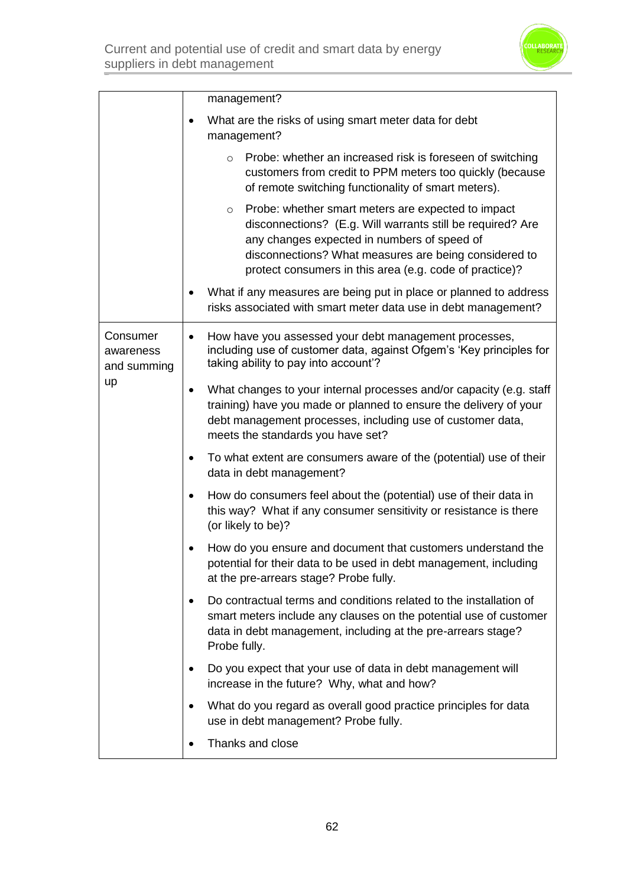| | |
|---|---|
| | management?<br>• What are the risks of using smart meter data for debt management?<br>&nbsp;&nbsp;&nbsp;&nbsp;○ Probe: whether an increased risk is foreseen of switching customers from credit to PPM meters too quickly (because of remote switching functionality of smart meters).<br>&nbsp;&nbsp;&nbsp;&nbsp;○ Probe: whether smart meters are expected to impact disconnections? (E.g. Will warrants still be required? Are any changes expected in numbers of speed of disconnections? What measures are being considered to protect consumers in this area (e.g. code of practice)?<br>• What if any measures are being put in place or planned to address risks associated with smart meter data use in debt management? |
| Consumer awareness and summing up | • How have you assessed your debt management processes, including use of customer data, against Ofgem's 'Key principles for taking ability to pay into account'?<br>• What changes to your internal processes and/or capacity (e.g. staff training) have you made or planned to ensure the delivery of your debt management processes, including use of customer data, meets the standards you have set?<br>• To what extent are consumers aware of the (potential) use of their data in debt management?<br>• How do consumers feel about the (potential) use of their data in this way? What if any consumer sensitivity or resistance is there (or likely to be)?<br>• How do you ensure and document that customers understand the potential for their data to be used in debt management, including at the pre-arrears stage? Probe fully.<br>• Do contractual terms and conditions related to the installation of smart meters include any clauses on the potential use of customer data in debt management, including at the pre-arrears stage? Probe fully.<br>• Do you expect that your use of data in debt management will increase in the future? Why, what and how?<br>• What do you regard as overall good practice principles for data use in debt management? Probe fully.<br>• Thanks and close |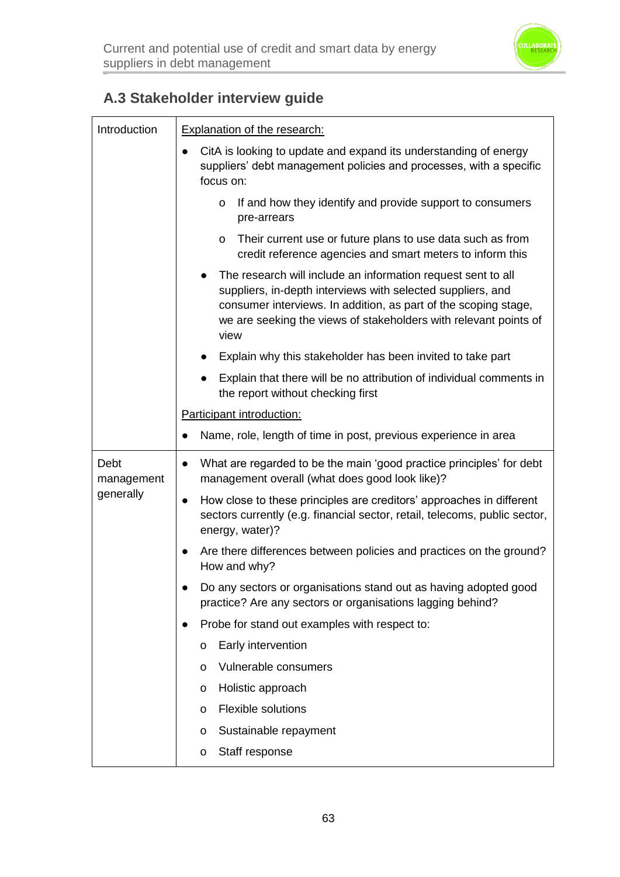## A.3 Stakeholder interview guide

| | |
|---|---|
| Introduction | <u>Explanation of the research:</u><br>● CitA is looking to update and expand its understanding of energy suppliers' debt management policies and processes, with a specific focus on:<br>&nbsp;&nbsp;&nbsp;&nbsp;o If and how they identify and provide support to consumers pre-arrears<br>&nbsp;&nbsp;&nbsp;&nbsp;o Their current use or future plans to use data such as from credit reference agencies and smart meters to inform this<br>● The research will include an information request sent to all suppliers, in-depth interviews with selected suppliers, and consumer interviews. In addition, as part of the scoping stage, we are seeking the views of stakeholders with relevant points of view<br>● Explain why this stakeholder has been invited to take part<br>● Explain that there will be no attribution of individual comments in the report without checking first<br><u>Participant introduction:</u><br>● Name, role, length of time in post, previous experience in area |
| Debt management generally | ● What are regarded to be the main 'good practice principles' for debt management overall (what does good look like)?<br>● How close to these principles are creditors' approaches in different sectors currently (e.g. financial sector, retail, telecoms, public sector, energy, water)?<br>● Are there differences between policies and practices on the ground? How and why?<br>● Do any sectors or organisations stand out as having adopted good practice? Are any sectors or organisations lagging behind?<br>● Probe for stand out examples with respect to:<br>&nbsp;&nbsp;&nbsp;&nbsp;o Early intervention<br>&nbsp;&nbsp;&nbsp;&nbsp;o Vulnerable consumers<br>&nbsp;&nbsp;&nbsp;&nbsp;o Holistic approach<br>&nbsp;&nbsp;&nbsp;&nbsp;o Flexible solutions<br>&nbsp;&nbsp;&nbsp;&nbsp;o Sustainable repayment<br>&nbsp;&nbsp;&nbsp;&nbsp;o Staff response |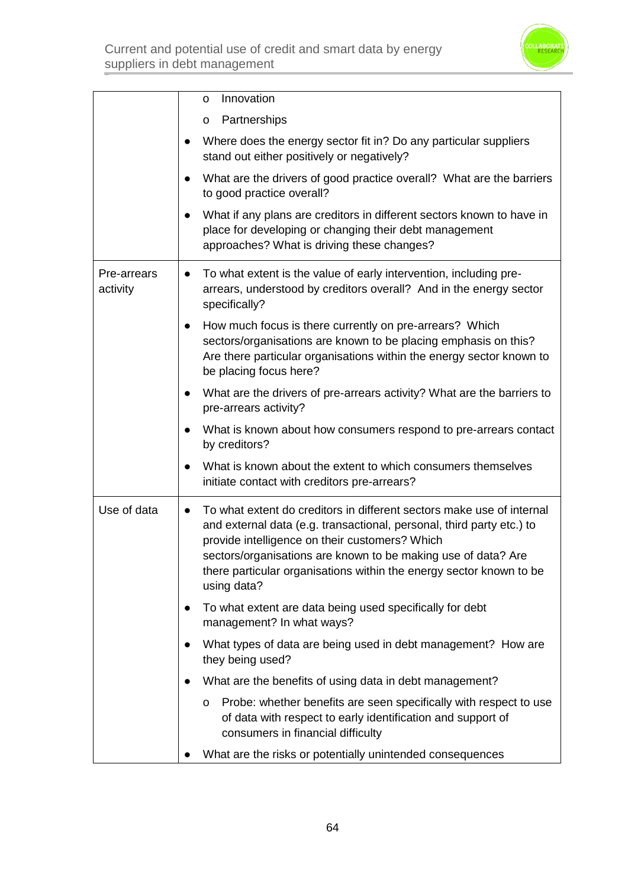| | |
|---|---|
| | o Innovation<br>o Partnerships<br>● Where does the energy sector fit in? Do any particular suppliers stand out either positively or negatively?<br>● What are the drivers of good practice overall? What are the barriers to good practice overall?<br>● What if any plans are creditors in different sectors known to have in place for developing or changing their debt management approaches? What is driving these changes? |
| Pre-arrears activity | ● To what extent is the value of early intervention, including pre-arrears, understood by creditors overall? And in the energy sector specifically?<br>● How much focus is there currently on pre-arrears? Which sectors/organisations are known to be placing emphasis on this? Are there particular organisations within the energy sector known to be placing focus here?<br>● What are the drivers of pre-arrears activity? What are the barriers to pre-arrears activity?<br>● What is known about how consumers respond to pre-arrears contact by creditors?<br>● What is known about the extent to which consumers themselves initiate contact with creditors pre-arrears? |
| Use of data | ● To what extent do creditors in different sectors make use of internal and external data (e.g. transactional, personal, third party etc.) to provide intelligence on their customers? Which sectors/organisations are known to be making use of data? Are there particular organisations within the energy sector known to be using data?<br>● To what extent are data being used specifically for debt management? In what ways?<br>● What types of data are being used in debt management? How are they being used?<br>● What are the benefits of using data in debt management?<br>o Probe: whether benefits are seen specifically with respect to use of data with respect to early identification and support of consumers in financial difficulty<br>● What are the risks or potentially unintended consequences |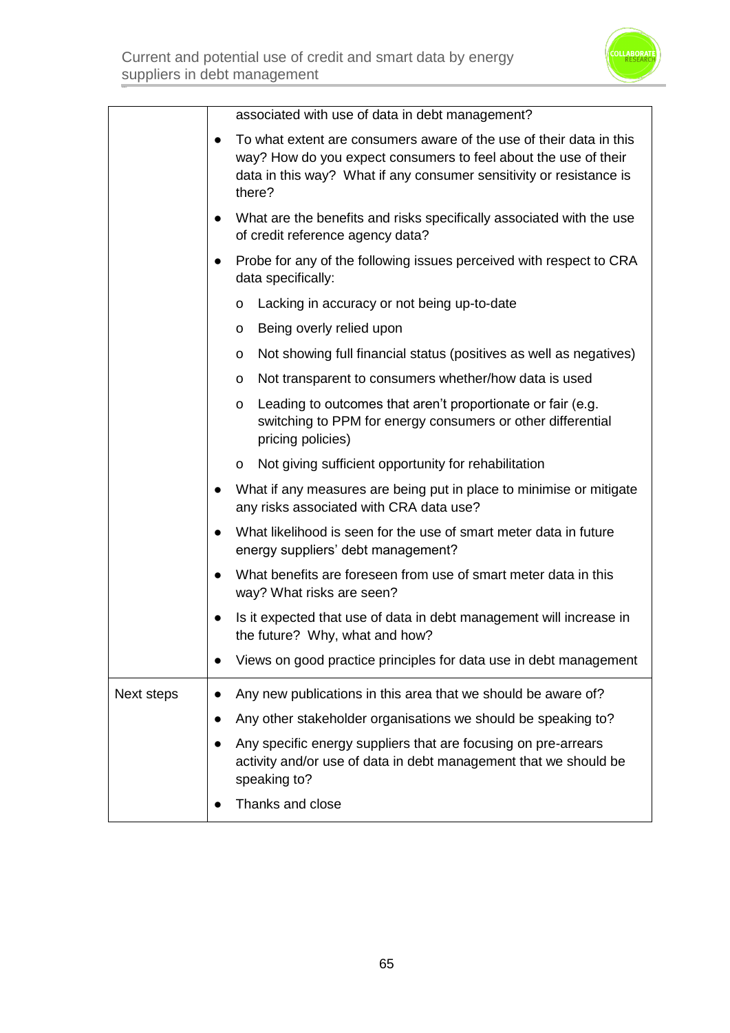| | |
|---|---|
| | associated with use of data in debt management?<br>● To what extent are consumers aware of the use of their data in this way? How do you expect consumers to feel about the use of their data in this way? What if any consumer sensitivity or resistance is there?<br>● What are the benefits and risks specifically associated with the use of credit reference agency data?<br>● Probe for any of the following issues perceived with respect to CRA data specifically:<br>o Lacking in accuracy or not being up-to-date<br>o Being overly relied upon<br>o Not showing full financial status (positives as well as negatives)<br>o Not transparent to consumers whether/how data is used<br>o Leading to outcomes that aren't proportionate or fair (e.g. switching to PPM for energy consumers or other differential pricing policies)<br>o Not giving sufficient opportunity for rehabilitation<br>● What if any measures are being put in place to minimise or mitigate any risks associated with CRA data use?<br>● What likelihood is seen for the use of smart meter data in future energy suppliers' debt management?<br>● What benefits are foreseen from use of smart meter data in this way? What risks are seen?<br>● Is it expected that use of data in debt management will increase in the future? Why, what and how?<br>● Views on good practice principles for data use in debt management |
| Next steps | ● Any new publications in this area that we should be aware of?<br>● Any other stakeholder organisations we should be speaking to?<br>● Any specific energy suppliers that are focusing on pre-arrears activity and/or use of data in debt management that we should be speaking to?<br>● Thanks and close |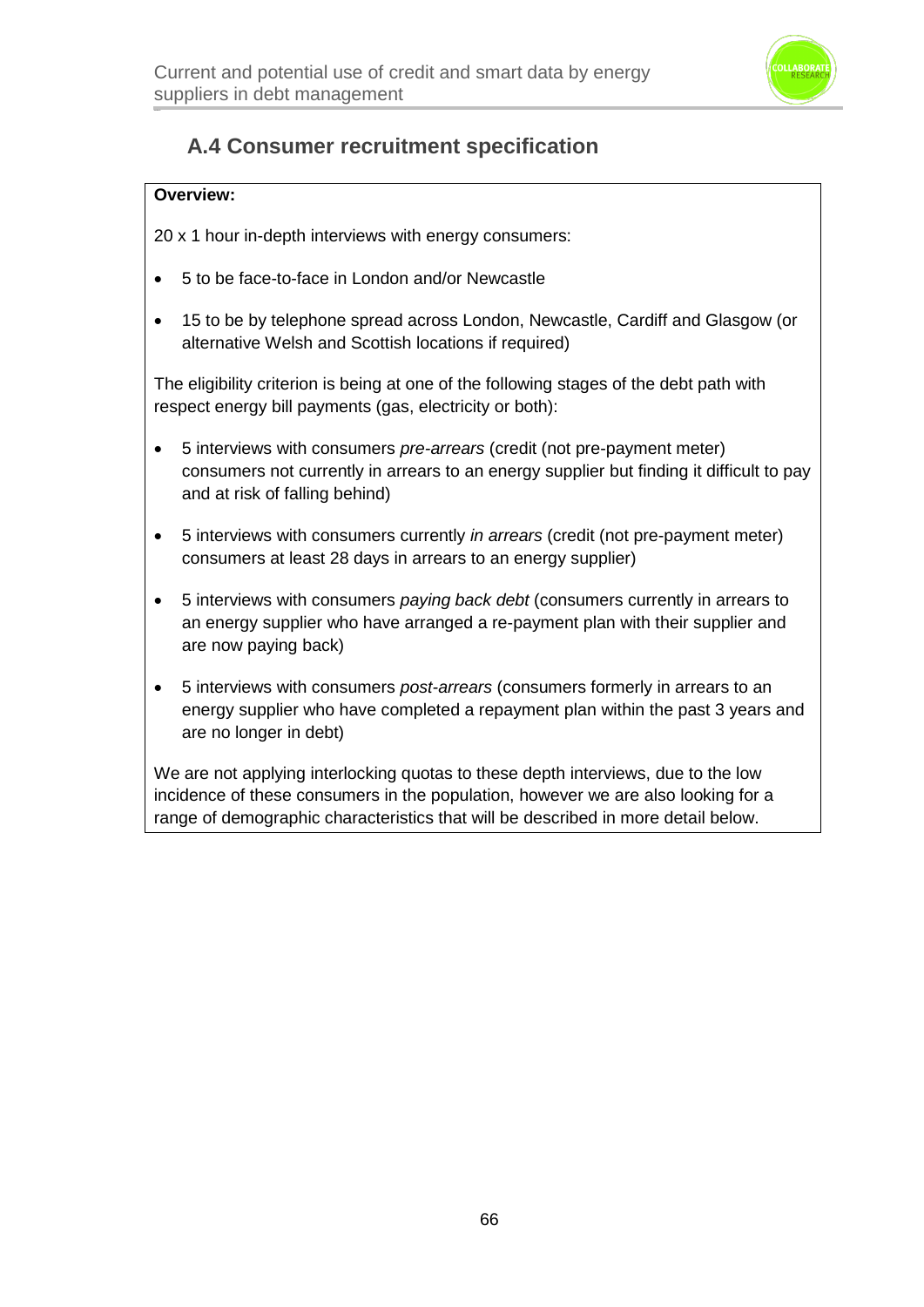## A.4 Consumer recruitment specification

**Overview:**

20 x 1 hour in-depth interviews with energy consumers:

- 5 to be face-to-face in London and/or Newcastle
- 15 to be by telephone spread across London, Newcastle, Cardiff and Glasgow (or alternative Welsh and Scottish locations if required)

The eligibility criterion is being at one of the following stages of the debt path with respect energy bill payments (gas, electricity or both):

- 5 interviews with consumers *pre-arrears* (credit (not pre-payment meter) consumers not currently in arrears to an energy supplier but finding it difficult to pay and at risk of falling behind)
- 5 interviews with consumers currently *in arrears* (credit (not pre-payment meter) consumers at least 28 days in arrears to an energy supplier)
- 5 interviews with consumers *paying back debt* (consumers currently in arrears to an energy supplier who have arranged a re-payment plan with their supplier and are now paying back)
- 5 interviews with consumers *post-arrears* (consumers formerly in arrears to an energy supplier who have completed a repayment plan within the past 3 years and are no longer in debt)

We are not applying interlocking quotas to these depth interviews, due to the low incidence of these consumers in the population, however we are also looking for a range of demographic characteristics that will be described in more detail below.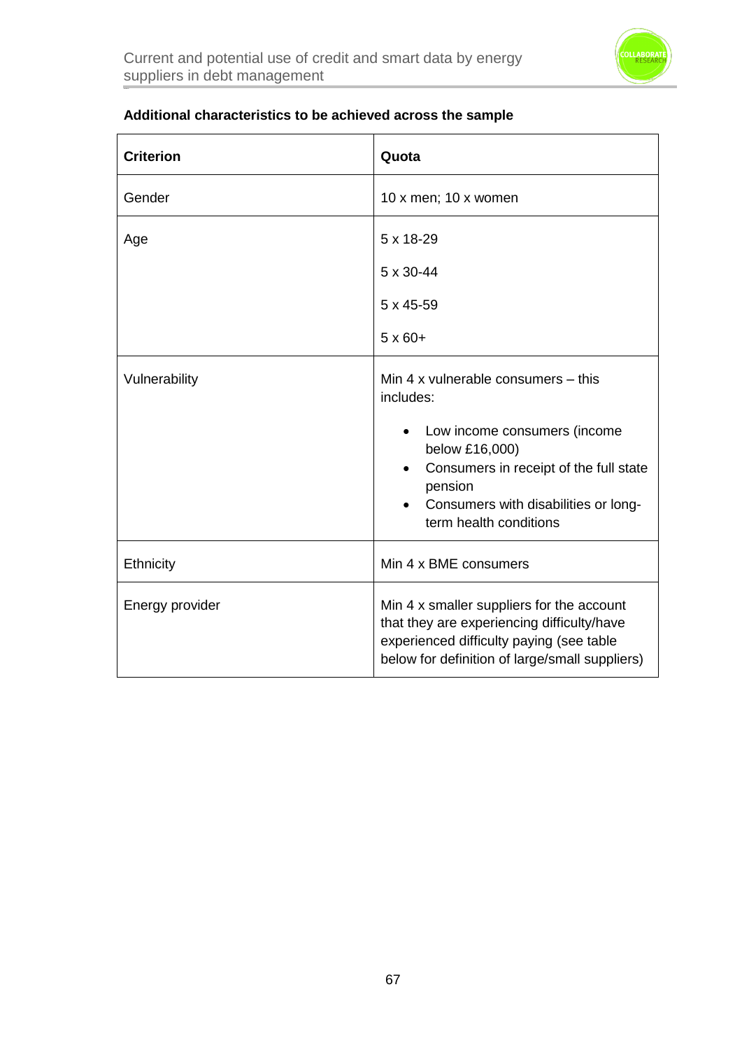**Additional characteristics to be achieved across the sample**

| Criterion | Quota |
| --- | --- |
| Gender | 10 x men; 10 x women |
| Age | 5 x 18-29<br>5 x 30-44<br>5 x 45-59<br>5 x 60+ |
| Vulnerability | Min 4 x vulnerable consumers – this includes:<br>• Low income consumers (income below £16,000)<br>• Consumers in receipt of the full state pension<br>• Consumers with disabilities or long-term health conditions |
| Ethnicity | Min 4 x BME consumers |
| Energy provider | Min 4 x smaller suppliers for the account that they are experiencing difficulty/have experienced difficulty paying (see table below for definition of large/small suppliers) |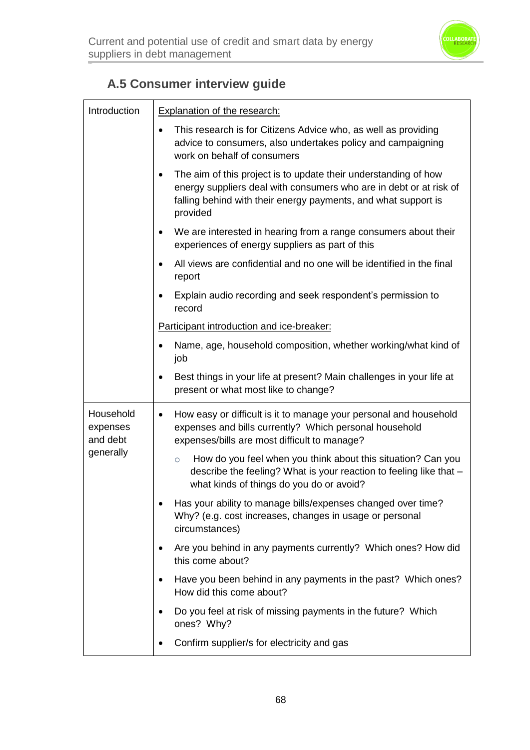## A.5 Consumer interview guide

| | |
|---|---|
| Introduction | Explanation of the research:<br>• This research is for Citizens Advice who, as well as providing advice to consumers, also undertakes policy and campaigning work on behalf of consumers<br>• The aim of this project is to update their understanding of how energy suppliers deal with consumers who are in debt or at risk of falling behind with their energy payments, and what support is provided<br>• We are interested in hearing from a range consumers about their experiences of energy suppliers as part of this<br>• All views are confidential and no one will be identified in the final report<br>• Explain audio recording and seek respondent's permission to record<br>Participant introduction and ice-breaker:<br>• Name, age, household composition, whether working/what kind of job<br>• Best things in your life at present? Main challenges in your life at present or what most like to change? |
| Household expenses and debt generally | • How easy or difficult is it to manage your personal and household expenses and bills currently? Which personal household expenses/bills are most difficult to manage?<br>  ○ How do you feel when you think about this situation? Can you describe the feeling? What is your reaction to feeling like that – what kinds of things do you do or avoid?<br>• Has your ability to manage bills/expenses changed over time? Why? (e.g. cost increases, changes in usage or personal circumstances)<br>• Are you behind in any payments currently? Which ones? How did this come about?<br>• Have you been behind in any payments in the past? Which ones? How did this come about?<br>• Do you feel at risk of missing payments in the future? Which ones? Why?<br>• Confirm supplier/s for electricity and gas |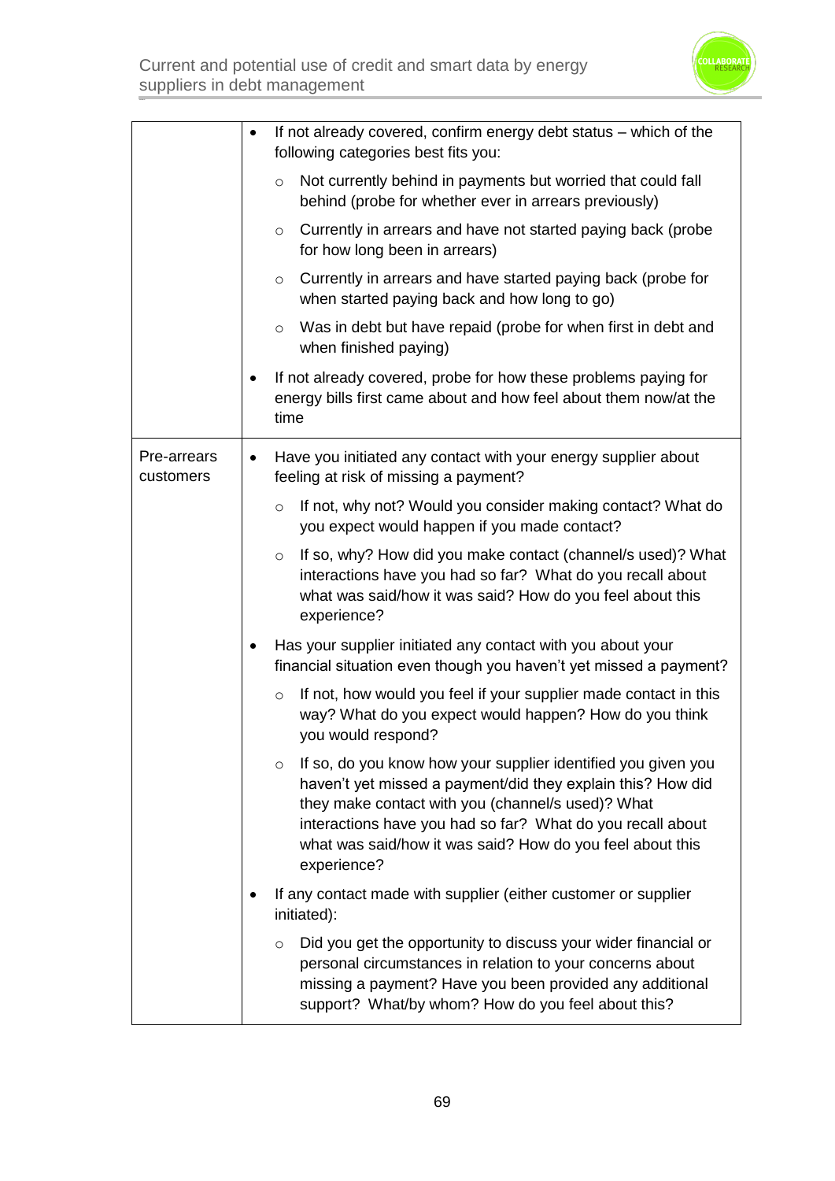| | |
|---|---|
| | • If not already covered, confirm energy debt status – which of the following categories best fits you:<br>  ○ Not currently behind in payments but worried that could fall behind (probe for whether ever in arrears previously)<br>  ○ Currently in arrears and have not started paying back (probe for how long been in arrears)<br>  ○ Currently in arrears and have started paying back (probe for when started paying back and how long to go)<br>  ○ Was in debt but have repaid (probe for when first in debt and when finished paying)<br>• If not already covered, probe for how these problems paying for energy bills first came about and how feel about them now/at the time |
| Pre-arrears customers | • Have you initiated any contact with your energy supplier about feeling at risk of missing a payment?<br>  ○ If not, why not? Would you consider making contact? What do you expect would happen if you made contact?<br>  ○ If so, why? How did you make contact (channel/s used)? What interactions have you had so far? What do you recall about what was said/how it was said? How do you feel about this experience?<br>• Has your supplier initiated any contact with you about your financial situation even though you haven't yet missed a payment?<br>  ○ If not, how would you feel if your supplier made contact in this way? What do you expect would happen? How do you think you would respond?<br>  ○ If so, do you know how your supplier identified you given you haven't yet missed a payment/did they explain this? How did they make contact with you (channel/s used)? What interactions have you had so far? What do you recall about what was said/how it was said? How do you feel about this experience?<br>• If any contact made with supplier (either customer or supplier initiated):<br>  ○ Did you get the opportunity to discuss your wider financial or personal circumstances in relation to your concerns about missing a payment? Have you been provided any additional support? What/by whom? How do you feel about this? |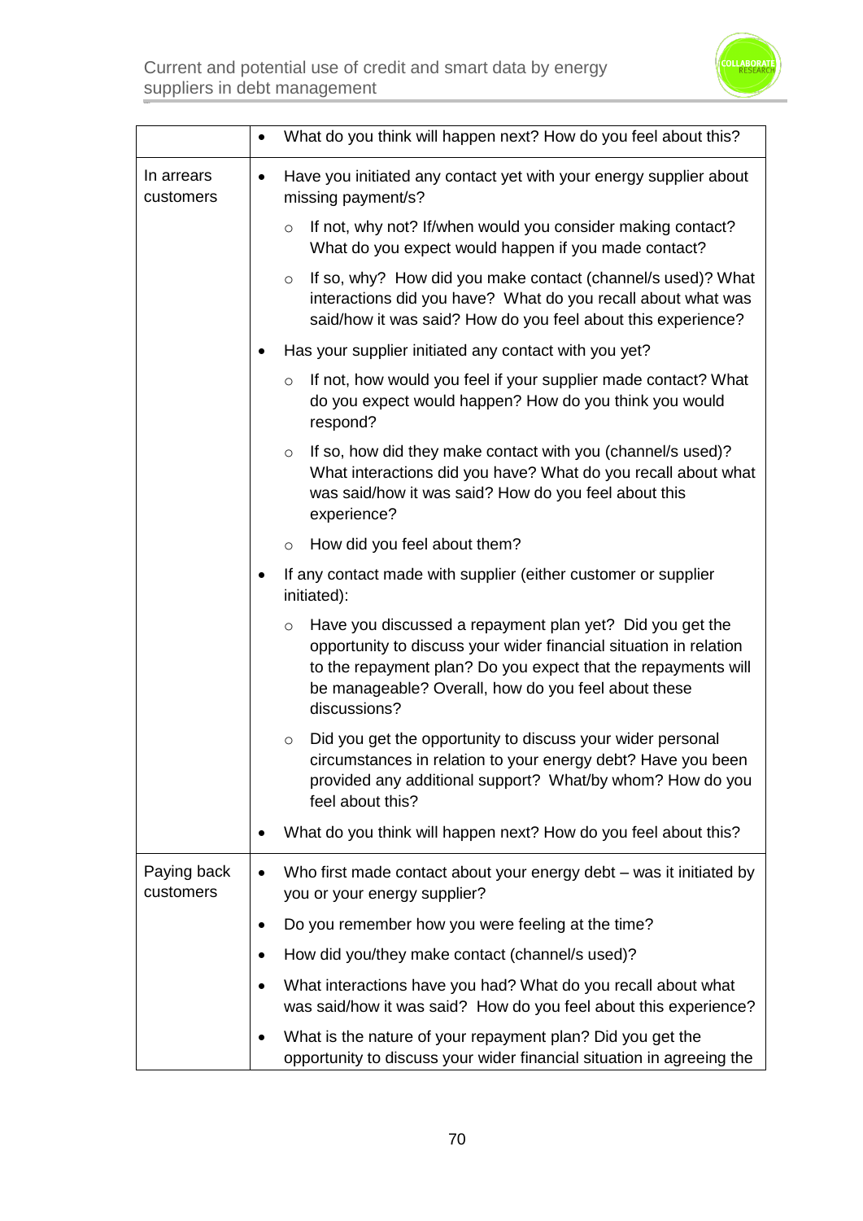| | |
|---|---|
| | • What do you think will happen next? How do you feel about this? |
| In arrears customers | • Have you initiated any contact yet with your energy supplier about missing payment/s?<br>&nbsp;&nbsp;&nbsp;&nbsp;○ If not, why not? If/when would you consider making contact? What do you expect would happen if you made contact?<br>&nbsp;&nbsp;&nbsp;&nbsp;○ If so, why? How did you make contact (channel/s used)? What interactions did you have? What do you recall about what was said/how it was said? How do you feel about this experience?<br>• Has your supplier initiated any contact with you yet?<br>&nbsp;&nbsp;&nbsp;&nbsp;○ If not, how would you feel if your supplier made contact? What do you expect would happen? How do you think you would respond?<br>&nbsp;&nbsp;&nbsp;&nbsp;○ If so, how did they make contact with you (channel/s used)? What interactions did you have? What do you recall about what was said/how it was said? How do you feel about this experience?<br>&nbsp;&nbsp;&nbsp;&nbsp;○ How did you feel about them?<br>• If any contact made with supplier (either customer or supplier initiated):<br>&nbsp;&nbsp;&nbsp;&nbsp;○ Have you discussed a repayment plan yet? Did you get the opportunity to discuss your wider financial situation in relation to the repayment plan? Do you expect that the repayments will be manageable? Overall, how do you feel about these discussions?<br>&nbsp;&nbsp;&nbsp;&nbsp;○ Did you get the opportunity to discuss your wider personal circumstances in relation to your energy debt? Have you been provided any additional support? What/by whom? How do you feel about this?<br>• What do you think will happen next? How do you feel about this? |
| Paying back customers | • Who first made contact about your energy debt – was it initiated by you or your energy supplier?<br>• Do you remember how you were feeling at the time?<br>• How did you/they make contact (channel/s used)?<br>• What interactions have you had? What do you recall about what was said/how it was said? How do you feel about this experience?<br>• What is the nature of your repayment plan? Did you get the opportunity to discuss your wider financial situation in agreeing the |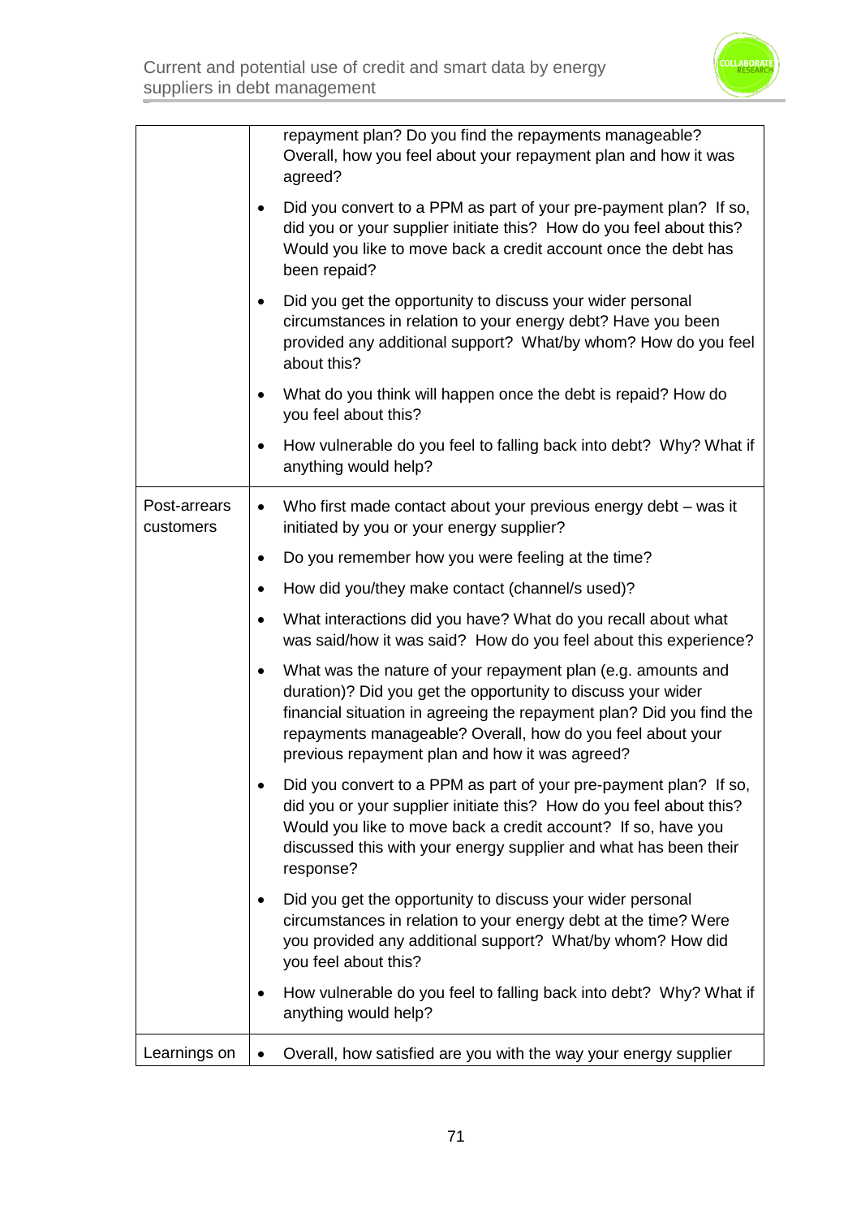|  |  |
|---|---|
|  | repayment plan? Do you find the repayments manageable? Overall, how you feel about your repayment plan and how it was agreed?<br>• Did you convert to a PPM as part of your pre-payment plan? If so, did you or your supplier initiate this? How do you feel about this? Would you like to move back a credit account once the debt has been repaid?<br>• Did you get the opportunity to discuss your wider personal circumstances in relation to your energy debt? Have you been provided any additional support? What/by whom? How do you feel about this?<br>• What do you think will happen once the debt is repaid? How do you feel about this?<br>• How vulnerable do you feel to falling back into debt? Why? What if anything would help? |
| Post-arrears customers | • Who first made contact about your previous energy debt – was it initiated by you or your energy supplier?<br>• Do you remember how you were feeling at the time?<br>• How did you/they make contact (channel/s used)?<br>• What interactions did you have? What do you recall about what was said/how it was said? How do you feel about this experience?<br>• What was the nature of your repayment plan (e.g. amounts and duration)? Did you get the opportunity to discuss your wider financial situation in agreeing the repayment plan? Did you find the repayments manageable? Overall, how do you feel about your previous repayment plan and how it was agreed?<br>• Did you convert to a PPM as part of your pre-payment plan? If so, did you or your supplier initiate this? How do you feel about this? Would you like to move back a credit account? If so, have you discussed this with your energy supplier and what has been their response?<br>• Did you get the opportunity to discuss your wider personal circumstances in relation to your energy debt at the time? Were you provided any additional support? What/by whom? How did you feel about this?<br>• How vulnerable do you feel to falling back into debt? Why? What if anything would help? |
| Learnings on | • Overall, how satisfied are you with the way your energy supplier |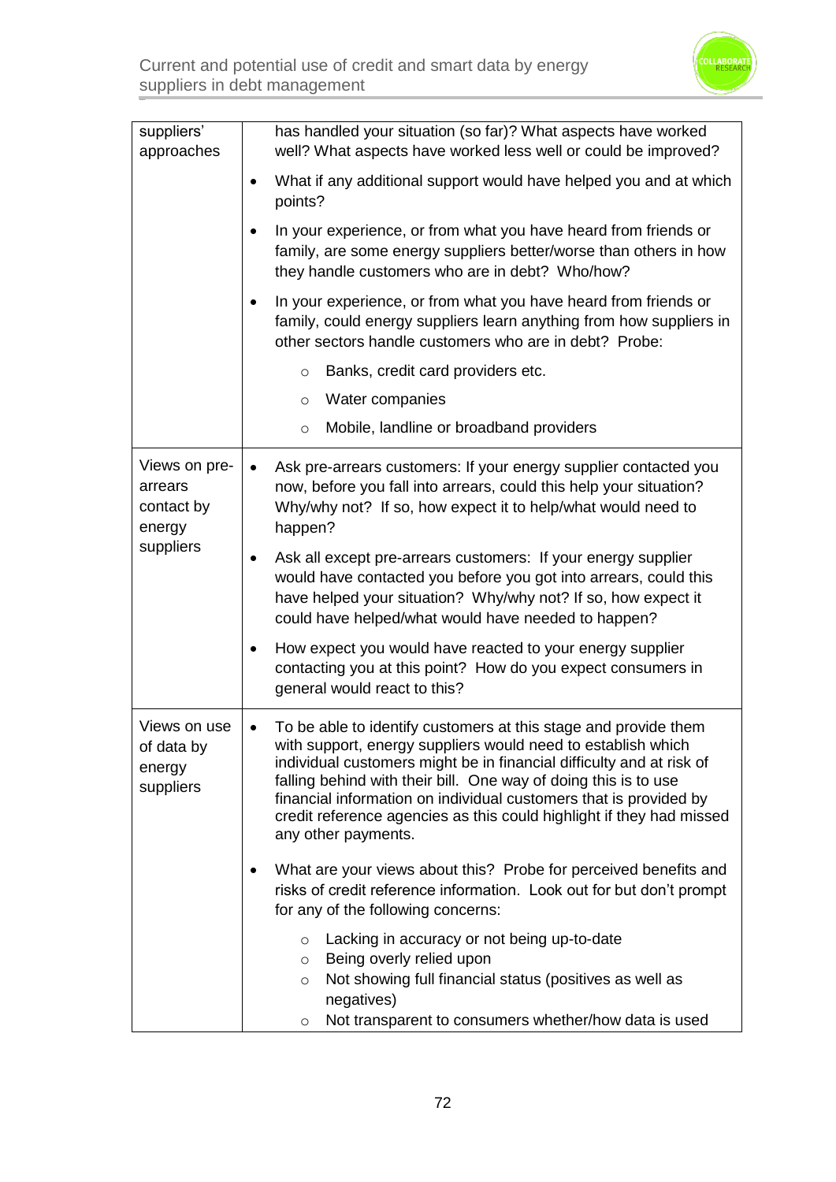| | |
|---|---|
| suppliers' approaches | has handled your situation (so far)? What aspects have worked well? What aspects have worked less well or could be improved?<br>• What if any additional support would have helped you and at which points?<br>• In your experience, or from what you have heard from friends or family, are some energy suppliers better/worse than others in how they handle customers who are in debt? Who/how?<br>• In your experience, or from what you have heard from friends or family, could energy suppliers learn anything from how suppliers in other sectors handle customers who are in debt? Probe:<br>  ○ Banks, credit card providers etc.<br>  ○ Water companies<br>  ○ Mobile, landline or broadband providers |
| Views on pre-arrears contact by energy suppliers | • Ask pre-arrears customers: If your energy supplier contacted you now, before you fall into arrears, could this help your situation? Why/why not? If so, how expect it to help/what would need to happen?<br>• Ask all except pre-arrears customers: If your energy supplier would have contacted you before you got into arrears, could this have helped your situation? Why/why not? If so, how expect it could have helped/what would have needed to happen?<br>• How expect you would have reacted to your energy supplier contacting you at this point? How do you expect consumers in general would react to this? |
| Views on use of data by energy suppliers | • To be able to identify customers at this stage and provide them with support, energy suppliers would need to establish which individual customers might be in financial difficulty and at risk of falling behind with their bill. One way of doing this is to use financial information on individual customers that is provided by credit reference agencies as this could highlight if they had missed any other payments.<br>• What are your views about this? Probe for perceived benefits and risks of credit reference information. Look out for but don't prompt for any of the following concerns:<br>  ○ Lacking in accuracy or not being up-to-date<br>  ○ Being overly relied upon<br>  ○ Not showing full financial status (positives as well as negatives)<br>  ○ Not transparent to consumers whether/how data is used |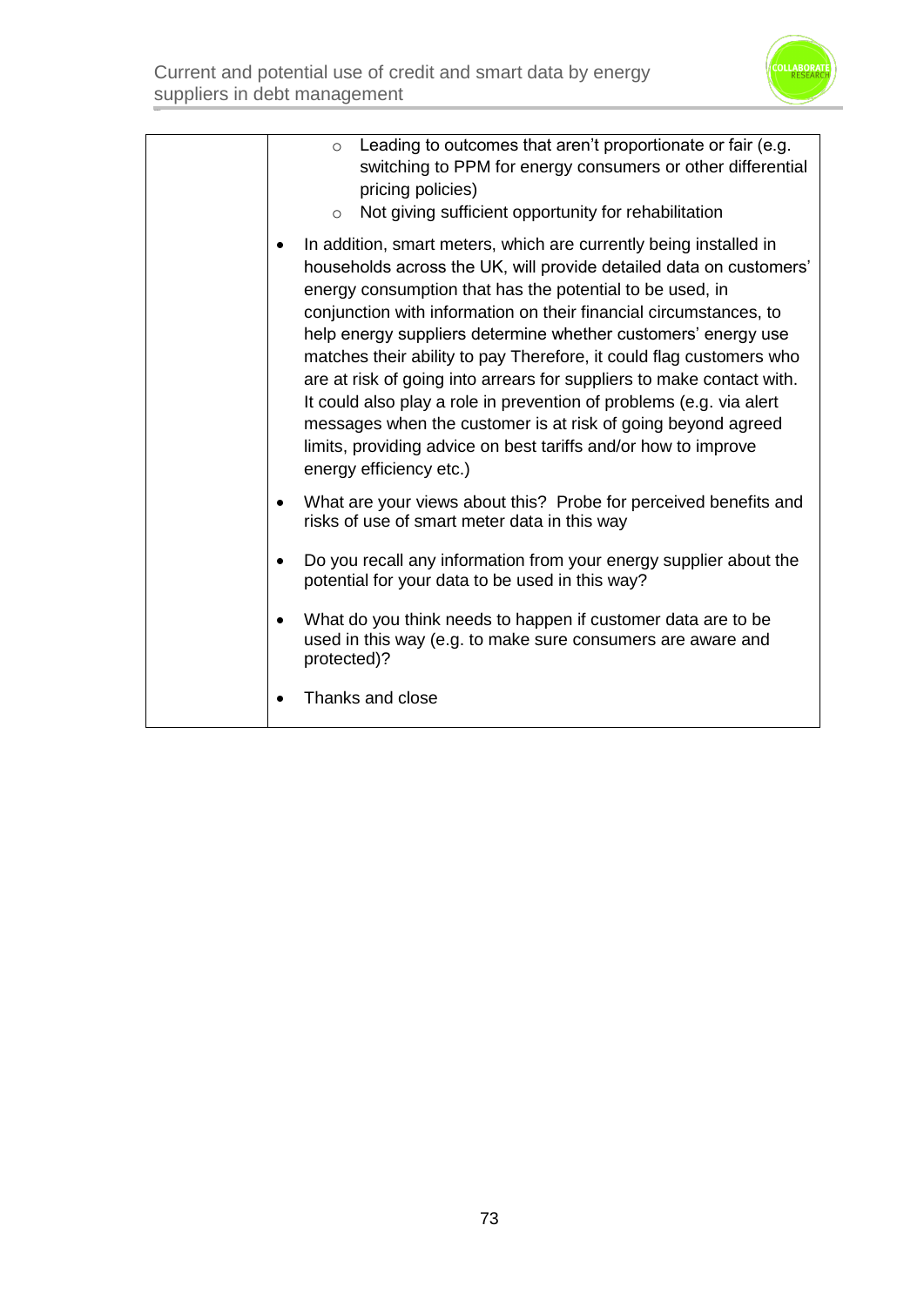| | |
|---|---|
| | ○ Leading to outcomes that aren't proportionate or fair (e.g. switching to PPM for energy consumers or other differential pricing policies)<br>○ Not giving sufficient opportunity for rehabilitation<br><br>• In addition, smart meters, which are currently being installed in households across the UK, will provide detailed data on customers' energy consumption that has the potential to be used, in conjunction with information on their financial circumstances, to help energy suppliers determine whether customers' energy use matches their ability to pay Therefore, it could flag customers who are at risk of going into arrears for suppliers to make contact with. It could also play a role in prevention of problems (e.g. via alert messages when the customer is at risk of going beyond agreed limits, providing advice on best tariffs and/or how to improve energy efficiency etc.)<br><br>• What are your views about this? Probe for perceived benefits and risks of use of smart meter data in this way<br><br>• Do you recall any information from your energy supplier about the potential for your data to be used in this way?<br><br>• What do you think needs to happen if customer data are to be used in this way (e.g. to make sure consumers are aware and protected)?<br><br>• Thanks and close |